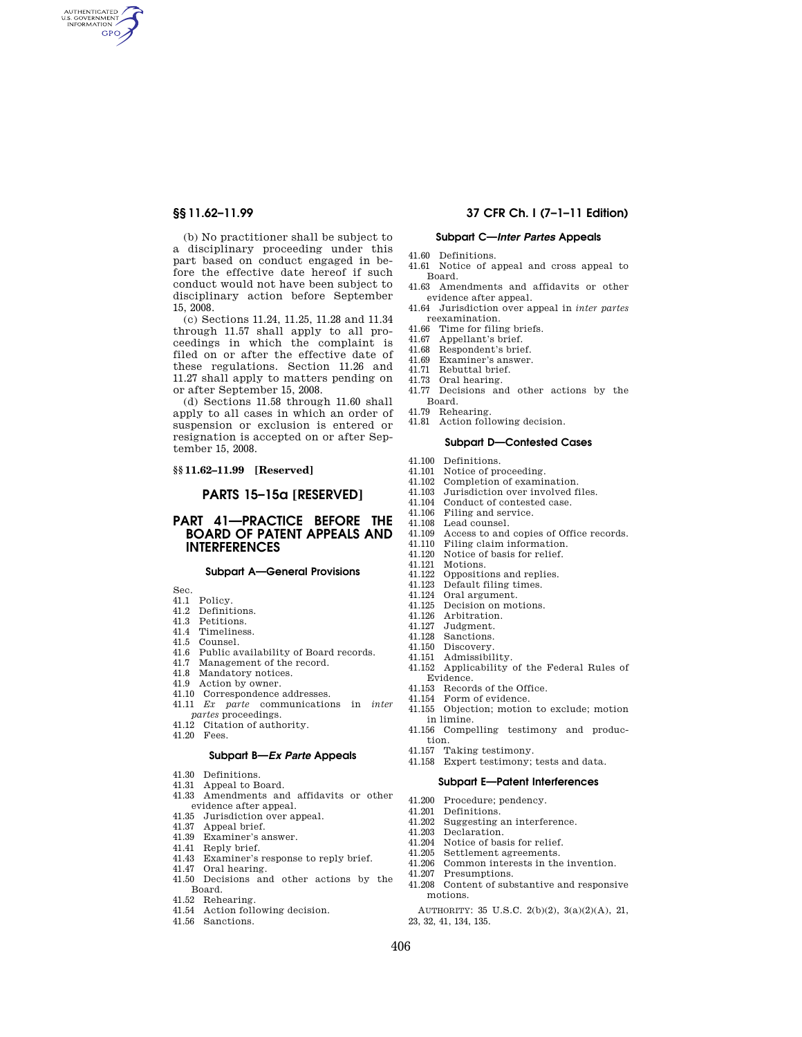(b) No practitioner shall be subject to a disciplinary proceeding under this part based on conduct engaged in before the effective date hereof if such conduct would not have been subject to disciplinary action before September 15, 2008.

(c) Sections 11.24, 11.25, 11.28 and 11.34 through 11.57 shall apply to all proceedings in which the complaint is filed on or after the effective date of these regulations. Section 11.26 and 11.27 shall apply to matters pending on or after September 15, 2008.

(d) Sections 11.58 through 11.60 shall apply to all cases in which an order of suspension or exclusion is entered or resignation is accepted on or after September 15, 2008.

**§§ 11.62–11.99 [Reserved]**

## PARTS 15–15a [RESERVED]

## PART 41—PRACTICE BEFORE THE BOARD OF PATENT APPEALS AND INTERFERENCES

### Subpart A—General Provisions

Sec.
41.1 Policy.
41.2 Definitions.
41.3 Petitions.
41.4 Timeliness.
41.5 Counsel.
41.6 Public availability of Board records.
41.7 Management of the record.
41.8 Mandatory notices.
41.9 Action by owner.
41.10 Correspondence addresses.
41.11 *Ex parte* communications in *inter partes* proceedings.
41.12 Citation of authority.
41.20 Fees.

### Subpart B—*Ex Parte* Appeals

41.30 Definitions.
41.31 Appeal to Board.
41.33 Amendments and affidavits or other evidence after appeal.
41.35 Jurisdiction over appeal.
41.37 Appeal brief.
41.39 Examiner's answer.
41.41 Reply brief.
41.43 Examiner's response to reply brief.
41.47 Oral hearing.
41.50 Decisions and other actions by the Board.
41.52 Rehearing.
41.54 Action following decision.
41.56 Sanctions.

### Subpart C—*Inter Partes* Appeals

41.60 Definitions.
41.61 Notice of appeal and cross appeal to Board.
41.63 Amendments and affidavits or other evidence after appeal.
41.64 Jurisdiction over appeal in *inter partes* reexamination.
41.66 Time for filing briefs.
41.67 Appellant's brief.
41.68 Respondent's brief.
41.69 Examiner's answer.
41.71 Rebuttal brief.
41.73 Oral hearing.
41.77 Decisions and other actions by the Board.
41.79 Rehearing.
41.81 Action following decision.

### Subpart D—Contested Cases

41.100 Definitions.
41.101 Notice of proceeding.
41.102 Completion of examination.
41.103 Jurisdiction over involved files.
41.104 Conduct of contested case.
41.106 Filing and service.
41.108 Lead counsel.
41.109 Access to and copies of Office records.
41.110 Filing claim information.
41.120 Notice of basis for relief.
41.121 Motions.
41.122 Oppositions and replies.
41.123 Default filing times.
41.124 Oral argument.
41.125 Decision on motions.
41.126 Arbitration.
41.127 Judgment.
41.128 Sanctions.
41.150 Discovery.
41.151 Admissibility.
41.152 Applicability of the Federal Rules of Evidence.
41.153 Records of the Office.
41.154 Form of evidence.
41.155 Objection; motion to exclude; motion in limine.
41.156 Compelling testimony and production.
41.157 Taking testimony.
41.158 Expert testimony; tests and data.

### Subpart E—Patent Interferences

41.200 Procedure; pendency.
41.201 Definitions.
41.202 Suggesting an interference.
41.203 Declaration.
41.204 Notice of basis for relief.
41.205 Settlement agreements.
41.206 Common interests in the invention.
41.207 Presumptions.
41.208 Content of substantive and responsive motions.

AUTHORITY: 35 U.S.C. 2(b)(2), 3(a)(2)(A), 21, 23, 32, 41, 134, 135.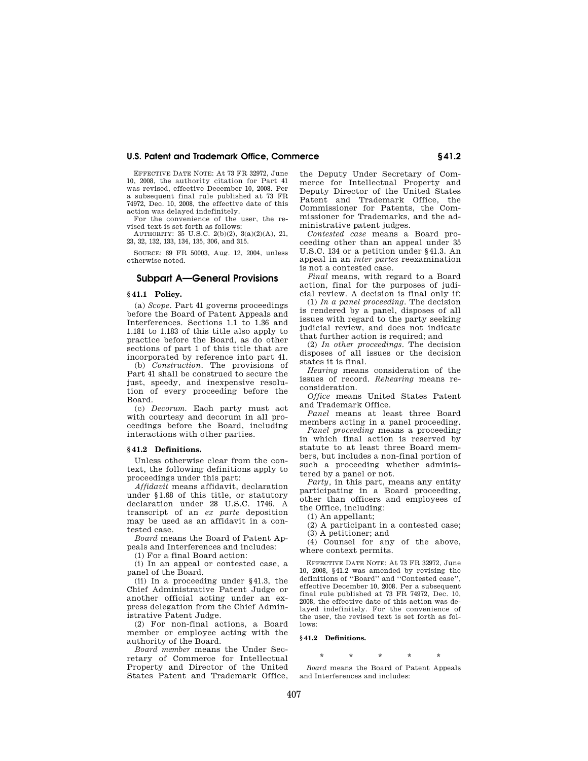EFFECTIVE DATE NOTE: At 73 FR 32972, June 10, 2008, the authority citation for Part 41 was revised, effective December 10, 2008. Per a subsequent final rule published at 73 FR 74972, Dec. 10, 2008, the effective date of this action was delayed indefinitely.

For the convenience of the user, the revised text is set forth as follows:

AUTHORITY: 35 U.S.C. 2(b)(2), 3(a)(2)(A), 21, 23, 32, 132, 133, 134, 135, 306, and 315.

SOURCE: 69 FR 50003, Aug. 12, 2004, unless otherwise noted.

## Subpart A—General Provisions

### § 41.1 Policy.

(a) *Scope.* Part 41 governs proceedings before the Board of Patent Appeals and Interferences. Sections 1.1 to 1.36 and 1.181 to 1.183 of this title also apply to practice before the Board, as do other sections of part 1 of this title that are incorporated by reference into part 41.

(b) *Construction.* The provisions of Part 41 shall be construed to secure the just, speedy, and inexpensive resolution of every proceeding before the Board.

(c) *Decorum.* Each party must act with courtesy and decorum in all proceedings before the Board, including interactions with other parties.

### § 41.2 Definitions.

Unless otherwise clear from the context, the following definitions apply to proceedings under this part:

*Affidavit* means affidavit, declaration under § 1.68 of this title, or statutory declaration under 28 U.S.C. 1746. A transcript of an *ex parte* deposition may be used as an affidavit in a contested case.

*Board* means the Board of Patent Appeals and Interferences and includes:

(1) For a final Board action:

(i) In an appeal or contested case, a panel of the Board.

(ii) In a proceeding under § 41.3, the Chief Administrative Patent Judge or another official acting under an express delegation from the Chief Administrative Patent Judge.

(2) For non-final actions, a Board member or employee acting with the authority of the Board.

*Board member* means the Under Secretary of Commerce for Intellectual Property and Director of the United States Patent and Trademark Office, the Deputy Under Secretary of Commerce for Intellectual Property and Deputy Director of the United States Patent and Trademark Office, the Commissioner for Patents, the Commissioner for Trademarks, and the administrative patent judges.

*Contested case* means a Board proceeding other than an appeal under 35 U.S.C. 134 or a petition under § 41.3. An appeal in an *inter partes* reexamination is not a contested case.

*Final* means, with regard to a Board action, final for the purposes of judicial review. A decision is final only if:

(1) *In a panel proceeding.* The decision is rendered by a panel, disposes of all issues with regard to the party seeking judicial review, and does not indicate that further action is required; and

(2) *In other proceedings.* The decision disposes of all issues or the decision states it is final.

*Hearing* means consideration of the issues of record. *Rehearing* means reconsideration.

*Office* means United States Patent and Trademark Office.

*Panel* means at least three Board members acting in a panel proceeding.

*Panel proceeding* means a proceeding in which final action is reserved by statute to at least three Board members, but includes a non-final portion of such a proceeding whether administered by a panel or not.

*Party*, in this part, means any entity participating in a Board proceeding, other than officers and employees of the Office, including:

(1) An appellant;

(2) A participant in a contested case;

(3) A petitioner; and

(4) Counsel for any of the above, where context permits.

EFFECTIVE DATE NOTE: At 73 FR 32972, June 10, 2008, § 41.2 was amended by revising the definitions of "Board" and "Contested case", effective December 10, 2008. Per a subsequent final rule published at 73 FR 74972, Dec. 10, 2008, the effective date of this action was delayed indefinitely. For the convenience of the user, the revised text is set forth as follows:

### § 41.2 Definitions.

\* \* \* \* \*

*Board* means the Board of Patent Appeals and Interferences and includes: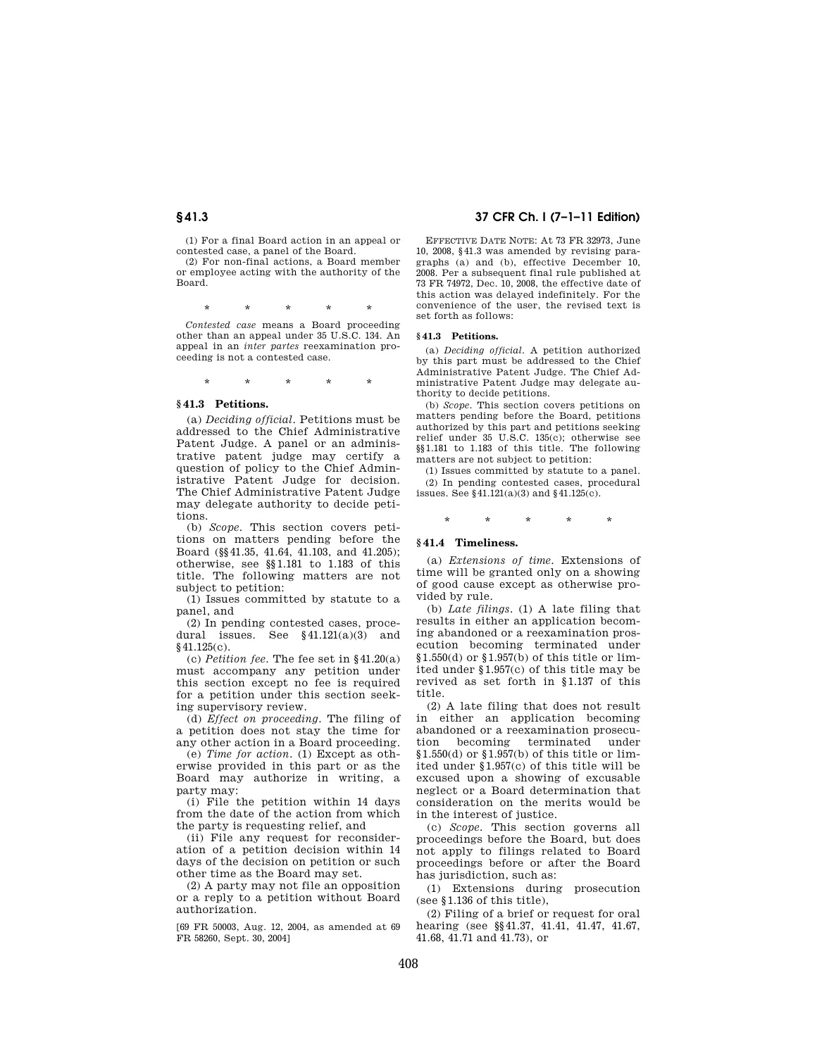(1) For a final Board action in an appeal or contested case, a panel of the Board.

(2) For non-final actions, a Board member or employee acting with the authority of the Board.

\*     \*     \*     \*     \*

*Contested case* means a Board proceeding other than an appeal under 35 U.S.C. 134. An appeal in an *inter partes* reexamination proceeding is not a contested case.

\*     \*     \*     \*     \*

## § 41.3 Petitions.

(a) *Deciding official.* Petitions must be addressed to the Chief Administrative Patent Judge. A panel or an administrative patent judge may certify a question of policy to the Chief Administrative Patent Judge for decision. The Chief Administrative Patent Judge may delegate authority to decide petitions.

(b) *Scope.* This section covers petitions on matters pending before the Board (§§ 41.35, 41.64, 41.103, and 41.205); otherwise, see §§ 1.181 to 1.183 of this title. The following matters are not subject to petition:

(1) Issues committed by statute to a panel, and

(2) In pending contested cases, procedural issues. See § 41.121(a)(3) and § 41.125(c).

(c) *Petition fee.* The fee set in § 41.20(a) must accompany any petition under this section except no fee is required for a petition under this section seeking supervisory review.

(d) *Effect on proceeding.* The filing of a petition does not stay the time for any other action in a Board proceeding.

(e) *Time for action.* (1) Except as otherwise provided in this part or as the Board may authorize in writing, a party may:

(i) File the petition within 14 days from the date of the action from which the party is requesting relief, and

(ii) File any request for reconsideration of a petition decision within 14 days of the decision on petition or such other time as the Board may set.

(2) A party may not file an opposition or a reply to a petition without Board authorization.

[69 FR 50003, Aug. 12, 2004, as amended at 69 FR 58260, Sept. 30, 2004]

EFFECTIVE DATE NOTE: At 73 FR 32973, June 10, 2008, § 41.3 was amended by revising paragraphs (a) and (b), effective December 10, 2008. Per a subsequent final rule published at 73 FR 74972, Dec. 10, 2008, the effective date of this action was delayed indefinitely. For the convenience of the user, the revised text is set forth as follows:

**§ 41.3 Petitions.**

(a) *Deciding official.* A petition authorized by this part must be addressed to the Chief Administrative Patent Judge. The Chief Administrative Patent Judge may delegate authority to decide petitions.

(b) *Scope.* This section covers petitions on matters pending before the Board, petitions authorized by this part and petitions seeking relief under 35 U.S.C. 135(c); otherwise see §§ 1.181 to 1.183 of this title. The following matters are not subject to petition:

(1) Issues committed by statute to a panel.

(2) In pending contested cases, procedural issues. See § 41.121(a)(3) and § 41.125(c).

\*     \*     \*     \*     \*

## § 41.4 Timeliness.

(a) *Extensions of time.* Extensions of time will be granted only on a showing of good cause except as otherwise provided by rule.

(b) *Late filings.* (1) A late filing that results in either an application becoming abandoned or a reexamination prosecution becoming terminated under § 1.550(d) or § 1.957(b) of this title or limited under § 1.957(c) of this title may be revived as set forth in § 1.137 of this title.

(2) A late filing that does not result in either an application becoming abandoned or a reexamination prosecution becoming terminated under § 1.550(d) or § 1.957(b) of this title or limited under § 1.957(c) of this title will be excused upon a showing of excusable neglect or a Board determination that consideration on the merits would be in the interest of justice.

(c) *Scope.* This section governs all proceedings before the Board, but does not apply to filings related to Board proceedings before or after the Board has jurisdiction, such as:

(1) Extensions during prosecution (see § 1.136 of this title),

(2) Filing of a brief or request for oral hearing (see §§ 41.37, 41.41, 41.47, 41.67, 41.68, 41.71 and 41.73), or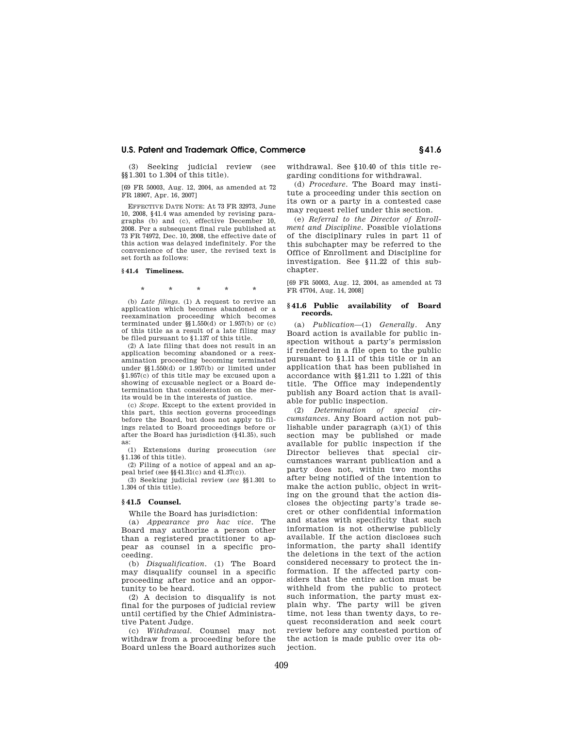(3) Seeking judicial review (see §§1.301 to 1.304 of this title).

[69 FR 50003, Aug. 12, 2004, as amended at 72 FR 18907, Apr. 16, 2007]

EFFECTIVE DATE NOTE: At 73 FR 32973, June 10, 2008, §41.4 was amended by revising paragraphs (b) and (c), effective December 10, 2008. Per a subsequent final rule published at 73 FR 74972, Dec. 10, 2008, the effective date of this action was delayed indefinitely. For the convenience of the user, the revised text is set forth as follows:

**§ 41.4 Timeliness.**

\* \* \* \* \*

(b) *Late filings.* (1) A request to revive an application which becomes abandoned or a reexamination proceeding which becomes terminated under §§1.550(d) or 1.957(b) or (c) of this title as a result of a late filing may be filed pursuant to §1.137 of this title.

(2) A late filing that does not result in an application becoming abandoned or a reexamination proceeding becoming terminated under §§1.550(d) or 1.957(b) or limited under §1.957(c) of this title may be excused upon a showing of excusable neglect or a Board determination that consideration on the merits would be in the interests of justice.

(c) *Scope.* Except to the extent provided in this part, this section governs proceedings before the Board, but does not apply to filings related to Board proceedings before or after the Board has jurisdiction (§41.35), such as:

(1) Extensions during prosecution (*see* §1.136 of this title).

(2) Filing of a notice of appeal and an appeal brief (see §§41.31(c) and 41.37(c)).

(3) Seeking judicial review (*see* §§1.301 to 1.304 of this title).

## § 41.5 Counsel.

While the Board has jurisdiction:

(a) *Appearance pro hac vice.* The Board may authorize a person other than a registered practitioner to appear as counsel in a specific proceeding.

(b) *Disqualification.* (1) The Board may disqualify counsel in a specific proceeding after notice and an opportunity to be heard.

(2) A decision to disqualify is not final for the purposes of judicial review until certified by the Chief Administrative Patent Judge.

(c) *Withdrawal.* Counsel may not withdraw from a proceeding before the Board unless the Board authorizes such withdrawal. See §10.40 of this title regarding conditions for withdrawal.

(d) *Procedure.* The Board may institute a proceeding under this section on its own or a party in a contested case may request relief under this section.

(e) *Referral to the Director of Enrollment and Discipline.* Possible violations of the disciplinary rules in part 11 of this subchapter may be referred to the Office of Enrollment and Discipline for investigation. See §11.22 of this subchapter.

[69 FR 50003, Aug. 12, 2004, as amended at 73 FR 47704, Aug. 14, 2008]

## § 41.6 Public availability of Board records.

(a) *Publication*—(1) *Generally.* Any Board action is available for public inspection without a party's permission if rendered in a file open to the public pursuant to §1.11 of this title or in an application that has been published in accordance with §§1.211 to 1.221 of this title. The Office may independently publish any Board action that is available for public inspection.

(2) *Determination of special circumstances.* Any Board action not publishable under paragraph (a)(1) of this section may be published or made available for public inspection if the Director believes that special circumstances warrant publication and a party does not, within two months after being notified of the intention to make the action public, object in writing on the ground that the action discloses the objecting party's trade secret or other confidential information and states with specificity that such information is not otherwise publicly available. If the action discloses such information, the party shall identify the deletions in the text of the action considered necessary to protect the information. If the affected party considers that the entire action must be withheld from the public to protect such information, the party must explain why. The party will be given time, not less than twenty days, to request reconsideration and seek court review before any contested portion of the action is made public over its objection.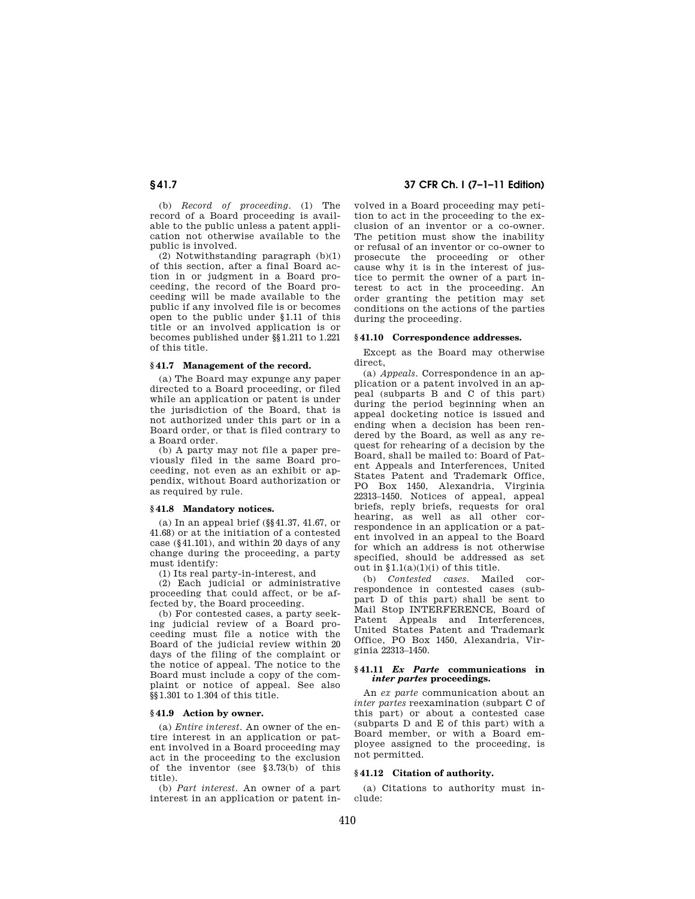(b) *Record of proceeding.* (1) The record of a Board proceeding is available to the public unless a patent application not otherwise available to the public is involved.

(2) Notwithstanding paragraph (b)(1) of this section, after a final Board action in or judgment in a Board proceeding, the record of the Board proceeding will be made available to the public if any involved file is or becomes open to the public under §1.11 of this title or an involved application is or becomes published under §§1.211 to 1.221 of this title.

### §41.7 Management of the record.

(a) The Board may expunge any paper directed to a Board proceeding, or filed while an application or patent is under the jurisdiction of the Board, that is not authorized under this part or in a Board order, or that is filed contrary to a Board order.

(b) A party may not file a paper previously filed in the same Board proceeding, not even as an exhibit or appendix, without Board authorization or as required by rule.

### §41.8 Mandatory notices.

(a) In an appeal brief (§§41.37, 41.67, or 41.68) or at the initiation of a contested case (§41.101), and within 20 days of any change during the proceeding, a party must identify:

(1) Its real party-in-interest, and

(2) Each judicial or administrative proceeding that could affect, or be affected by, the Board proceeding.

(b) For contested cases, a party seeking judicial review of a Board proceeding must file a notice with the Board of the judicial review within 20 days of the filing of the complaint or the notice of appeal. The notice to the Board must include a copy of the complaint or notice of appeal. See also §§1.301 to 1.304 of this title.

### §41.9 Action by owner.

(a) *Entire interest.* An owner of the entire interest in an application or patent involved in a Board proceeding may act in the proceeding to the exclusion of the inventor (see §3.73(b) of this title).

(b) *Part interest.* An owner of a part interest in an application or patent involved in a Board proceeding may petition to act in the proceeding to the exclusion of an inventor or a co-owner. The petition must show the inability or refusal of an inventor or co-owner to prosecute the proceeding or other cause why it is in the interest of justice to permit the owner of a part interest to act in the proceeding. An order granting the petition may set conditions on the actions of the parties during the proceeding.

### §41.10 Correspondence addresses.

Except as the Board may otherwise direct,

(a) *Appeals.* Correspondence in an application or a patent involved in an appeal (subparts B and C of this part) during the period beginning when an appeal docketing notice is issued and ending when a decision has been rendered by the Board, as well as any request for rehearing of a decision by the Board, shall be mailed to: Board of Patent Appeals and Interferences, United States Patent and Trademark Office, PO Box 1450, Alexandria, Virginia 22313–1450. Notices of appeal, appeal briefs, reply briefs, requests for oral hearing, as well as all other correspondence in an application or a patent involved in an appeal to the Board for which an address is not otherwise specified, should be addressed as set out in §1.1(a)(1)(i) of this title.

(b) *Contested cases.* Mailed correspondence in contested cases (subpart D of this part) shall be sent to Mail Stop INTERFERENCE, Board of Patent Appeals and Interferences, United States Patent and Trademark Office, PO Box 1450, Alexandria, Virginia 22313–1450.

### §41.11 *Ex Parte* communications in *inter partes* proceedings.

An *ex parte* communication about an *inter partes* reexamination (subpart C of this part) or about a contested case (subparts D and E of this part) with a Board member, or with a Board employee assigned to the proceeding, is not permitted.

### §41.12 Citation of authority.

(a) Citations to authority must include: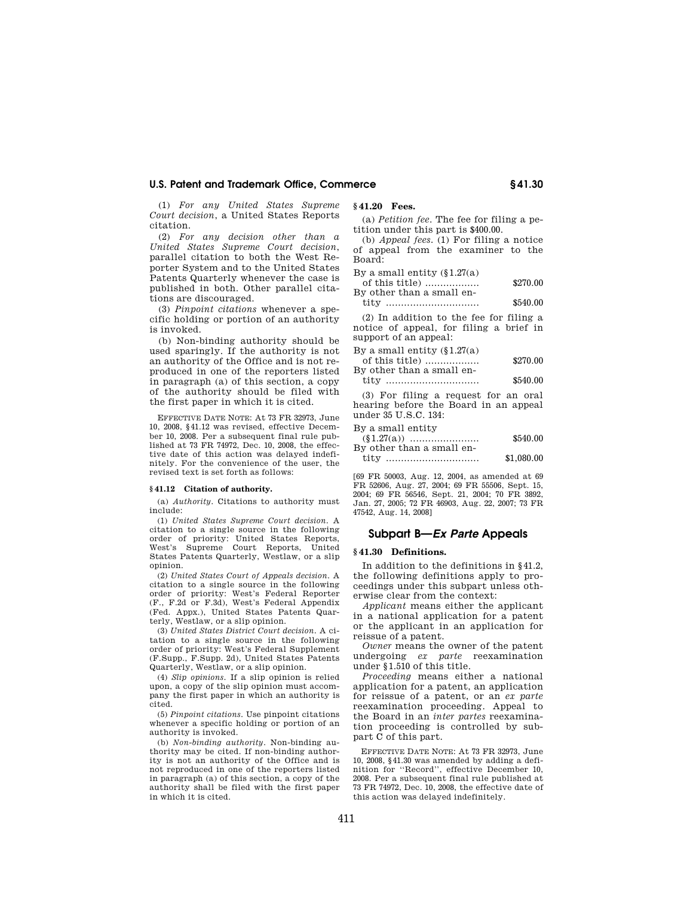(1) *For any United States Supreme Court decision*, a United States Reports citation.

(2) *For any decision other than a United States Supreme Court decision*, parallel citation to both the West Reporter System and to the United States Patents Quarterly whenever the case is published in both. Other parallel citations are discouraged.

(3) *Pinpoint citations* whenever a specific holding or portion of an authority is invoked.

(b) Non-binding authority should be used sparingly. If the authority is not an authority of the Office and is not reproduced in one of the reporters listed in paragraph (a) of this section, a copy of the authority should be filed with the first paper in which it is cited.

EFFECTIVE DATE NOTE: At 73 FR 32973, June 10, 2008, §41.12 was revised, effective December 10, 2008. Per a subsequent final rule published at 73 FR 74972, Dec. 10, 2008, the effective date of this action was delayed indefinitely. For the convenience of the user, the revised text is set forth as follows:

**§ 41.12 Citation of authority.**

(a) *Authority.* Citations to authority must include:

(1) *United States Supreme Court decision.* A citation to a single source in the following order of priority: United States Reports, West's Supreme Court Reports, United States Patents Quarterly, Westlaw, or a slip opinion.

(2) *United States Court of Appeals decision.* A citation to a single source in the following order of priority: West's Federal Reporter (F., F.2d or F.3d), West's Federal Appendix (Fed. Appx.), United States Patents Quarterly, Westlaw, or a slip opinion.

(3) *United States District Court decision.* A citation to a single source in the following order of priority: West's Federal Supplement (F.Supp., F.Supp. 2d), United States Patents Quarterly, Westlaw, or a slip opinion.

(4) *Slip opinions.* If a slip opinion is relied upon, a copy of the slip opinion must accompany the first paper in which an authority is cited.

(5) *Pinpoint citations.* Use pinpoint citations whenever a specific holding or portion of an authority is invoked.

(b) *Non-binding authority.* Non-binding authority may be cited. If non-binding authority is not an authority of the Office and is not reproduced in one of the reporters listed in paragraph (a) of this section, a copy of the authority shall be filed with the first paper in which it is cited.

**§ 41.20 Fees.**

(a) *Petition fee.* The fee for filing a petition under this part is $400.00.

(b) *Appeal fees.* (1) For filing a notice of appeal from the examiner to the Board:

| | |
|---|---|
| By a small entity (§1.27(a) of this title) | $270.00 |
| By other than a small entity | $540.00 |

(2) In addition to the fee for filing a notice of appeal, for filing a brief in support of an appeal:

| | |
|---|---|
| By a small entity (§1.27(a) of this title) | $270.00 |
| By other than a small entity | $540.00 |

(3) For filing a request for an oral hearing before the Board in an appeal under 35 U.S.C. 134:

| | |
|---|---|
| By a small entity (§1.27(a)) | $540.00 |
| By other than a small entity | $1,080.00 |

[69 FR 50003, Aug. 12, 2004, as amended at 69 FR 52606, Aug. 27, 2004; 69 FR 55506, Sept. 15, 2004; 69 FR 56546, Sept. 21, 2004; 70 FR 3892, Jan. 27, 2005; 72 FR 46903, Aug. 22, 2007; 73 FR 47542, Aug. 14, 2008]

## Subpart B—*Ex Parte* Appeals

**§ 41.30 Definitions.**

In addition to the definitions in §41.2, the following definitions apply to proceedings under this subpart unless otherwise clear from the context:

*Applicant* means either the applicant in a national application for a patent or the applicant in an application for reissue of a patent.

*Owner* means the owner of the patent undergoing *ex parte* reexamination under §1.510 of this title.

*Proceeding* means either a national application for a patent, an application for reissue of a patent, or an *ex parte* reexamination proceeding. Appeal to the Board in an *inter partes* reexamination proceeding is controlled by subpart C of this part.

EFFECTIVE DATE NOTE: At 73 FR 32973, June 10, 2008, §41.30 was amended by adding a definition for "Record", effective December 10, 2008. Per a subsequent final rule published at 73 FR 74972, Dec. 10, 2008, the effective date of this action was delayed indefinitely.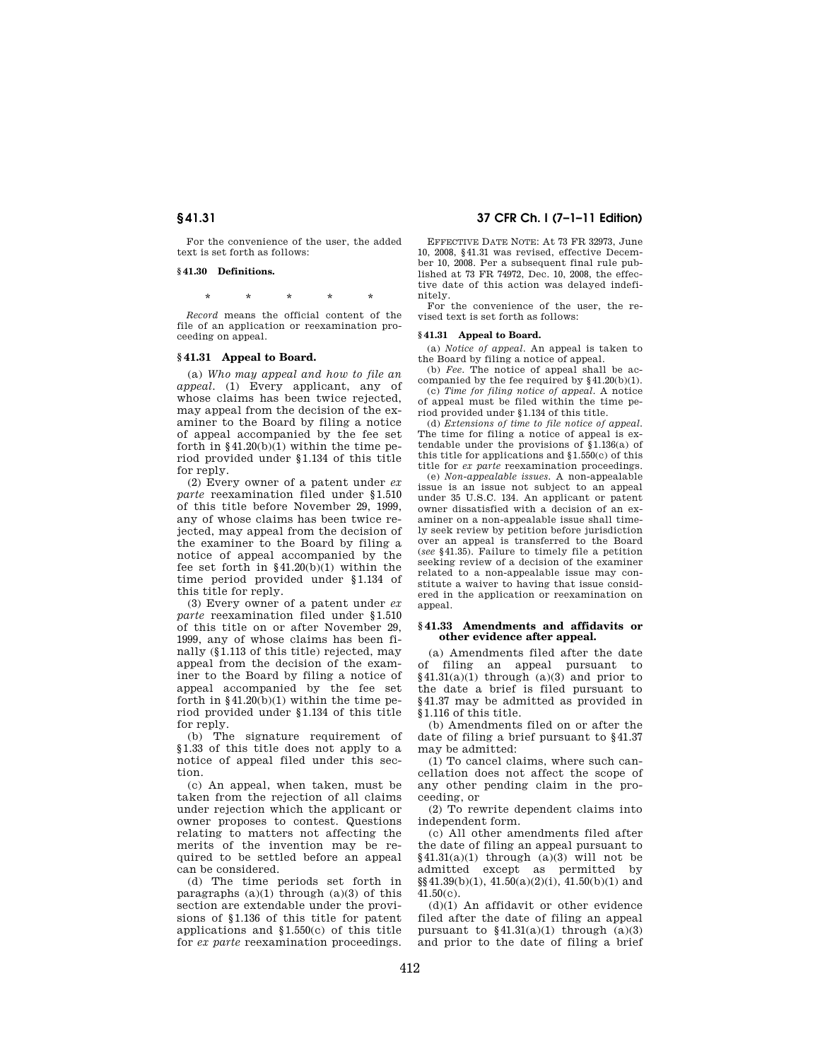For the convenience of the user, the added text is set forth as follows:

**§ 41.30 Definitions.**

\* \* \* \* \*

*Record* means the official content of the file of an application or reexamination proceeding on appeal.

## § 41.31 Appeal to Board.

(a) *Who may appeal and how to file an appeal.* (1) Every applicant, any of whose claims has been twice rejected, may appeal from the decision of the examiner to the Board by filing a notice of appeal accompanied by the fee set forth in §41.20(b)(1) within the time period provided under §1.134 of this title for reply.

(2) Every owner of a patent under *ex parte* reexamination filed under §1.510 of this title before November 29, 1999, any of whose claims has been twice rejected, may appeal from the decision of the examiner to the Board by filing a notice of appeal accompanied by the fee set forth in §41.20(b)(1) within the time period provided under §1.134 of this title for reply.

(3) Every owner of a patent under *ex parte* reexamination filed under §1.510 of this title on or after November 29, 1999, any of whose claims has been finally (§1.113 of this title) rejected, may appeal from the decision of the examiner to the Board by filing a notice of appeal accompanied by the fee set forth in §41.20(b)(1) within the time period provided under §1.134 of this title for reply.

(b) The signature requirement of §1.33 of this title does not apply to a notice of appeal filed under this section.

(c) An appeal, when taken, must be taken from the rejection of all claims under rejection which the applicant or owner proposes to contest. Questions relating to matters not affecting the merits of the invention may be required to be settled before an appeal can be considered.

(d) The time periods set forth in paragraphs (a)(1) through (a)(3) of this section are extendable under the provisions of §1.136 of this title for patent applications and §1.550(c) of this title for *ex parte* reexamination proceedings.

EFFECTIVE DATE NOTE: At 73 FR 32973, June 10, 2008, §41.31 was revised, effective December 10, 2008. Per a subsequent final rule published at 73 FR 74972, Dec. 10, 2008, the effective date of this action was delayed indefinitely.

For the convenience of the user, the revised text is set forth as follows:

**§ 41.31 Appeal to Board.**

(a) *Notice of appeal.* An appeal is taken to the Board by filing a notice of appeal.

(b) *Fee.* The notice of appeal shall be accompanied by the fee required by §41.20(b)(1).

(c) *Time for filing notice of appeal.* A notice of appeal must be filed within the time period provided under §1.134 of this title.

(d) *Extensions of time to file notice of appeal.* The time for filing a notice of appeal is extendable under the provisions of §1.136(a) of this title for applications and §1.550(c) of this title for *ex parte* reexamination proceedings.

(e) *Non-appealable issues.* A non-appealable issue is an issue not subject to an appeal under 35 U.S.C. 134. An applicant or patent owner dissatisfied with a decision of an examiner on a non-appealable issue shall timely seek review by petition before jurisdiction over an appeal is transferred to the Board (*see* §41.35). Failure to timely file a petition seeking review of a decision of the examiner related to a non-appealable issue may constitute a waiver to having that issue considered in the application or reexamination on appeal.

## § 41.33 Amendments and affidavits or other evidence after appeal.

(a) Amendments filed after the date of filing an appeal pursuant to §41.31(a)(1) through (a)(3) and prior to the date a brief is filed pursuant to §41.37 may be admitted as provided in §1.116 of this title.

(b) Amendments filed on or after the date of filing a brief pursuant to §41.37 may be admitted:

(1) To cancel claims, where such cancellation does not affect the scope of any other pending claim in the proceeding, or

(2) To rewrite dependent claims into independent form.

(c) All other amendments filed after the date of filing an appeal pursuant to §41.31(a)(1) through (a)(3) will not be admitted except as permitted by §§41.39(b)(1), 41.50(a)(2)(i), 41.50(b)(1) and 41.50(c).

(d)(1) An affidavit or other evidence filed after the date of filing an appeal pursuant to §41.31(a)(1) through (a)(3) and prior to the date of filing a brief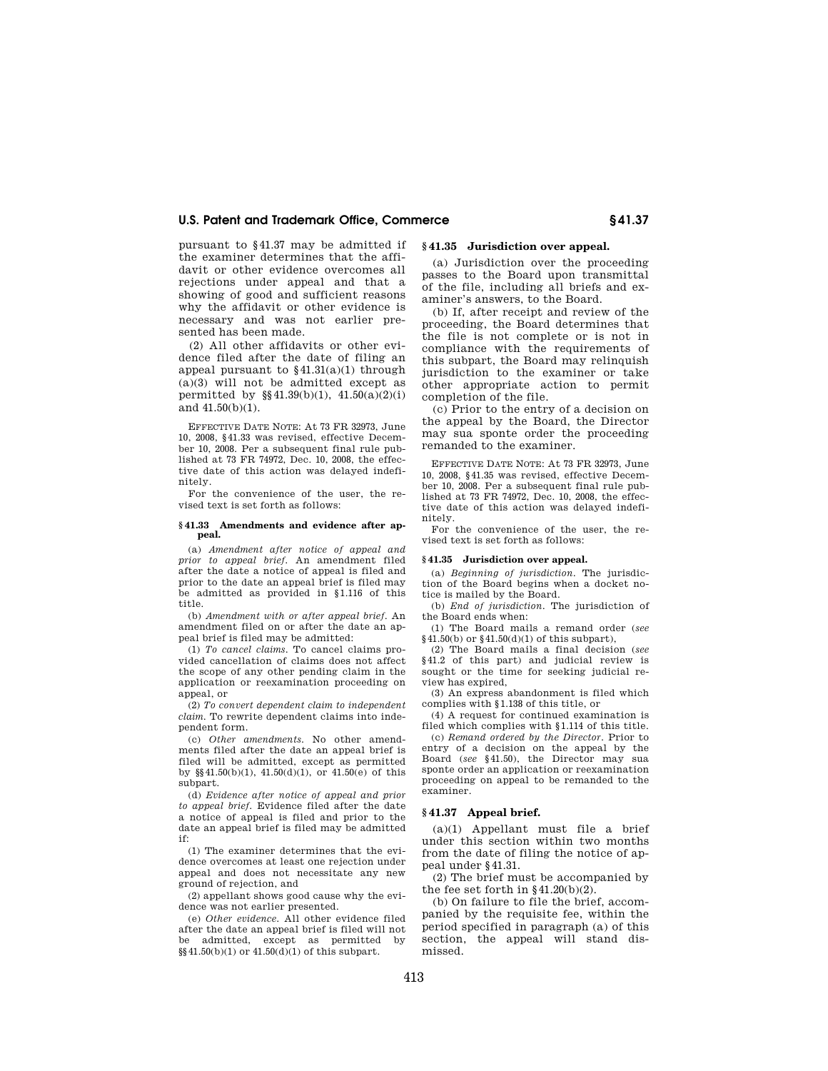pursuant to §41.37 may be admitted if the examiner determines that the affidavit or other evidence overcomes all rejections under appeal and that a showing of good and sufficient reasons why the affidavit or other evidence is necessary and was not earlier presented has been made.

(2) All other affidavits or other evidence filed after the date of filing an appeal pursuant to §41.31(a)(1) through (a)(3) will not be admitted except as permitted by §§41.39(b)(1), 41.50(a)(2)(i) and 41.50(b)(1).

EFFECTIVE DATE NOTE: At 73 FR 32973, June 10, 2008, §41.33 was revised, effective December 10, 2008. Per a subsequent final rule published at 73 FR 74972, Dec. 10, 2008, the effective date of this action was delayed indefinitely.

For the convenience of the user, the revised text is set forth as follows:

**§41.33 Amendments and evidence after appeal.**

(a) *Amendment after notice of appeal and prior to appeal brief.* An amendment filed after the date a notice of appeal is filed and prior to the date an appeal brief is filed may be admitted as provided in §1.116 of this title.

(b) *Amendment with or after appeal brief.* An amendment filed on or after the date an appeal brief is filed may be admitted:

(1) *To cancel claims.* To cancel claims provided cancellation of claims does not affect the scope of any other pending claim in the application or reexamination proceeding on appeal, or

(2) *To convert dependent claim to independent claim.* To rewrite dependent claims into independent form.

(c) *Other amendments.* No other amendments filed after the date an appeal brief is filed will be admitted, except as permitted by §§41.50(b)(1), 41.50(d)(1), or 41.50(e) of this subpart.

(d) *Evidence after notice of appeal and prior to appeal brief.* Evidence filed after the date a notice of appeal is filed and prior to the date an appeal brief is filed may be admitted if:

(1) The examiner determines that the evidence overcomes at least one rejection under appeal and does not necessitate any new ground of rejection, and

(2) appellant shows good cause why the evidence was not earlier presented.

(e) *Other evidence.* All other evidence filed after the date an appeal brief is filed will not be admitted, except as permitted by §§41.50(b)(1) or 41.50(d)(1) of this subpart.

## §41.35 Jurisdiction over appeal.

(a) Jurisdiction over the proceeding passes to the Board upon transmittal of the file, including all briefs and examiner's answers, to the Board.

(b) If, after receipt and review of the proceeding, the Board determines that the file is not complete or is not in compliance with the requirements of this subpart, the Board may relinquish jurisdiction to the examiner or take other appropriate action to permit completion of the file.

(c) Prior to the entry of a decision on the appeal by the Board, the Director may sua sponte order the proceeding remanded to the examiner.

EFFECTIVE DATE NOTE: At 73 FR 32973, June 10, 2008, §41.35 was revised, effective December 10, 2008. Per a subsequent final rule published at 73 FR 74972, Dec. 10, 2008, the effective date of this action was delayed indefinitely.

For the convenience of the user, the revised text is set forth as follows:

**§41.35 Jurisdiction over appeal.**

(a) *Beginning of jurisdiction.* The jurisdiction of the Board begins when a docket notice is mailed by the Board.

(b) *End of jurisdiction.* The jurisdiction of the Board ends when:

(1) The Board mails a remand order (*see* §41.50(b) or §41.50(d)(1) of this subpart),

(2) The Board mails a final decision (*see* §41.2 of this part) and judicial review is sought or the time for seeking judicial review has expired,

(3) An express abandonment is filed which complies with §1.138 of this title, or

(4) A request for continued examination is filed which complies with §1.114 of this title.

(c) *Remand ordered by the Director.* Prior to entry of a decision on the appeal by the Board (*see* §41.50), the Director may sua sponte order an application or reexamination proceeding on appeal to be remanded to the examiner.

## §41.37 Appeal brief.

(a)(1) Appellant must file a brief under this section within two months from the date of filing the notice of appeal under §41.31.

(2) The brief must be accompanied by the fee set forth in §41.20(b)(2).

(b) On failure to file the brief, accompanied by the requisite fee, within the period specified in paragraph (a) of this section, the appeal will stand dismissed.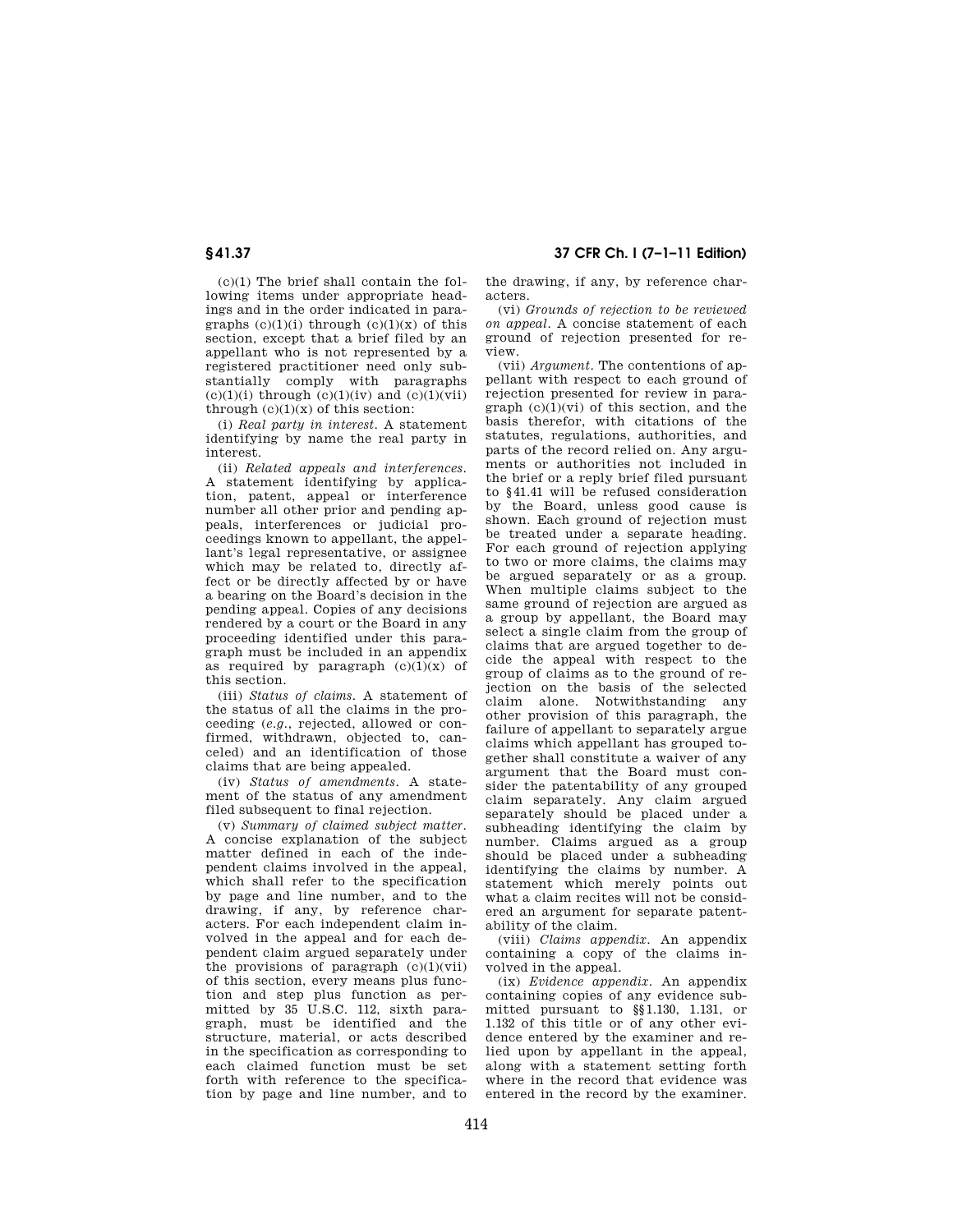(c)(1) The brief shall contain the following items under appropriate headings and in the order indicated in paragraphs (c)(1)(i) through (c)(1)(x) of this section, except that a brief filed by an appellant who is not represented by a registered practitioner need only substantially comply with paragraphs (c)(1)(i) through (c)(1)(iv) and (c)(1)(vii) through (c)(1)(x) of this section:

(i) *Real party in interest.* A statement identifying by name the real party in interest.

(ii) *Related appeals and interferences.* A statement identifying by application, patent, appeal or interference number all other prior and pending appeals, interferences or judicial proceedings known to appellant, the appellant's legal representative, or assignee which may be related to, directly affect or be directly affected by or have a bearing on the Board's decision in the pending appeal. Copies of any decisions rendered by a court or the Board in any proceeding identified under this paragraph must be included in an appendix as required by paragraph (c)(1)(x) of this section.

(iii) *Status of claims.* A statement of the status of all the claims in the proceeding (*e.g.*, rejected, allowed or confirmed, withdrawn, objected to, canceled) and an identification of those claims that are being appealed.

(iv) *Status of amendments.* A statement of the status of any amendment filed subsequent to final rejection.

(v) *Summary of claimed subject matter.* A concise explanation of the subject matter defined in each of the independent claims involved in the appeal, which shall refer to the specification by page and line number, and to the drawing, if any, by reference characters. For each independent claim involved in the appeal and for each dependent claim argued separately under the provisions of paragraph (c)(1)(vii) of this section, every means plus function and step plus function as permitted by 35 U.S.C. 112, sixth paragraph, must be identified and the structure, material, or acts described in the specification as corresponding to each claimed function must be set forth with reference to the specification by page and line number, and to the drawing, if any, by reference characters.

(vi) *Grounds of rejection to be reviewed on appeal.* A concise statement of each ground of rejection presented for review.

(vii) *Argument.* The contentions of appellant with respect to each ground of rejection presented for review in paragraph (c)(1)(vi) of this section, and the basis therefor, with citations of the statutes, regulations, authorities, and parts of the record relied on. Any arguments or authorities not included in the brief or a reply brief filed pursuant to §41.41 will be refused consideration by the Board, unless good cause is shown. Each ground of rejection must be treated under a separate heading. For each ground of rejection applying to two or more claims, the claims may be argued separately or as a group. When multiple claims subject to the same ground of rejection are argued as a group by appellant, the Board may select a single claim from the group of claims that are argued together to decide the appeal with respect to the group of claims as to the ground of rejection on the basis of the selected claim alone. Notwithstanding any other provision of this paragraph, the failure of appellant to separately argue claims which appellant has grouped together shall constitute a waiver of any argument that the Board must consider the patentability of any grouped claim separately. Any claim argued separately should be placed under a subheading identifying the claim by number. Claims argued as a group should be placed under a subheading identifying the claims by number. A statement which merely points out what a claim recites will not be considered an argument for separate patentability of the claim.

(viii) *Claims appendix.* An appendix containing a copy of the claims involved in the appeal.

(ix) *Evidence appendix.* An appendix containing copies of any evidence submitted pursuant to §§1.130, 1.131, or 1.132 of this title or of any other evidence entered by the examiner and relied upon by appellant in the appeal, along with a statement setting forth where in the record that evidence was entered in the record by the examiner.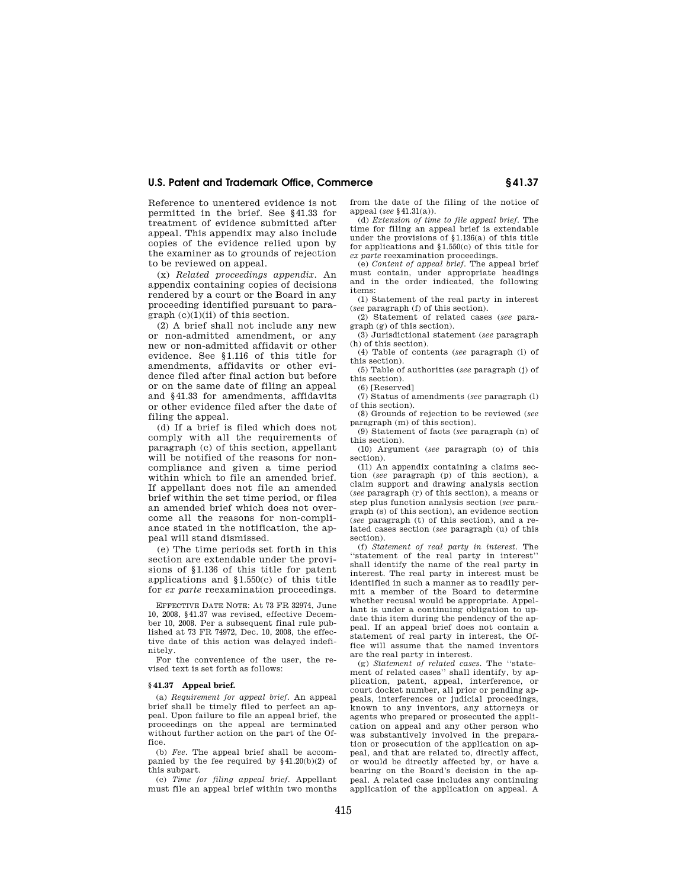Reference to unentered evidence is not permitted in the brief. See §41.33 for treatment of evidence submitted after appeal. This appendix may also include copies of the evidence relied upon by the examiner as to grounds of rejection to be reviewed on appeal.

(x) *Related proceedings appendix.* An appendix containing copies of decisions rendered by a court or the Board in any proceeding identified pursuant to paragraph (c)(1)(ii) of this section.

(2) A brief shall not include any new or non-admitted amendment, or any new or non-admitted affidavit or other evidence. See §1.116 of this title for amendments, affidavits or other evidence filed after final action but before or on the same date of filing an appeal and §41.33 for amendments, affidavits or other evidence filed after the date of filing the appeal.

(d) If a brief is filed which does not comply with all the requirements of paragraph (c) of this section, appellant will be notified of the reasons for non-compliance and given a time period within which to file an amended brief. If appellant does not file an amended brief within the set time period, or files an amended brief which does not overcome all the reasons for non-compliance stated in the notification, the appeal will stand dismissed.

(e) The time periods set forth in this section are extendable under the provisions of §1.136 of this title for patent applications and §1.550(c) of this title for *ex parte* reexamination proceedings.

EFFECTIVE DATE NOTE: At 73 FR 32974, June 10, 2008, §41.37 was revised, effective December 10, 2008. Per a subsequent final rule published at 73 FR 74972, Dec. 10, 2008, the effective date of this action was delayed indefinitely.

For the convenience of the user, the revised text is set forth as follows:

**§41.37 Appeal brief.**

(a) *Requirement for appeal brief.* An appeal brief shall be timely filed to perfect an appeal. Upon failure to file an appeal brief, the proceedings on the appeal are terminated without further action on the part of the Office.

(b) *Fee.* The appeal brief shall be accompanied by the fee required by §41.20(b)(2) of this subpart.

(c) *Time for filing appeal brief.* Appellant must file an appeal brief within two months from the date of the filing of the notice of appeal (*see* §41.31(a)).

(d) *Extension of time to file appeal brief.* The time for filing an appeal brief is extendable under the provisions of §1.136(a) of this title for applications and §1.550(c) of this title for *ex parte* reexamination proceedings.

(e) *Content of appeal brief.* The appeal brief must contain, under appropriate headings and in the order indicated, the following items:

(1) Statement of the real party in interest (*see* paragraph (f) of this section).

(2) Statement of related cases (*see* paragraph (g) of this section).

(3) Jurisdictional statement (*see* paragraph (h) of this section).

(4) Table of contents (*see* paragraph (i) of this section).

(5) Table of authorities (*see* paragraph (j) of this section).

(6) [Reserved]

(7) Status of amendments (*see* paragraph (l) of this section).

(8) Grounds of rejection to be reviewed (*see* paragraph (m) of this section).

(9) Statement of facts (*see* paragraph (n) of this section).

(10) Argument (*see* paragraph (o) of this section).

(11) An appendix containing a claims section (*see* paragraph (p) of this section), a claim support and drawing analysis section (*see* paragraph (r) of this section), a means or step plus function analysis section (*see* paragraph (s) of this section), an evidence section (*see* paragraph (t) of this section), and a related cases section (*see* paragraph (u) of this section).

(f) *Statement of real party in interest.* The ''statement of the real party in interest'' shall identify the name of the real party in interest. The real party in interest must be identified in such a manner as to readily permit a member of the Board to determine whether recusal would be appropriate. Appellant is under a continuing obligation to update this item during the pendency of the appeal. If an appeal brief does not contain a statement of real party in interest, the Office will assume that the named inventors are the real party in interest.

(g) *Statement of related cases.* The ''statement of related cases'' shall identify, by application, patent, appeal, interference, or court docket number, all prior or pending appeals, interferences or judicial proceedings, known to any inventors, any attorneys or agents who prepared or prosecuted the application on appeal and any other person who was substantively involved in the preparation or prosecution of the application on appeal, and that are related to, directly affect, or would be directly affected by, or have a bearing on the Board's decision in the appeal. A related case includes any continuing application of the application on appeal. A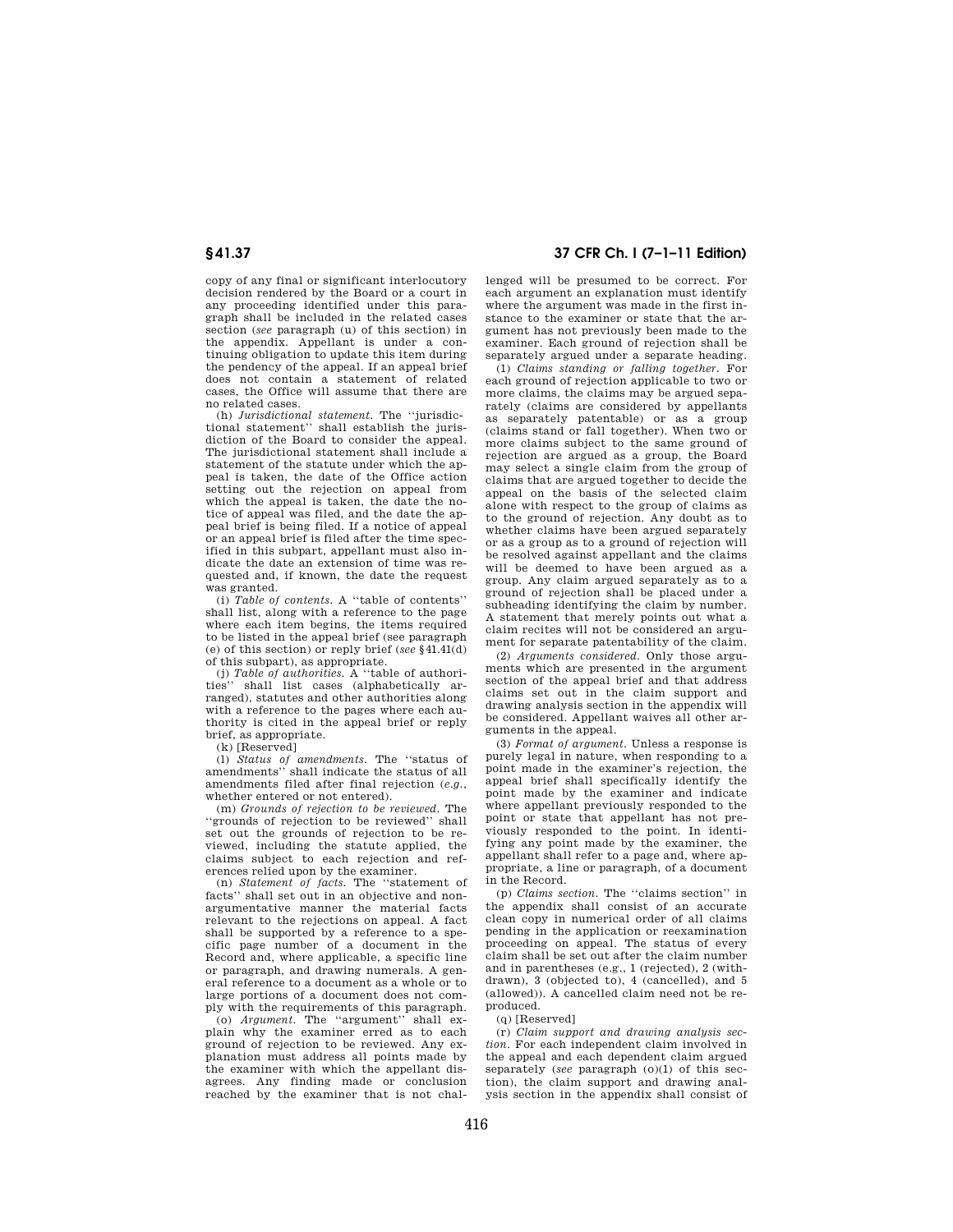copy of any final or significant interlocutory decision rendered by the Board or a court in any proceeding identified under this paragraph shall be included in the related cases section (*see* paragraph (u) of this section) in the appendix. Appellant is under a continuing obligation to update this item during the pendency of the appeal. If an appeal brief does not contain a statement of related cases, the Office will assume that there are no related cases.

(h) *Jurisdictional statement.* The ''jurisdictional statement'' shall establish the jurisdiction of the Board to consider the appeal. The jurisdictional statement shall include a statement of the statute under which the appeal is taken, the date of the Office action setting out the rejection on appeal from which the appeal is taken, the date the notice of appeal was filed, and the date the appeal brief is being filed. If a notice of appeal or an appeal brief is filed after the time specified in this subpart, appellant must also indicate the date an extension of time was requested and, if known, the date the request was granted.

(i) *Table of contents.* A ''table of contents'' shall list, along with a reference to the page where each item begins, the items required to be listed in the appeal brief (see paragraph (e) of this section) or reply brief (*see* §41.41(d) of this subpart), as appropriate.

(j) *Table of authorities.* A ''table of authorities'' shall list cases (alphabetically arranged), statutes and other authorities along with a reference to the pages where each authority is cited in the appeal brief or reply brief, as appropriate.

(k) [Reserved]

(l) *Status of amendments.* The ''status of amendments'' shall indicate the status of all amendments filed after final rejection (*e.g.*, whether entered or not entered).

(m) *Grounds of rejection to be reviewed.* The ''grounds of rejection to be reviewed'' shall set out the grounds of rejection to be reviewed, including the statute applied, the claims subject to each rejection and references relied upon by the examiner.

(n) *Statement of facts.* The ''statement of facts'' shall set out in an objective and non-argumentative manner the material facts relevant to the rejections on appeal. A fact shall be supported by a reference to a specific page number of a document in the Record and, where applicable, a specific line or paragraph, and drawing numerals. A general reference to a document as a whole or to large portions of a document does not comply with the requirements of this paragraph.

(o) *Argument.* The ''argument'' shall explain why the examiner erred as to each ground of rejection to be reviewed. Any explanation must address all points made by the examiner with which the appellant disagrees. Any finding made or conclusion reached by the examiner that is not challenged will be presumed to be correct. For each argument an explanation must identify where the argument was made in the first instance to the examiner or state that the argument has not previously been made to the examiner. Each ground of rejection shall be separately argued under a separate heading.

(1) *Claims standing or falling together.* For each ground of rejection applicable to two or more claims, the claims may be argued separately (claims are considered by appellants as separately patentable) or as a group (claims stand or fall together). When two or more claims subject to the same ground of rejection are argued as a group, the Board may select a single claim from the group of claims that are argued together to decide the appeal on the basis of the selected claim alone with respect to the group of claims as to the ground of rejection. Any doubt as to whether claims have been argued separately or as a group as to a ground of rejection will be resolved against appellant and the claims will be deemed to have been argued as a group. Any claim argued separately as to a ground of rejection shall be placed under a subheading identifying the claim by number. A statement that merely points out what a claim recites will not be considered an argument for separate patentability of the claim.

(2) *Arguments considered.* Only those arguments which are presented in the argument section of the appeal brief and that address claims set out in the claim support and drawing analysis section in the appendix will be considered. Appellant waives all other arguments in the appeal.

(3) *Format of argument.* Unless a response is purely legal in nature, when responding to a point made in the examiner's rejection, the appeal brief shall specifically identify the point made by the examiner and indicate where appellant previously responded to the point or state that appellant has not previously responded to the point. In identifying any point made by the examiner, the appellant shall refer to a page and, where appropriate, a line or paragraph, of a document in the Record.

(p) *Claims section.* The ''claims section'' in the appendix shall consist of an accurate clean copy in numerical order of all claims pending in the application or reexamination proceeding on appeal. The status of every claim shall be set out after the claim number and in parentheses (e.g., 1 (rejected), 2 (withdrawn), 3 (objected to), 4 (cancelled), and 5 (allowed)). A cancelled claim need not be reproduced.

(q) [Reserved]

(r) *Claim support and drawing analysis section.* For each independent claim involved in the appeal and each dependent claim argued separately (*see* paragraph (o)(1) of this section), the claim support and drawing analysis section in the appendix shall consist of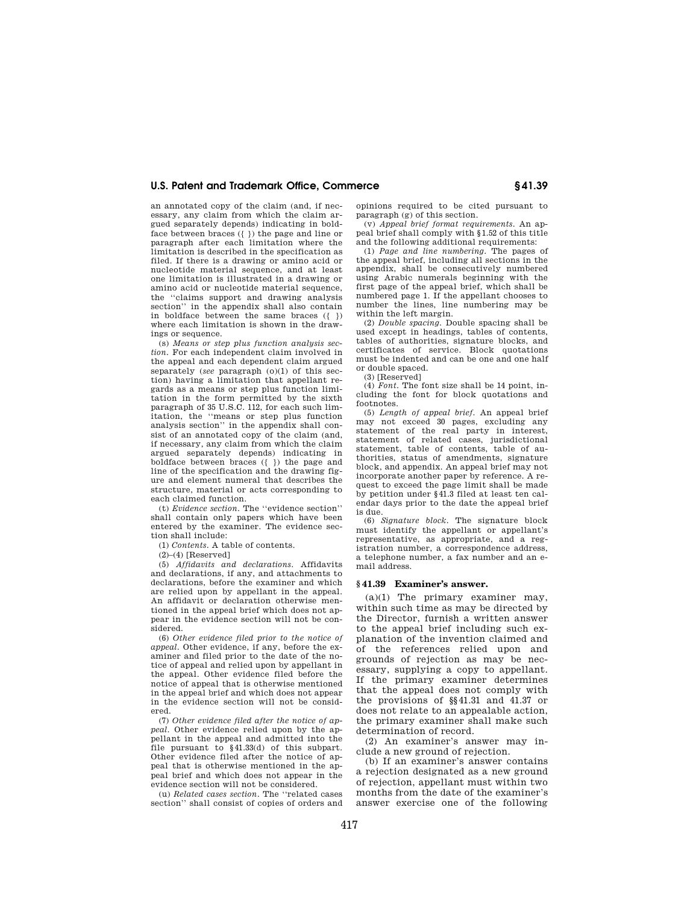an annotated copy of the claim (and, if necessary, any claim from which the claim argued separately depends) indicating in boldface between braces ({ }) the page and line or paragraph after each limitation where the limitation is described in the specification as filed. If there is a drawing or amino acid or nucleotide material sequence, and at least one limitation is illustrated in a drawing or amino acid or nucleotide material sequence, the ''claims support and drawing analysis section'' in the appendix shall also contain in boldface between the same braces ({ }) where each limitation is shown in the drawings or sequence.

(s) *Means or step plus function analysis section.* For each independent claim involved in the appeal and each dependent claim argued separately (*see* paragraph (o)(1) of this section) having a limitation that appellant regards as a means or step plus function limitation in the form permitted by the sixth paragraph of 35 U.S.C. 112, for each such limitation, the ''means or step plus function analysis section'' in the appendix shall consist of an annotated copy of the claim (and, if necessary, any claim from which the claim argued separately depends) indicating in boldface between braces ({ }) the page and line of the specification and the drawing figure and element numeral that describes the structure, material or acts corresponding to each claimed function.

(t) *Evidence section.* The ''evidence section'' shall contain only papers which have been entered by the examiner. The evidence section shall include:

(1) *Contents.* A table of contents.

(2)–(4) [Reserved]

(5) *Affidavits and declarations.* Affidavits and declarations, if any, and attachments to declarations, before the examiner and which are relied upon by appellant in the appeal. An affidavit or declaration otherwise mentioned in the appeal brief which does not appear in the evidence section will not be considered.

(6) *Other evidence filed prior to the notice of appeal.* Other evidence, if any, before the examiner and filed prior to the date of the notice of appeal and relied upon by appellant in the appeal. Other evidence filed before the notice of appeal that is otherwise mentioned in the appeal brief and which does not appear in the evidence section will not be considered.

(7) *Other evidence filed after the notice of appeal.* Other evidence relied upon by the appellant in the appeal and admitted into the file pursuant to §41.33(d) of this subpart. Other evidence filed after the notice of appeal that is otherwise mentioned in the appeal brief and which does not appear in the evidence section will not be considered.

(u) *Related cases section.* The ''related cases section'' shall consist of copies of orders and opinions required to be cited pursuant to paragraph (g) of this section.

(v) *Appeal brief format requirements.* An appeal brief shall comply with §1.52 of this title and the following additional requirements:

(1) *Page and line numbering.* The pages of the appeal brief, including all sections in the appendix, shall be consecutively numbered using Arabic numerals beginning with the first page of the appeal brief, which shall be numbered page 1. If the appellant chooses to number the lines, line numbering may be within the left margin.

(2) *Double spacing.* Double spacing shall be used except in headings, tables of contents, tables of authorities, signature blocks, and certificates of service. Block quotations must be indented and can be one and one half or double spaced.

(3) [Reserved]

(4) *Font.* The font size shall be 14 point, including the font for block quotations and footnotes.

(5) *Length of appeal brief.* An appeal brief may not exceed 30 pages, excluding any statement of the real party in interest, statement of related cases, jurisdictional statement, table of contents, table of authorities, status of amendments, signature block, and appendix. An appeal brief may not incorporate another paper by reference. A request to exceed the page limit shall be made by petition under §41.3 filed at least ten calendar days prior to the date the appeal brief is due.

(6) *Signature block.* The signature block must identify the appellant or appellant's representative, as appropriate, and a registration number, a correspondence address, a telephone number, a fax number and an e-mail address.

## §41.39 Examiner's answer.

(a)(1) The primary examiner may, within such time as may be directed by the Director, furnish a written answer to the appeal brief including such explanation of the invention claimed and of the references relied upon and grounds of rejection as may be necessary, supplying a copy to appellant. If the primary examiner determines that the appeal does not comply with the provisions of §§41.31 and 41.37 or does not relate to an appealable action, the primary examiner shall make such determination of record.

(2) An examiner's answer may include a new ground of rejection.

(b) If an examiner's answer contains a rejection designated as a new ground of rejection, appellant must within two months from the date of the examiner's answer exercise one of the following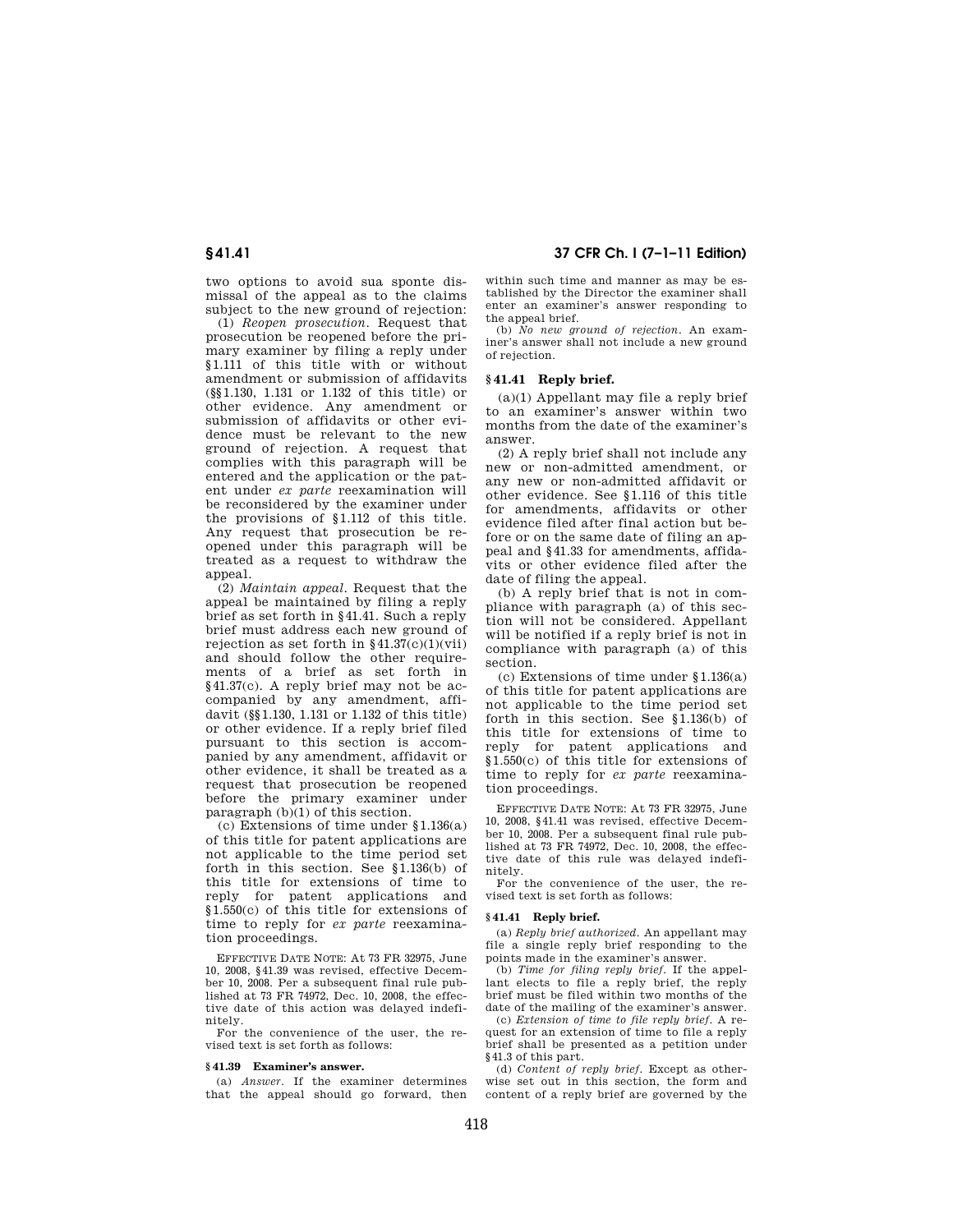two options to avoid sua sponte dismissal of the appeal as to the claims subject to the new ground of rejection:

(1) *Reopen prosecution.* Request that prosecution be reopened before the primary examiner by filing a reply under §1.111 of this title with or without amendment or submission of affidavits (§§1.130, 1.131 or 1.132 of this title) or other evidence. Any amendment or submission of affidavits or other evidence must be relevant to the new ground of rejection. A request that complies with this paragraph will be entered and the application or the patent under *ex parte* reexamination will be reconsidered by the examiner under the provisions of §1.112 of this title. Any request that prosecution be reopened under this paragraph will be treated as a request to withdraw the appeal.

(2) *Maintain appeal.* Request that the appeal be maintained by filing a reply brief as set forth in §41.41. Such a reply brief must address each new ground of rejection as set forth in §41.37(c)(1)(vii) and should follow the other requirements of a brief as set forth in §41.37(c). A reply brief may not be accompanied by any amendment, affidavit (§§1.130, 1.131 or 1.132 of this title) or other evidence. If a reply brief filed pursuant to this section is accompanied by any amendment, affidavit or other evidence, it shall be treated as a request that prosecution be reopened before the primary examiner under paragraph (b)(1) of this section.

(c) Extensions of time under §1.136(a) of this title for patent applications are not applicable to the time period set forth in this section. See §1.136(b) of this title for extensions of time to reply for patent applications and §1.550(c) of this title for extensions of time to reply for *ex parte* reexamination proceedings.

EFFECTIVE DATE NOTE: At 73 FR 32975, June 10, 2008, §41.39 was revised, effective December 10, 2008. Per a subsequent final rule published at 73 FR 74972, Dec. 10, 2008, the effective date of this action was delayed indefinitely.

For the convenience of the user, the revised text is set forth as follows:

**§41.39 Examiner's answer.**

(a) *Answer.* If the examiner determines that the appeal should go forward, then within such time and manner as may be established by the Director the examiner shall enter an examiner's answer responding to the appeal brief.

(b) *No new ground of rejection.* An examiner's answer shall not include a new ground of rejection.

### §41.41 Reply brief.

(a)(1) Appellant may file a reply brief to an examiner's answer within two months from the date of the examiner's answer.

(2) A reply brief shall not include any new or non-admitted amendment, or any new or non-admitted affidavit or other evidence. See §1.116 of this title for amendments, affidavits or other evidence filed after final action but before or on the same date of filing an appeal and §41.33 for amendments, affidavits or other evidence filed after the date of filing the appeal.

(b) A reply brief that is not in compliance with paragraph (a) of this section will not be considered. Appellant will be notified if a reply brief is not in compliance with paragraph (a) of this section.

(c) Extensions of time under §1.136(a) of this title for patent applications are not applicable to the time period set forth in this section. See §1.136(b) of this title for extensions of time to reply for patent applications and §1.550(c) of this title for extensions of time to reply for *ex parte* reexamination proceedings.

EFFECTIVE DATE NOTE: At 73 FR 32975, June 10, 2008, §41.41 was revised, effective December 10, 2008. Per a subsequent final rule published at 73 FR 74972, Dec. 10, 2008, the effective date of this rule was delayed indefinitely.

For the convenience of the user, the revised text is set forth as follows:

**§41.41 Reply brief.**

(a) *Reply brief authorized.* An appellant may file a single reply brief responding to the points made in the examiner's answer.

(b) *Time for filing reply brief.* If the appellant elects to file a reply brief, the reply brief must be filed within two months of the date of the mailing of the examiner's answer.

(c) *Extension of time to file reply brief.* A request for an extension of time to file a reply brief shall be presented as a petition under §41.3 of this part.

(d) *Content of reply brief.* Except as otherwise set out in this section, the form and content of a reply brief are governed by the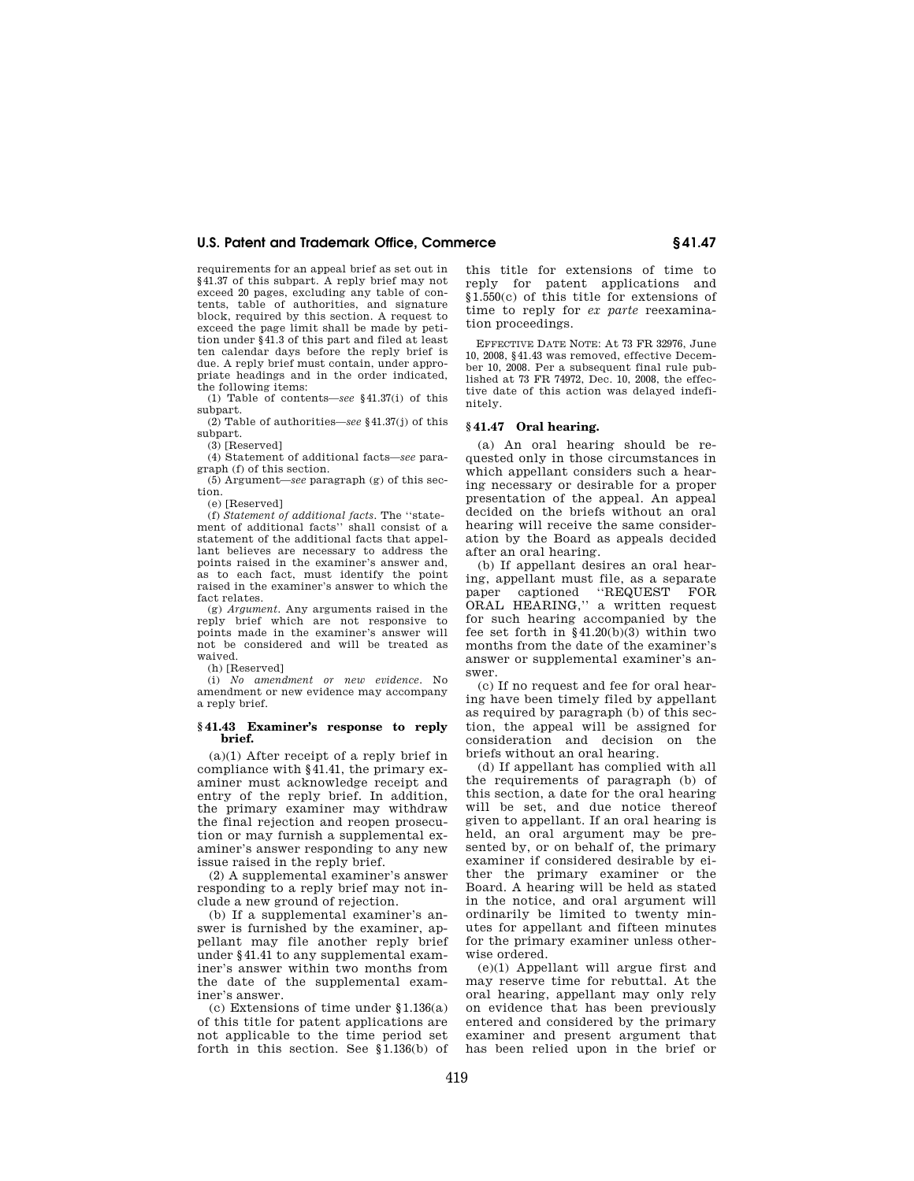requirements for an appeal brief as set out in §41.37 of this subpart. A reply brief may not exceed 20 pages, excluding any table of contents, table of authorities, and signature block, required by this section. A request to exceed the page limit shall be made by petition under §41.3 of this part and filed at least ten calendar days before the reply brief is due. A reply brief must contain, under appropriate headings and in the order indicated, the following items:

(1) Table of contents—*see* §41.37(i) of this subpart.

(2) Table of authorities—*see* §41.37(j) of this subpart.

(3) [Reserved]

(4) Statement of additional facts—*see* paragraph (f) of this section.

(5) Argument—*see* paragraph (g) of this section.

(e) [Reserved]

(f) *Statement of additional facts.* The "statement of additional facts" shall consist of a statement of the additional facts that appellant believes are necessary to address the points raised in the examiner's answer and, as to each fact, must identify the point raised in the examiner's answer to which the fact relates.

(g) *Argument.* Any arguments raised in the reply brief which are not responsive to points made in the examiner's answer will not be considered and will be treated as waived.

(h) [Reserved]

(i) *No amendment or new evidence.* No amendment or new evidence may accompany a reply brief.

### §41.43 Examiner's response to reply brief.

(a)(1) After receipt of a reply brief in compliance with §41.41, the primary examiner must acknowledge receipt and entry of the reply brief. In addition, the primary examiner may withdraw the final rejection and reopen prosecution or may furnish a supplemental examiner's answer responding to any new issue raised in the reply brief.

(2) A supplemental examiner's answer responding to a reply brief may not include a new ground of rejection.

(b) If a supplemental examiner's answer is furnished by the examiner, appellant may file another reply brief under §41.41 to any supplemental examiner's answer within two months from the date of the supplemental examiner's answer.

(c) Extensions of time under §1.136(a) of this title for patent applications are not applicable to the time period set forth in this section. See §1.136(b) of this title for extensions of time to reply for patent applications and §1.550(c) of this title for extensions of time to reply for *ex parte* reexamination proceedings.

EFFECTIVE DATE NOTE: At 73 FR 32976, June 10, 2008, §41.43 was removed, effective December 10, 2008. Per a subsequent final rule published at 73 FR 74972, Dec. 10, 2008, the effective date of this action was delayed indefinitely.

### §41.47 Oral hearing.

(a) An oral hearing should be requested only in those circumstances in which appellant considers such a hearing necessary or desirable for a proper presentation of the appeal. An appeal decided on the briefs without an oral hearing will receive the same consideration by the Board as appeals decided after an oral hearing.

(b) If appellant desires an oral hearing, appellant must file, as a separate paper captioned "REQUEST FOR ORAL HEARING," a written request for such hearing accompanied by the fee set forth in §41.20(b)(3) within two months from the date of the examiner's answer or supplemental examiner's answer.

(c) If no request and fee for oral hearing have been timely filed by appellant as required by paragraph (b) of this section, the appeal will be assigned for consideration and decision on the briefs without an oral hearing.

(d) If appellant has complied with all the requirements of paragraph (b) of this section, a date for the oral hearing will be set, and due notice thereof given to appellant. If an oral hearing is held, an oral argument may be presented by, or on behalf of, the primary examiner if considered desirable by either the primary examiner or the Board. A hearing will be held as stated in the notice, and oral argument will ordinarily be limited to twenty minutes for appellant and fifteen minutes for the primary examiner unless otherwise ordered.

(e)(1) Appellant will argue first and may reserve time for rebuttal. At the oral hearing, appellant may only rely on evidence that has been previously entered and considered by the primary examiner and present argument that has been relied upon in the brief or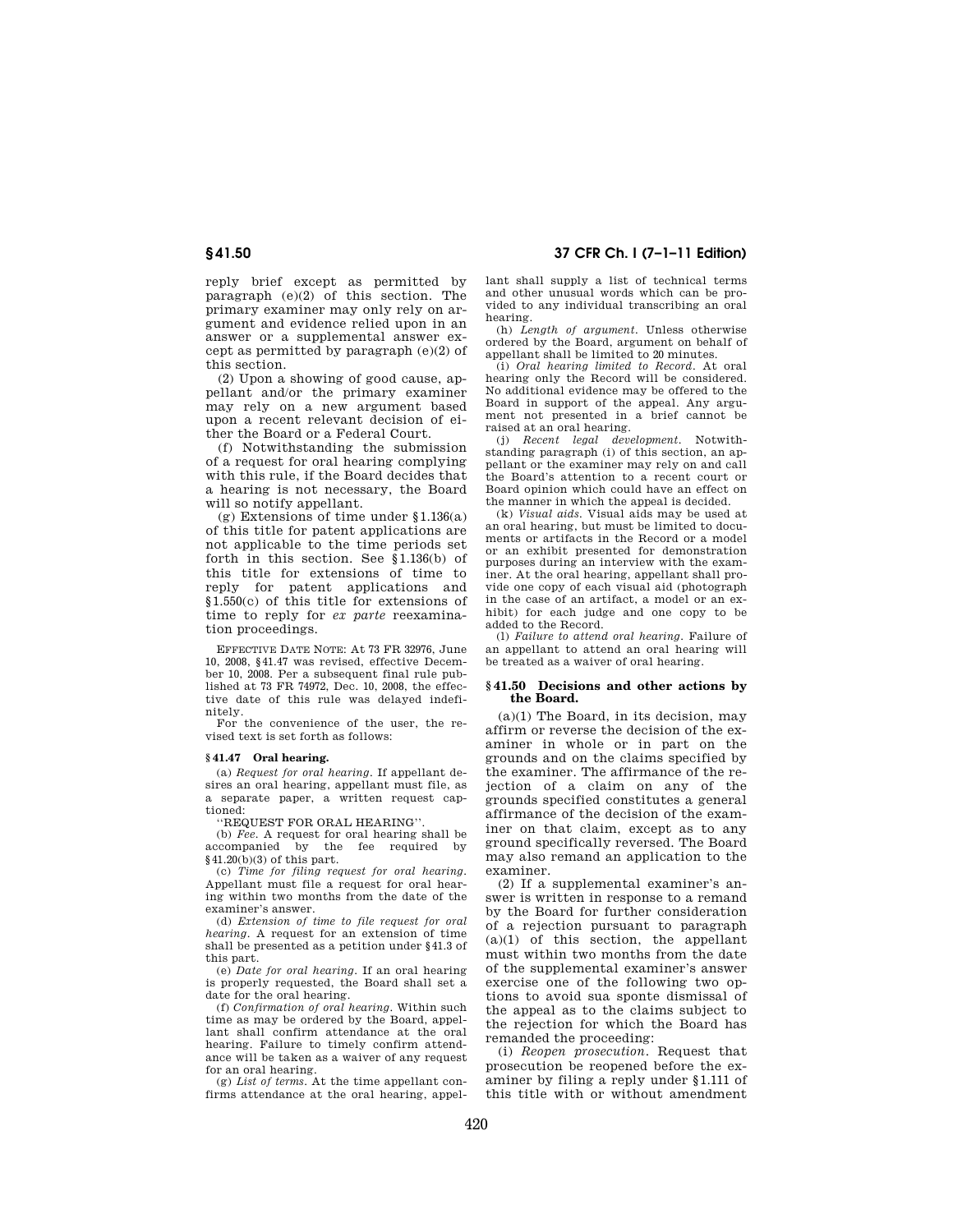reply brief except as permitted by paragraph (e)(2) of this section. The primary examiner may only rely on argument and evidence relied upon in an answer or a supplemental answer except as permitted by paragraph (e)(2) of this section.

(2) Upon a showing of good cause, appellant and/or the primary examiner may rely on a new argument based upon a recent relevant decision of either the Board or a Federal Court.

(f) Notwithstanding the submission of a request for oral hearing complying with this rule, if the Board decides that a hearing is not necessary, the Board will so notify appellant.

(g) Extensions of time under §1.136(a) of this title for patent applications are not applicable to the time periods set forth in this section. See §1.136(b) of this title for extensions of time to reply for patent applications and §1.550(c) of this title for extensions of time to reply for *ex parte* reexamination proceedings.

EFFECTIVE DATE NOTE: At 73 FR 32976, June 10, 2008, §41.47 was revised, effective December 10, 2008. Per a subsequent final rule published at 73 FR 74972, Dec. 10, 2008, the effective date of this rule was delayed indefinitely.

For the convenience of the user, the revised text is set forth as follows:

**§41.47 Oral hearing.**

(a) *Request for oral hearing*. If appellant desires an oral hearing, appellant must file, as a separate paper, a written request captioned:

"REQUEST FOR ORAL HEARING".

(b) *Fee*. A request for oral hearing shall be accompanied by the fee required by §41.20(b)(3) of this part.

(c) *Time for filing request for oral hearing*. Appellant must file a request for oral hearing within two months from the date of the examiner's answer.

(d) *Extension of time to file request for oral hearing*. A request for an extension of time shall be presented as a petition under §41.3 of this part.

(e) *Date for oral hearing*. If an oral hearing is properly requested, the Board shall set a date for the oral hearing.

(f) *Confirmation of oral hearing*. Within such time as may be ordered by the Board, appellant shall confirm attendance at the oral hearing. Failure to timely confirm attendance will be taken as a waiver of any request for an oral hearing.

(g) *List of terms*. At the time appellant confirms attendance at the oral hearing, appellant shall supply a list of technical terms and other unusual words which can be provided to any individual transcribing an oral hearing.

(h) *Length of argument*. Unless otherwise ordered by the Board, argument on behalf of appellant shall be limited to 20 minutes.

(i) *Oral hearing limited to Record*. At oral hearing only the Record will be considered. No additional evidence may be offered to the Board in support of the appeal. Any argument not presented in a brief cannot be raised at an oral hearing.

(j) *Recent legal development*. Notwithstanding paragraph (i) of this section, an appellant or the examiner may rely on and call the Board's attention to a recent court or Board opinion which could have an effect on the manner in which the appeal is decided.

(k) *Visual aids*. Visual aids may be used at an oral hearing, but must be limited to documents or artifacts in the Record or a model or an exhibit presented for demonstration purposes during an interview with the examiner. At the oral hearing, appellant shall provide one copy of each visual aid (photograph in the case of an artifact, a model or an exhibit) for each judge and one copy to be added to the Record.

(l) *Failure to attend oral hearing*. Failure of an appellant to attend an oral hearing will be treated as a waiver of oral hearing.

## §41.50 Decisions and other actions by the Board.

(a)(1) The Board, in its decision, may affirm or reverse the decision of the examiner in whole or in part on the grounds and on the claims specified by the examiner. The affirmance of the rejection of a claim on any of the grounds specified constitutes a general affirmance of the decision of the examiner on that claim, except as to any ground specifically reversed. The Board may also remand an application to the examiner.

(2) If a supplemental examiner's answer is written in response to a remand by the Board for further consideration of a rejection pursuant to paragraph (a)(1) of this section, the appellant must within two months from the date of the supplemental examiner's answer exercise one of the following two options to avoid sua sponte dismissal of the appeal as to the claims subject to the rejection for which the Board has remanded the proceeding:

(i) *Reopen prosecution*. Request that prosecution be reopened before the examiner by filing a reply under §1.111 of this title with or without amendment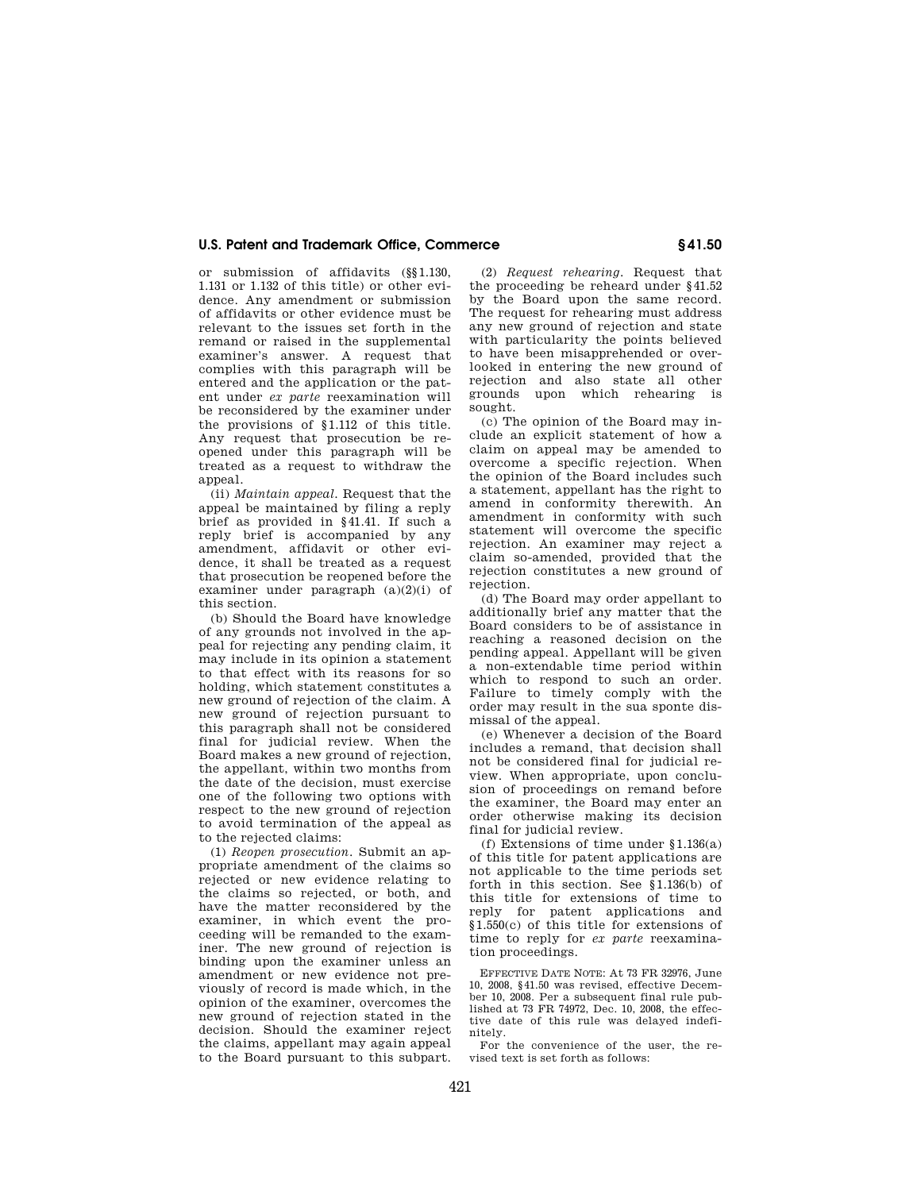or submission of affidavits (§§1.130, 1.131 or 1.132 of this title) or other evidence. Any amendment or submission of affidavits or other evidence must be relevant to the issues set forth in the remand or raised in the supplemental examiner's answer. A request that complies with this paragraph will be entered and the application or the patent under *ex parte* reexamination will be reconsidered by the examiner under the provisions of §1.112 of this title. Any request that prosecution be reopened under this paragraph will be treated as a request to withdraw the appeal.

(ii) *Maintain appeal.* Request that the appeal be maintained by filing a reply brief as provided in §41.41. If such a reply brief is accompanied by any amendment, affidavit or other evidence, it shall be treated as a request that prosecution be reopened before the examiner under paragraph (a)(2)(i) of this section.

(b) Should the Board have knowledge of any grounds not involved in the appeal for rejecting any pending claim, it may include in its opinion a statement to that effect with its reasons for so holding, which statement constitutes a new ground of rejection of the claim. A new ground of rejection pursuant to this paragraph shall not be considered final for judicial review. When the Board makes a new ground of rejection, the appellant, within two months from the date of the decision, must exercise one of the following two options with respect to the new ground of rejection to avoid termination of the appeal as to the rejected claims:

(1) *Reopen prosecution.* Submit an appropriate amendment of the claims so rejected or new evidence relating to the claims so rejected, or both, and have the matter reconsidered by the examiner, in which event the proceeding will be remanded to the examiner. The new ground of rejection is binding upon the examiner unless an amendment or new evidence not previously of record is made which, in the opinion of the examiner, overcomes the new ground of rejection stated in the decision. Should the examiner reject the claims, appellant may again appeal to the Board pursuant to this subpart.

(2) *Request rehearing.* Request that the proceeding be reheard under §41.52 by the Board upon the same record. The request for rehearing must address any new ground of rejection and state with particularity the points believed to have been misapprehended or overlooked in entering the new ground of rejection and also state all other grounds upon which rehearing is sought.

(c) The opinion of the Board may include an explicit statement of how a claim on appeal may be amended to overcome a specific rejection. When the opinion of the Board includes such a statement, appellant has the right to amend in conformity therewith. An amendment in conformity with such statement will overcome the specific rejection. An examiner may reject a claim so-amended, provided that the rejection constitutes a new ground of rejection.

(d) The Board may order appellant to additionally brief any matter that the Board considers to be of assistance in reaching a reasoned decision on the pending appeal. Appellant will be given a non-extendable time period within which to respond to such an order. Failure to timely comply with the order may result in the sua sponte dismissal of the appeal.

(e) Whenever a decision of the Board includes a remand, that decision shall not be considered final for judicial review. When appropriate, upon conclusion of proceedings on remand before the examiner, the Board may enter an order otherwise making its decision final for judicial review.

(f) Extensions of time under §1.136(a) of this title for patent applications are not applicable to the time periods set forth in this section. See §1.136(b) of this title for extensions of time to reply for patent applications and §1.550(c) of this title for extensions of time to reply for *ex parte* reexamination proceedings.

EFFECTIVE DATE NOTE: At 73 FR 32976, June 10, 2008, §41.50 was revised, effective December 10, 2008. Per a subsequent final rule published at 73 FR 74972, Dec. 10, 2008, the effective date of this rule was delayed indefinitely.

For the convenience of the user, the revised text is set forth as follows: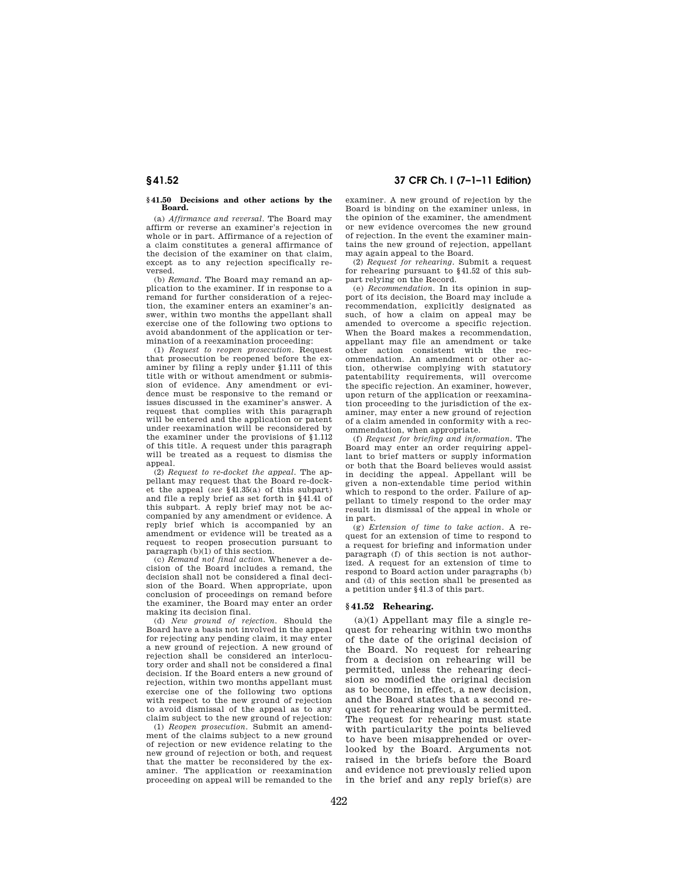### § 41.50 Decisions and other actions by the Board.

(a) *Affirmance and reversal.* The Board may affirm or reverse an examiner's rejection in whole or in part. Affirmance of a rejection of a claim constitutes a general affirmance of the decision of the examiner on that claim, except as to any rejection specifically reversed.

(b) *Remand.* The Board may remand an application to the examiner. If in response to a remand for further consideration of a rejection, the examiner enters an examiner's answer, within two months the appellant shall exercise one of the following two options to avoid abandonment of the application or termination of a reexamination proceeding:

(1) *Request to reopen prosecution.* Request that prosecution be reopened before the examiner by filing a reply under § 1.111 of this title with or without amendment or submission of evidence. Any amendment or evidence must be responsive to the remand or issues discussed in the examiner's answer. A request that complies with this paragraph will be entered and the application or patent under reexamination will be reconsidered by the examiner under the provisions of § 1.112 of this title. A request under this paragraph will be treated as a request to dismiss the appeal.

(2) *Request to re-docket the appeal.* The appellant may request that the Board re-docket the appeal (*see* § 41.35(a) of this subpart) and file a reply brief as set forth in § 41.41 of this subpart. A reply brief may not be accompanied by any amendment or evidence. A reply brief which is accompanied by an amendment or evidence will be treated as a request to reopen prosecution pursuant to paragraph (b)(1) of this section.

(c) *Remand not final action.* Whenever a decision of the Board includes a remand, the decision shall not be considered a final decision of the Board. When appropriate, upon conclusion of proceedings on remand before the examiner, the Board may enter an order making its decision final.

(d) *New ground of rejection.* Should the Board have a basis not involved in the appeal for rejecting any pending claim, it may enter a new ground of rejection. A new ground of rejection shall be considered an interlocutory order and shall not be considered a final decision. If the Board enters a new ground of rejection, within two months appellant must exercise one of the following two options with respect to the new ground of rejection to avoid dismissal of the appeal as to any claim subject to the new ground of rejection:

(1) *Reopen prosecution.* Submit an amendment of the claims subject to a new ground of rejection or new evidence relating to the new ground of rejection or both, and request that the matter be reconsidered by the examiner. The application or reexamination proceeding on appeal will be remanded to the examiner. A new ground of rejection by the Board is binding on the examiner unless, in the opinion of the examiner, the amendment or new evidence overcomes the new ground of rejection. In the event the examiner maintains the new ground of rejection, appellant may again appeal to the Board.

(2) *Request for rehearing.* Submit a request for rehearing pursuant to § 41.52 of this subpart relying on the Record.

(e) *Recommendation.* In its opinion in support of its decision, the Board may include a recommendation, explicitly designated as such, of how a claim on appeal may be amended to overcome a specific rejection. When the Board makes a recommendation, appellant may file an amendment or take other action consistent with the recommendation. An amendment or other action, otherwise complying with statutory patentability requirements, will overcome the specific rejection. An examiner, however, upon return of the application or reexamination proceeding to the jurisdiction of the examiner, may enter a new ground of rejection of a claim amended in conformity with a recommendation, when appropriate.

(f) *Request for briefing and information.* The Board may enter an order requiring appellant to brief matters or supply information or both that the Board believes would assist in deciding the appeal. Appellant will be given a non-extendable time period within which to respond to the order. Failure of appellant to timely respond to the order may result in dismissal of the appeal in whole or in part.

(g) *Extension of time to take action.* A request for an extension of time to respond to a request for briefing and information under paragraph (f) of this section is not authorized. A request for an extension of time to respond to Board action under paragraphs (b) and (d) of this section shall be presented as a petition under § 41.3 of this part.

### § 41.52 Rehearing.

(a)(1) Appellant may file a single request for rehearing within two months of the date of the original decision of the Board. No request for rehearing from a decision on rehearing will be permitted, unless the rehearing decision so modified the original decision as to become, in effect, a new decision, and the Board states that a second request for rehearing would be permitted. The request for rehearing must state with particularity the points believed to have been misapprehended or overlooked by the Board. Arguments not raised in the briefs before the Board and evidence not previously relied upon in the brief and any reply brief(s) are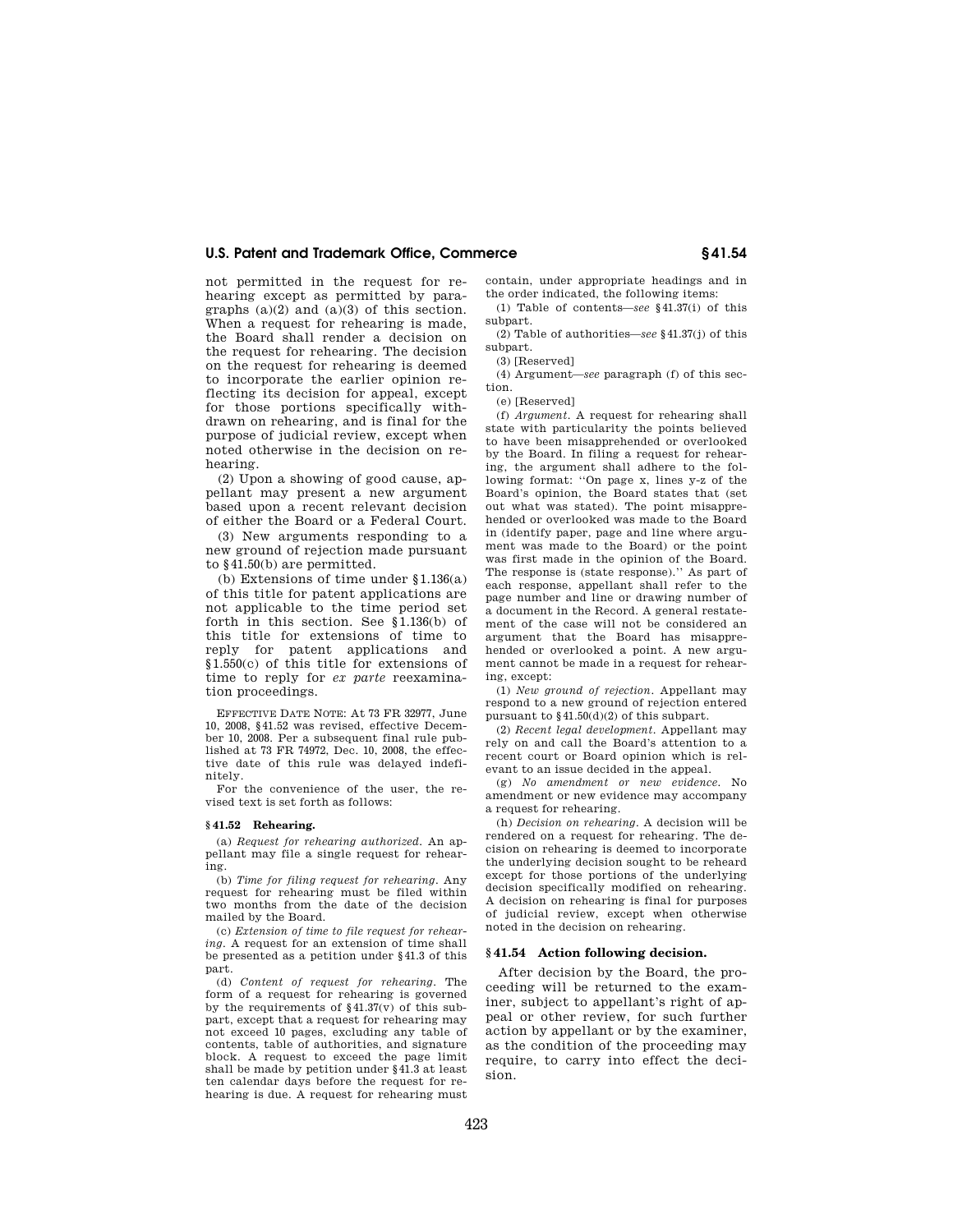not permitted in the request for rehearing except as permitted by paragraphs (a)(2) and (a)(3) of this section. When a request for rehearing is made, the Board shall render a decision on the request for rehearing. The decision on the request for rehearing is deemed to incorporate the earlier opinion reflecting its decision for appeal, except for those portions specifically withdrawn on rehearing, and is final for the purpose of judicial review, except when noted otherwise in the decision on rehearing.

(2) Upon a showing of good cause, appellant may present a new argument based upon a recent relevant decision of either the Board or a Federal Court.

(3) New arguments responding to a new ground of rejection made pursuant to §41.50(b) are permitted.

(b) Extensions of time under §1.136(a) of this title for patent applications are not applicable to the time period set forth in this section. See §1.136(b) of this title for extensions of time to reply for patent applications and §1.550(c) of this title for extensions of time to reply for *ex parte* reexamination proceedings.

EFFECTIVE DATE NOTE: At 73 FR 32977, June 10, 2008, §41.52 was revised, effective December 10, 2008. Per a subsequent final rule published at 73 FR 74972, Dec. 10, 2008, the effective date of this rule was delayed indefinitely.

For the convenience of the user, the revised text is set forth as follows:

**§41.52 Rehearing.**

(a) *Request for rehearing authorized.* An appellant may file a single request for rehearing.

(b) *Time for filing request for rehearing.* Any request for rehearing must be filed within two months from the date of the decision mailed by the Board.

(c) *Extension of time to file request for rehearing.* A request for an extension of time shall be presented as a petition under §41.3 of this part.

(d) *Content of request for rehearing.* The form of a request for rehearing is governed by the requirements of §41.37(v) of this subpart, except that a request for rehearing may not exceed 10 pages, excluding any table of contents, table of authorities, and signature block. A request to exceed the page limit shall be made by petition under §41.3 at least ten calendar days before the request for rehearing is due. A request for rehearing must contain, under appropriate headings and in the order indicated, the following items:

(1) Table of contents—*see* §41.37(i) of this subpart.

(2) Table of authorities—*see* §41.37(j) of this subpart.

(3) [Reserved]

(4) Argument—*see* paragraph (f) of this section.

(e) [Reserved]

(f) *Argument.* A request for rehearing shall state with particularity the points believed to have been misapprehended or overlooked by the Board. In filing a request for rehearing, the argument shall adhere to the following format: "On page x, lines y-z of the Board's opinion, the Board states that (set out what was stated). The point misapprehended or overlooked was made to the Board in (identify paper, page and line where argument was made to the Board) or the point was first made in the opinion of the Board. The response is (state response)." As part of each response, appellant shall refer to the page number and line or drawing number of a document in the Record. A general restatement of the case will not be considered an argument that the Board has misapprehended or overlooked a point. A new argument cannot be made in a request for rehearing, except:

(1) *New ground of rejection.* Appellant may respond to a new ground of rejection entered pursuant to §41.50(d)(2) of this subpart.

(2) *Recent legal development.* Appellant may rely on and call the Board's attention to a recent court or Board opinion which is relevant to an issue decided in the appeal.

(g) *No amendment or new evidence.* No amendment or new evidence may accompany a request for rehearing.

(h) *Decision on rehearing.* A decision will be rendered on a request for rehearing. The decision on rehearing is deemed to incorporate the underlying decision sought to be reheard except for those portions of the underlying decision specifically modified on rehearing. A decision on rehearing is final for purposes of judicial review, except when otherwise noted in the decision on rehearing.

## §41.54 Action following decision.

After decision by the Board, the proceeding will be returned to the examiner, subject to appellant's right of appeal or other review, for such further action by appellant or by the examiner, as the condition of the proceeding may require, to carry into effect the decision.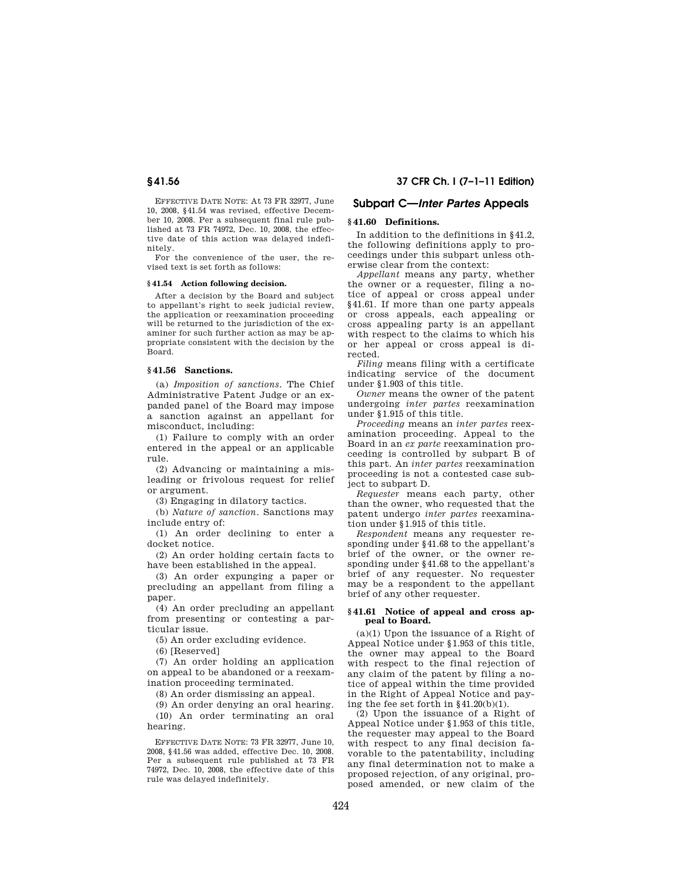EFFECTIVE DATE NOTE: At 73 FR 32977, June 10, 2008, §41.54 was revised, effective December 10, 2008. Per a subsequent final rule published at 73 FR 74972, Dec. 10, 2008, the effective date of this action was delayed indefinitely.

For the convenience of the user, the revised text is set forth as follows:

**§41.54 Action following decision.**

After a decision by the Board and subject to appellant's right to seek judicial review, the application or reexamination proceeding will be returned to the jurisdiction of the examiner for such further action as may be appropriate consistent with the decision by the Board.

### §41.56 Sanctions.

(a) *Imposition of sanctions.* The Chief Administrative Patent Judge or an expanded panel of the Board may impose a sanction against an appellant for misconduct, including:

(1) Failure to comply with an order entered in the appeal or an applicable rule.

(2) Advancing or maintaining a misleading or frivolous request for relief or argument.

(3) Engaging in dilatory tactics.

(b) *Nature of sanction.* Sanctions may include entry of:

(1) An order declining to enter a docket notice.

(2) An order holding certain facts to have been established in the appeal.

(3) An order expunging a paper or precluding an appellant from filing a paper.

(4) An order precluding an appellant from presenting or contesting a particular issue.

(5) An order excluding evidence.

(6) [Reserved]

(7) An order holding an application on appeal to be abandoned or a reexamination proceeding terminated.

(8) An order dismissing an appeal.

(9) An order denying an oral hearing.

(10) An order terminating an oral hearing.

EFFECTIVE DATE NOTE: 73 FR 32977, June 10, 2008, §41.56 was added, effective Dec. 10, 2008. Per a subsequent rule published at 73 FR 74972, Dec. 10, 2008, the effective date of this rule was delayed indefinitely.

## Subpart C—*Inter Partes* Appeals

### §41.60 Definitions.

In addition to the definitions in §41.2, the following definitions apply to proceedings under this subpart unless otherwise clear from the context:

*Appellant* means any party, whether the owner or a requester, filing a notice of appeal or cross appeal under §41.61. If more than one party appeals or cross appeals, each appealing or cross appealing party is an appellant with respect to the claims to which his or her appeal or cross appeal is directed.

*Filing* means filing with a certificate indicating service of the document under §1.903 of this title.

*Owner* means the owner of the patent undergoing *inter partes* reexamination under §1.915 of this title.

*Proceeding* means an *inter partes* reexamination proceeding. Appeal to the Board in an *ex parte* reexamination proceeding is controlled by subpart B of this part. An *inter partes* reexamination proceeding is not a contested case subject to subpart D.

*Requester* means each party, other than the owner, who requested that the patent undergo *inter partes* reexamination under §1.915 of this title.

*Respondent* means any requester responding under §41.68 to the appellant's brief of the owner, or the owner responding under §41.68 to the appellant's brief of any requester. No requester may be a respondent to the appellant brief of any other requester.

### §41.61 Notice of appeal and cross appeal to Board.

(a)(1) Upon the issuance of a Right of Appeal Notice under §1.953 of this title, the owner may appeal to the Board with respect to the final rejection of any claim of the patent by filing a notice of appeal within the time provided in the Right of Appeal Notice and paying the fee set forth in §41.20(b)(1).

(2) Upon the issuance of a Right of Appeal Notice under §1.953 of this title, the requester may appeal to the Board with respect to any final decision favorable to the patentability, including any final determination not to make a proposed rejection, of any original, proposed amended, or new claim of the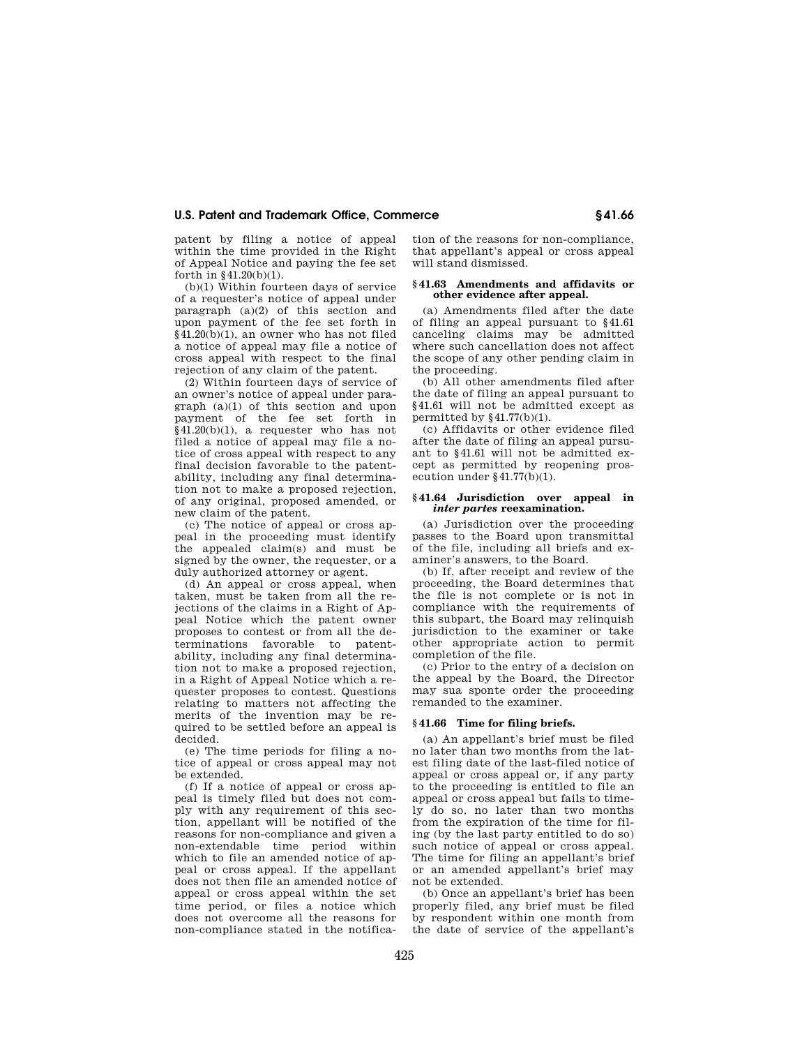patent by filing a notice of appeal within the time provided in the Right of Appeal Notice and paying the fee set forth in §41.20(b)(1).

(b)(1) Within fourteen days of service of a requester's notice of appeal under paragraph (a)(2) of this section and upon payment of the fee set forth in §41.20(b)(1), an owner who has not filed a notice of appeal may file a notice of cross appeal with respect to the final rejection of any claim of the patent.

(2) Within fourteen days of service of an owner's notice of appeal under paragraph (a)(1) of this section and upon payment of the fee set forth in §41.20(b)(1), a requester who has not filed a notice of appeal may file a notice of cross appeal with respect to any final decision favorable to the patentability, including any final determination not to make a proposed rejection, of any original, proposed amended, or new claim of the patent.

(c) The notice of appeal or cross appeal in the proceeding must identify the appealed claim(s) and must be signed by the owner, the requester, or a duly authorized attorney or agent.

(d) An appeal or cross appeal, when taken, must be taken from all the rejections of the claims in a Right of Appeal Notice which the patent owner proposes to contest or from all the determinations favorable to patentability, including any final determination not to make a proposed rejection, in a Right of Appeal Notice which a requester proposes to contest. Questions relating to matters not affecting the merits of the invention may be required to be settled before an appeal is decided.

(e) The time periods for filing a notice of appeal or cross appeal may not be extended.

(f) If a notice of appeal or cross appeal is timely filed but does not comply with any requirement of this section, appellant will be notified of the reasons for non-compliance and given a non-extendable time period within which to file an amended notice of appeal or cross appeal. If the appellant does not then file an amended notice of appeal or cross appeal within the set time period, or files a notice which does not overcome all the reasons for non-compliance stated in the notification of the reasons for non-compliance, that appellant's appeal or cross appeal will stand dismissed.

### §41.63 Amendments and affidavits or other evidence after appeal.

(a) Amendments filed after the date of filing an appeal pursuant to §41.61 canceling claims may be admitted where such cancellation does not affect the scope of any other pending claim in the proceeding.

(b) All other amendments filed after the date of filing an appeal pursuant to §41.61 will not be admitted except as permitted by §41.77(b)(1).

(c) Affidavits or other evidence filed after the date of filing an appeal pursuant to §41.61 will not be admitted except as permitted by reopening prosecution under §41.77(b)(1).

### §41.64 Jurisdiction over appeal in *inter partes* reexamination.

(a) Jurisdiction over the proceeding passes to the Board upon transmittal of the file, including all briefs and examiner's answers, to the Board.

(b) If, after receipt and review of the proceeding, the Board determines that the file is not complete or is not in compliance with the requirements of this subpart, the Board may relinquish jurisdiction to the examiner or take other appropriate action to permit completion of the file.

(c) Prior to the entry of a decision on the appeal by the Board, the Director may sua sponte order the proceeding remanded to the examiner.

### §41.66 Time for filing briefs.

(a) An appellant's brief must be filed no later than two months from the latest filing date of the last-filed notice of appeal or cross appeal or, if any party to the proceeding is entitled to file an appeal or cross appeal but fails to timely do so, no later than two months from the expiration of the time for filing (by the last party entitled to do so) such notice of appeal or cross appeal. The time for filing an appellant's brief or an amended appellant's brief may not be extended.

(b) Once an appellant's brief has been properly filed, any brief must be filed by respondent within one month from the date of service of the appellant's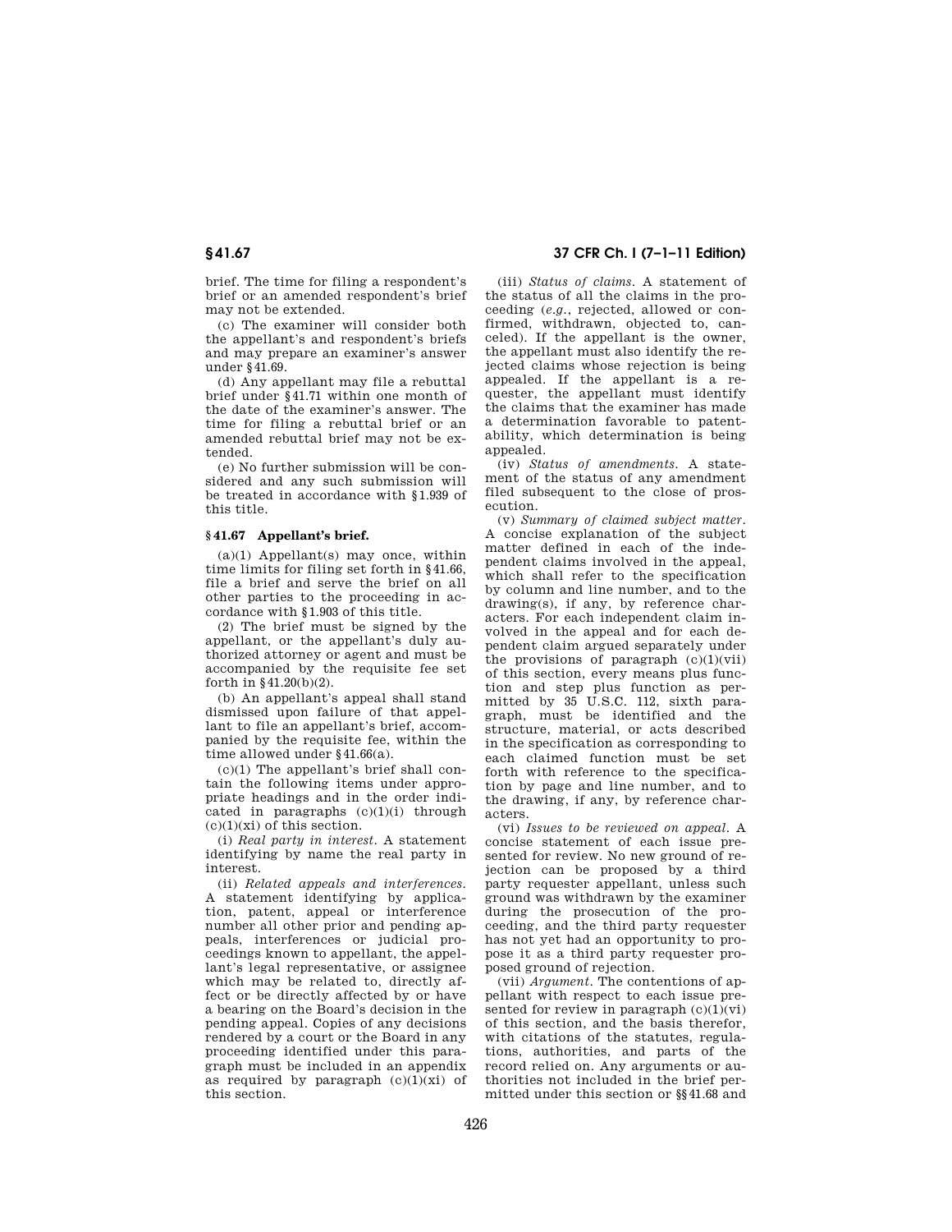brief. The time for filing a respondent's brief or an amended respondent's brief may not be extended.

(c) The examiner will consider both the appellant's and respondent's briefs and may prepare an examiner's answer under §41.69.

(d) Any appellant may file a rebuttal brief under §41.71 within one month of the date of the examiner's answer. The time for filing a rebuttal brief or an amended rebuttal brief may not be extended.

(e) No further submission will be considered and any such submission will be treated in accordance with §1.939 of this title.

### § 41.67 Appellant's brief.

(a)(1) Appellant(s) may once, within time limits for filing set forth in §41.66, file a brief and serve the brief on all other parties to the proceeding in accordance with §1.903 of this title.

(2) The brief must be signed by the appellant, or the appellant's duly authorized attorney or agent and must be accompanied by the requisite fee set forth in §41.20(b)(2).

(b) An appellant's appeal shall stand dismissed upon failure of that appellant to file an appellant's brief, accompanied by the requisite fee, within the time allowed under §41.66(a).

(c)(1) The appellant's brief shall contain the following items under appropriate headings and in the order indicated in paragraphs (c)(1)(i) through (c)(1)(xi) of this section.

(i) *Real party in interest.* A statement identifying by name the real party in interest.

(ii) *Related appeals and interferences.* A statement identifying by application, patent, appeal or interference number all other prior and pending appeals, interferences or judicial proceedings known to appellant, the appellant's legal representative, or assignee which may be related to, directly affect or be directly affected by or have a bearing on the Board's decision in the pending appeal. Copies of any decisions rendered by a court or the Board in any proceeding identified under this paragraph must be included in an appendix as required by paragraph (c)(1)(xi) of this section.

(iii) *Status of claims.* A statement of the status of all the claims in the proceeding (*e.g.*, rejected, allowed or confirmed, withdrawn, objected to, canceled). If the appellant is the owner, the appellant must also identify the rejected claims whose rejection is being appealed. If the appellant is a requester, the appellant must identify the claims that the examiner has made a determination favorable to patentability, which determination is being appealed.

(iv) *Status of amendments.* A statement of the status of any amendment filed subsequent to the close of prosecution.

(v) *Summary of claimed subject matter.* A concise explanation of the subject matter defined in each of the independent claims involved in the appeal, which shall refer to the specification by column and line number, and to the drawing(s), if any, by reference characters. For each independent claim involved in the appeal and for each dependent claim argued separately under the provisions of paragraph (c)(1)(vii) of this section, every means plus function and step plus function as permitted by 35 U.S.C. 112, sixth paragraph, must be identified and the structure, material, or acts described in the specification as corresponding to each claimed function must be set forth with reference to the specification by page and line number, and to the drawing, if any, by reference characters.

(vi) *Issues to be reviewed on appeal.* A concise statement of each issue presented for review. No new ground of rejection can be proposed by a third party requester appellant, unless such ground was withdrawn by the examiner during the prosecution of the proceeding, and the third party requester has not yet had an opportunity to propose it as a third party requester proposed ground of rejection.

(vii) *Argument.* The contentions of appellant with respect to each issue presented for review in paragraph (c)(1)(vi) of this section, and the basis therefor, with citations of the statutes, regulations, authorities, and parts of the record relied on. Any arguments or authorities not included in the brief permitted under this section or §§41.68 and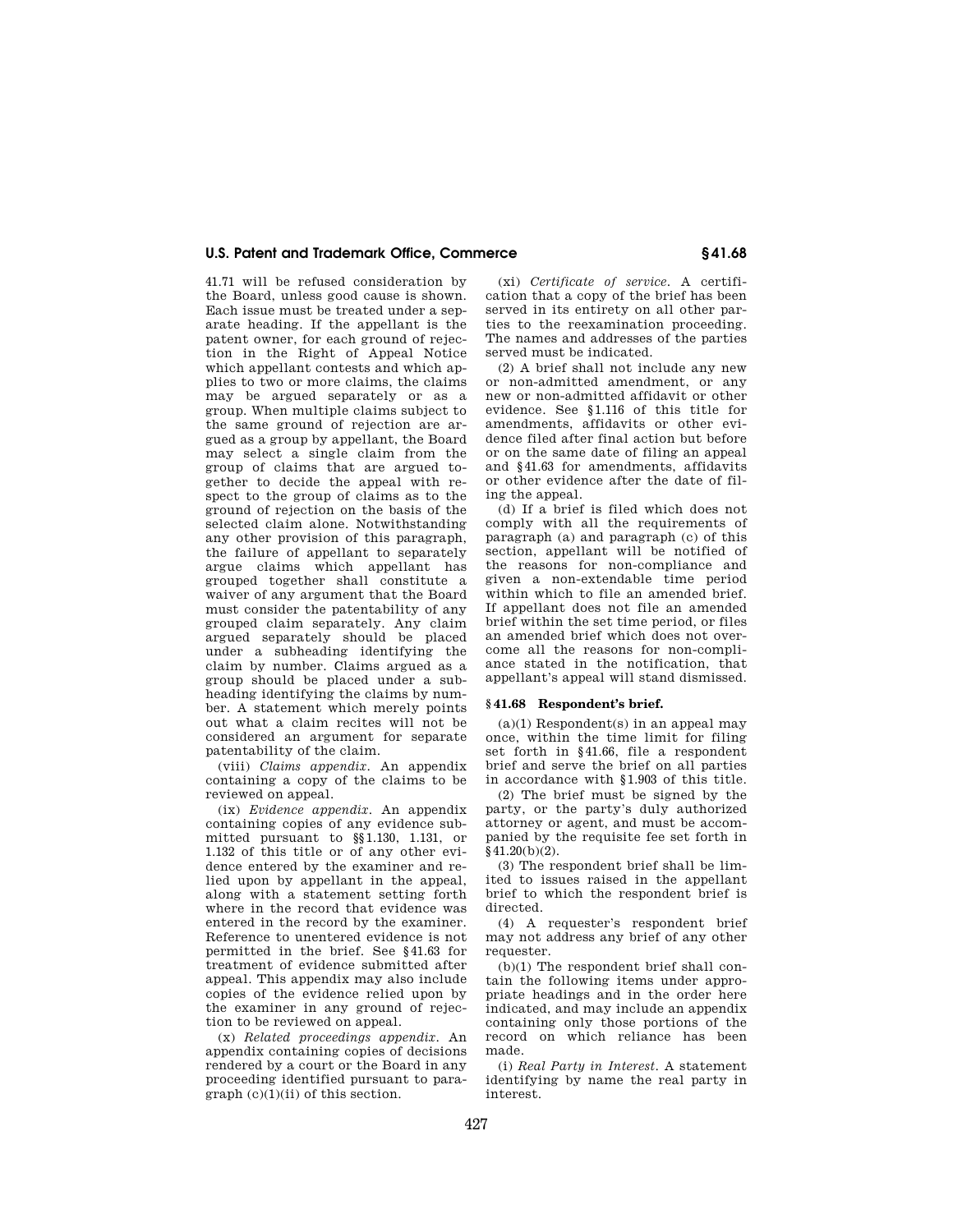41.71 will be refused consideration by the Board, unless good cause is shown. Each issue must be treated under a separate heading. If the appellant is the patent owner, for each ground of rejection in the Right of Appeal Notice which appellant contests and which applies to two or more claims, the claims may be argued separately or as a group. When multiple claims subject to the same ground of rejection are argued as a group by appellant, the Board may select a single claim from the group of claims that are argued together to decide the appeal with respect to the group of claims as to the ground of rejection on the basis of the selected claim alone. Notwithstanding any other provision of this paragraph, the failure of appellant to separately argue claims which appellant has grouped together shall constitute a waiver of any argument that the Board must consider the patentability of any grouped claim separately. Any claim argued separately should be placed under a subheading identifying the claim by number. Claims argued as a group should be placed under a subheading identifying the claims by number. A statement which merely points out what a claim recites will not be considered an argument for separate patentability of the claim.

(viii) *Claims appendix.* An appendix containing a copy of the claims to be reviewed on appeal.

(ix) *Evidence appendix.* An appendix containing copies of any evidence submitted pursuant to §§1.130, 1.131, or 1.132 of this title or of any other evidence entered by the examiner and relied upon by appellant in the appeal, along with a statement setting forth where in the record that evidence was entered in the record by the examiner. Reference to unentered evidence is not permitted in the brief. See §41.63 for treatment of evidence submitted after appeal. This appendix may also include copies of the evidence relied upon by the examiner in any ground of rejection to be reviewed on appeal.

(x) *Related proceedings appendix.* An appendix containing copies of decisions rendered by a court or the Board in any proceeding identified pursuant to paragraph (c)(1)(ii) of this section.

(xi) *Certificate of service.* A certification that a copy of the brief has been served in its entirety on all other parties to the reexamination proceeding. The names and addresses of the parties served must be indicated.

(2) A brief shall not include any new or non-admitted amendment, or any new or non-admitted affidavit or other evidence. See §1.116 of this title for amendments, affidavits or other evidence filed after final action but before or on the same date of filing an appeal and §41.63 for amendments, affidavits or other evidence after the date of filing the appeal.

(d) If a brief is filed which does not comply with all the requirements of paragraph (a) and paragraph (c) of this section, appellant will be notified of the reasons for non-compliance and given a non-extendable time period within which to file an amended brief. If appellant does not file an amended brief within the set time period, or files an amended brief which does not overcome all the reasons for non-compliance stated in the notification, that appellant's appeal will stand dismissed.

## §41.68 Respondent's brief.

(a)(1) Respondent(s) in an appeal may once, within the time limit for filing set forth in §41.66, file a respondent brief and serve the brief on all parties in accordance with §1.903 of this title.

(2) The brief must be signed by the party, or the party's duly authorized attorney or agent, and must be accompanied by the requisite fee set forth in §41.20(b)(2).

(3) The respondent brief shall be limited to issues raised in the appellant brief to which the respondent brief is directed.

(4) A requester's respondent brief may not address any brief of any other requester.

(b)(1) The respondent brief shall contain the following items under appropriate headings and in the order here indicated, and may include an appendix containing only those portions of the record on which reliance has been made.

(i) *Real Party in Interest.* A statement identifying by name the real party in interest.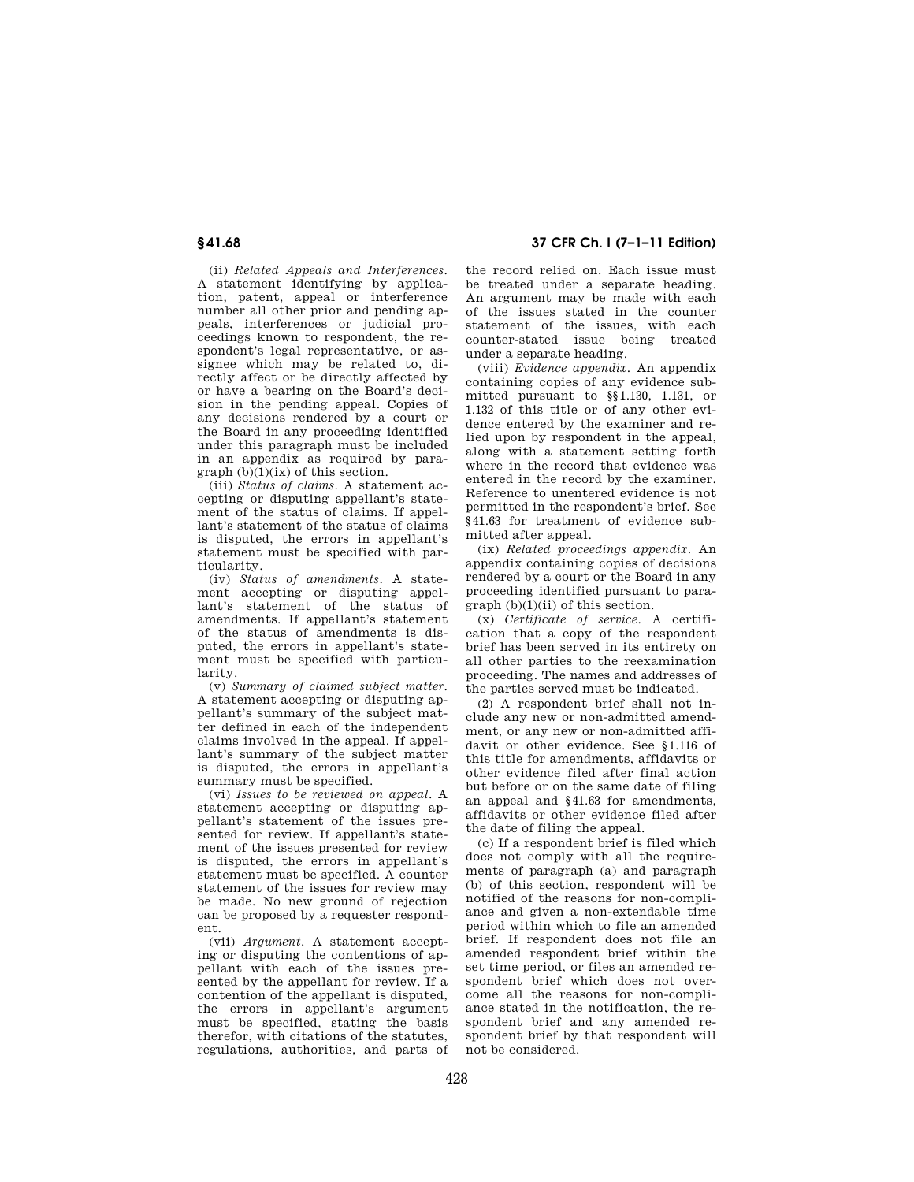(ii) *Related Appeals and Interferences*. A statement identifying by application, patent, appeal or interference number all other prior and pending appeals, interferences or judicial proceedings known to respondent, the respondent's legal representative, or assignee which may be related to, directly affect or be directly affected by or have a bearing on the Board's decision in the pending appeal. Copies of any decisions rendered by a court or the Board in any proceeding identified under this paragraph must be included in an appendix as required by paragraph (b)(1)(ix) of this section.

(iii) *Status of claims*. A statement accepting or disputing appellant's statement of the status of claims. If appellant's statement of the status of claims is disputed, the errors in appellant's statement must be specified with particularity.

(iv) *Status of amendments*. A statement accepting or disputing appellant's statement of the status of amendments. If appellant's statement of the status of amendments is disputed, the errors in appellant's statement must be specified with particularity.

(v) *Summary of claimed subject matter*. A statement accepting or disputing appellant's summary of the subject matter defined in each of the independent claims involved in the appeal. If appellant's summary of the subject matter is disputed, the errors in appellant's summary must be specified.

(vi) *Issues to be reviewed on appeal*. A statement accepting or disputing appellant's statement of the issues presented for review. If appellant's statement of the issues presented for review is disputed, the errors in appellant's statement must be specified. A counter statement of the issues for review may be made. No new ground of rejection can be proposed by a requester respondent.

(vii) *Argument*. A statement accepting or disputing the contentions of appellant with each of the issues presented by the appellant for review. If a contention of the appellant is disputed, the errors in appellant's argument must be specified, stating the basis therefor, with citations of the statutes, regulations, authorities, and parts of the record relied on. Each issue must be treated under a separate heading. An argument may be made with each of the issues stated in the counter statement of the issues, with each counter-stated issue being treated under a separate heading.

(viii) *Evidence appendix*. An appendix containing copies of any evidence submitted pursuant to §§1.130, 1.131, or 1.132 of this title or of any other evidence entered by the examiner and relied upon by respondent in the appeal, along with a statement setting forth where in the record that evidence was entered in the record by the examiner. Reference to unentered evidence is not permitted in the respondent's brief. See §41.63 for treatment of evidence submitted after appeal.

(ix) *Related proceedings appendix*. An appendix containing copies of decisions rendered by a court or the Board in any proceeding identified pursuant to paragraph (b)(1)(ii) of this section.

(x) *Certificate of service*. A certification that a copy of the respondent brief has been served in its entirety on all other parties to the reexamination proceeding. The names and addresses of the parties served must be indicated.

(2) A respondent brief shall not include any new or non-admitted amendment, or any new or non-admitted affidavit or other evidence. See §1.116 of this title for amendments, affidavits or other evidence filed after final action but before or on the same date of filing an appeal and §41.63 for amendments, affidavits or other evidence filed after the date of filing the appeal.

(c) If a respondent brief is filed which does not comply with all the requirements of paragraph (a) and paragraph (b) of this section, respondent will be notified of the reasons for non-compliance and given a non-extendable time period within which to file an amended brief. If respondent does not file an amended respondent brief within the set time period, or files an amended respondent brief which does not overcome all the reasons for non-compliance stated in the notification, the respondent brief and any amended respondent brief by that respondent will not be considered.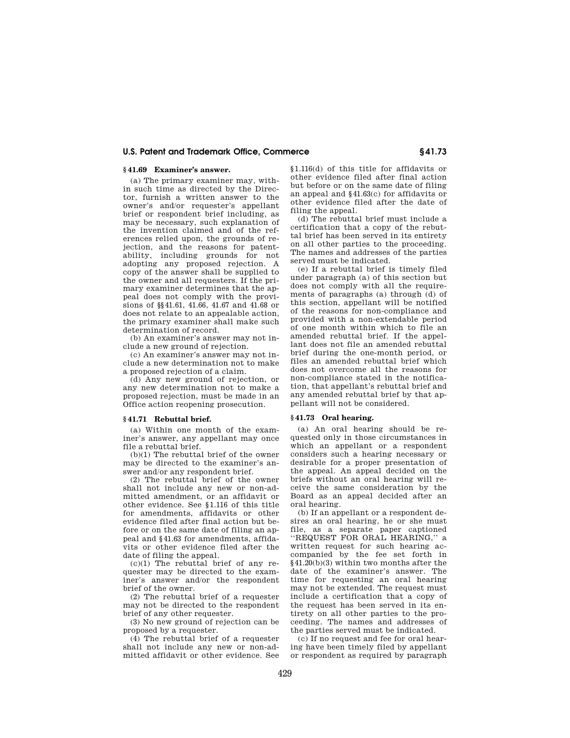### § 41.69 Examiner's answer.

(a) The primary examiner may, within such time as directed by the Director, furnish a written answer to the owner's and/or requester's appellant brief or respondent brief including, as may be necessary, such explanation of the invention claimed and of the references relied upon, the grounds of rejection, and the reasons for patentability, including grounds for not adopting any proposed rejection. A copy of the answer shall be supplied to the owner and all requesters. If the primary examiner determines that the appeal does not comply with the provisions of §§ 41.61, 41.66, 41.67 and 41.68 or does not relate to an appealable action, the primary examiner shall make such determination of record.

(b) An examiner's answer may not include a new ground of rejection.

(c) An examiner's answer may not include a new determination not to make a proposed rejection of a claim.

(d) Any new ground of rejection, or any new determination not to make a proposed rejection, must be made in an Office action reopening prosecution.

### § 41.71 Rebuttal brief.

(a) Within one month of the examiner's answer, any appellant may once file a rebuttal brief.

(b)(1) The rebuttal brief of the owner may be directed to the examiner's answer and/or any respondent brief.

(2) The rebuttal brief of the owner shall not include any new or non-admitted amendment, or an affidavit or other evidence. See § 1.116 of this title for amendments, affidavits or other evidence filed after final action but before or on the same date of filing an appeal and § 41.63 for amendments, affidavits or other evidence filed after the date of filing the appeal.

(c)(1) The rebuttal brief of any requester may be directed to the examiner's answer and/or the respondent brief of the owner.

(2) The rebuttal brief of a requester may not be directed to the respondent brief of any other requester.

(3) No new ground of rejection can be proposed by a requester.

(4) The rebuttal brief of a requester shall not include any new or non-admitted affidavit or other evidence. See § 1.116(d) of this title for affidavits or other evidence filed after final action but before or on the same date of filing an appeal and § 41.63(c) for affidavits or other evidence filed after the date of filing the appeal.

(d) The rebuttal brief must include a certification that a copy of the rebuttal brief has been served in its entirety on all other parties to the proceeding. The names and addresses of the parties served must be indicated.

(e) If a rebuttal brief is timely filed under paragraph (a) of this section but does not comply with all the requirements of paragraphs (a) through (d) of this section, appellant will be notified of the reasons for non-compliance and provided with a non-extendable period of one month within which to file an amended rebuttal brief. If the appellant does not file an amended rebuttal brief during the one-month period, or files an amended rebuttal brief which does not overcome all the reasons for non-compliance stated in the notification, that appellant's rebuttal brief and any amended rebuttal brief by that appellant will not be considered.

### § 41.73 Oral hearing.

(a) An oral hearing should be requested only in those circumstances in which an appellant or a respondent considers such a hearing necessary or desirable for a proper presentation of the appeal. An appeal decided on the briefs without an oral hearing will receive the same consideration by the Board as an appeal decided after an oral hearing.

(b) If an appellant or a respondent desires an oral hearing, he or she must file, as a separate paper captioned "REQUEST FOR ORAL HEARING," a written request for such hearing accompanied by the fee set forth in § 41.20(b)(3) within two months after the date of the examiner's answer. The time for requesting an oral hearing may not be extended. The request must include a certification that a copy of the request has been served in its entirety on all other parties to the proceeding. The names and addresses of the parties served must be indicated.

(c) If no request and fee for oral hearing have been timely filed by appellant or respondent as required by paragraph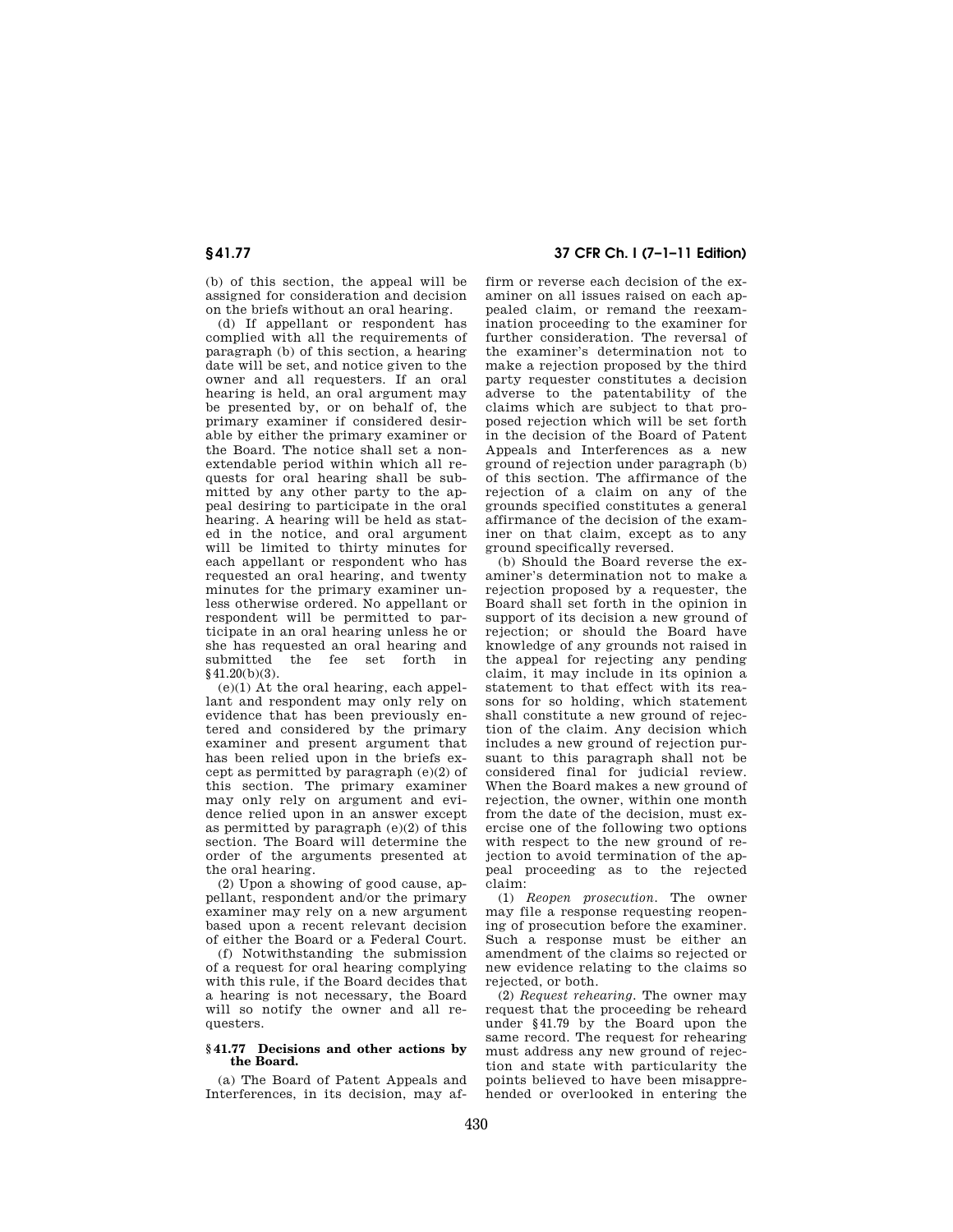(b) of this section, the appeal will be assigned for consideration and decision on the briefs without an oral hearing.

(d) If appellant or respondent has complied with all the requirements of paragraph (b) of this section, a hearing date will be set, and notice given to the owner and all requesters. If an oral hearing is held, an oral argument may be presented by, or on behalf of, the primary examiner if considered desirable by either the primary examiner or the Board. The notice shall set a non-extendable period within which all requests for oral hearing shall be submitted by any other party to the appeal desiring to participate in the oral hearing. A hearing will be held as stated in the notice, and oral argument will be limited to thirty minutes for each appellant or respondent who has requested an oral hearing, and twenty minutes for the primary examiner unless otherwise ordered. No appellant or respondent will be permitted to participate in an oral hearing unless he or she has requested an oral hearing and submitted the fee set forth in §41.20(b)(3).

(e)(1) At the oral hearing, each appellant and respondent may only rely on evidence that has been previously entered and considered by the primary examiner and present argument that has been relied upon in the briefs except as permitted by paragraph (e)(2) of this section. The primary examiner may only rely on argument and evidence relied upon in an answer except as permitted by paragraph (e)(2) of this section. The Board will determine the order of the arguments presented at the oral hearing.

(2) Upon a showing of good cause, appellant, respondent and/or the primary examiner may rely on a new argument based upon a recent relevant decision of either the Board or a Federal Court.

(f) Notwithstanding the submission of a request for oral hearing complying with this rule, if the Board decides that a hearing is not necessary, the Board will so notify the owner and all requesters.

### §41.77 Decisions and other actions by the Board.

(a) The Board of Patent Appeals and Interferences, in its decision, may affirm or reverse each decision of the examiner on all issues raised on each appealed claim, or remand the reexamination proceeding to the examiner for further consideration. The reversal of the examiner's determination not to make a rejection proposed by the third party requester constitutes a decision adverse to the patentability of the claims which are subject to that proposed rejection which will be set forth in the decision of the Board of Patent Appeals and Interferences as a new ground of rejection under paragraph (b) of this section. The affirmance of the rejection of a claim on any of the grounds specified constitutes a general affirmance of the decision of the examiner on that claim, except as to any ground specifically reversed.

(b) Should the Board reverse the examiner's determination not to make a rejection proposed by a requester, the Board shall set forth in the opinion in support of its decision a new ground of rejection; or should the Board have knowledge of any grounds not raised in the appeal for rejecting any pending claim, it may include in its opinion a statement to that effect with its reasons for so holding, which statement shall constitute a new ground of rejection of the claim. Any decision which includes a new ground of rejection pursuant to this paragraph shall not be considered final for judicial review. When the Board makes a new ground of rejection, the owner, within one month from the date of the decision, must exercise one of the following two options with respect to the new ground of rejection to avoid termination of the appeal proceeding as to the rejected claim:

(1) *Reopen prosecution.* The owner may file a response requesting reopening of prosecution before the examiner. Such a response must be either an amendment of the claims so rejected or new evidence relating to the claims so rejected, or both.

(2) *Request rehearing.* The owner may request that the proceeding be reheard under §41.79 by the Board upon the same record. The request for rehearing must address any new ground of rejection and state with particularity the points believed to have been misapprehended or overlooked in entering the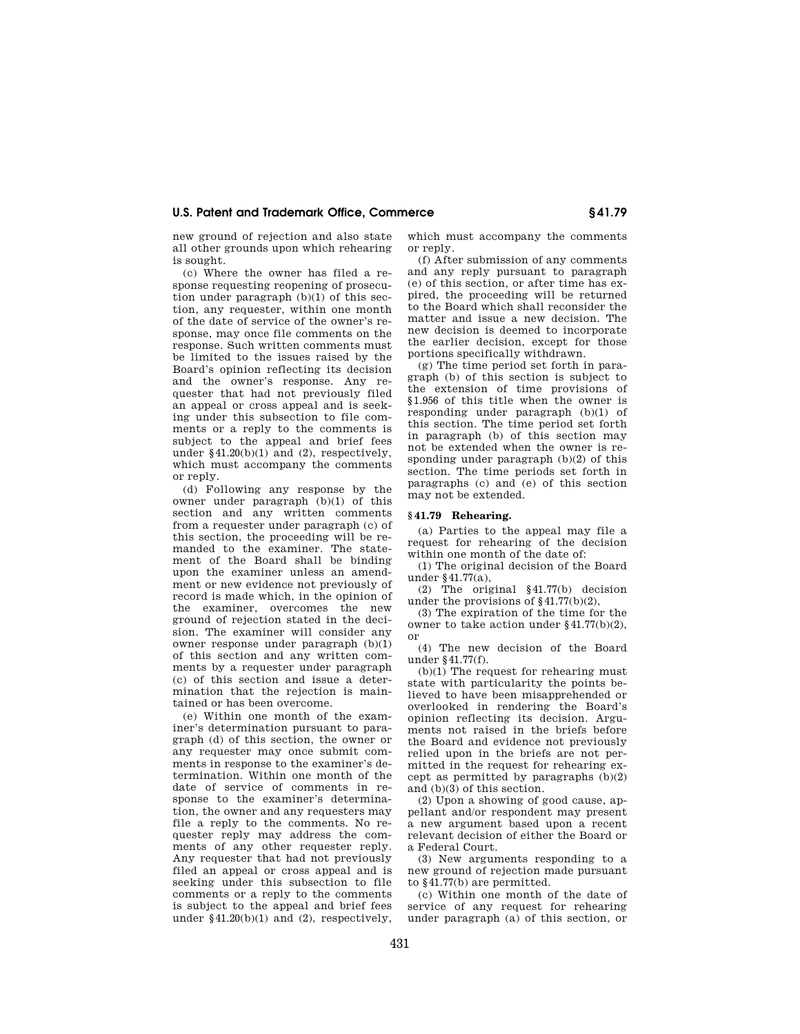new ground of rejection and also state all other grounds upon which rehearing is sought.

(c) Where the owner has filed a response requesting reopening of prosecution under paragraph (b)(1) of this section, any requester, within one month of the date of service of the owner's response, may once file comments on the response. Such written comments must be limited to the issues raised by the Board's opinion reflecting its decision and the owner's response. Any requester that had not previously filed an appeal or cross appeal and is seeking under this subsection to file comments or a reply to the comments is subject to the appeal and brief fees under §41.20(b)(1) and (2), respectively, which must accompany the comments or reply.

(d) Following any response by the owner under paragraph (b)(1) of this section and any written comments from a requester under paragraph (c) of this section, the proceeding will be remanded to the examiner. The statement of the Board shall be binding upon the examiner unless an amendment or new evidence not previously of record is made which, in the opinion of the examiner, overcomes the new ground of rejection stated in the decision. The examiner will consider any owner response under paragraph (b)(1) of this section and any written comments by a requester under paragraph (c) of this section and issue a determination that the rejection is maintained or has been overcome.

(e) Within one month of the examiner's determination pursuant to paragraph (d) of this section, the owner or any requester may once submit comments in response to the examiner's determination. Within one month of the date of service of comments in response to the examiner's determination, the owner and any requesters may file a reply to the comments. No requester reply may address the comments of any other requester reply. Any requester that had not previously filed an appeal or cross appeal and is seeking under this subsection to file comments or a reply to the comments is subject to the appeal and brief fees under §41.20(b)(1) and (2), respectively, which must accompany the comments or reply.

(f) After submission of any comments and any reply pursuant to paragraph (e) of this section, or after time has expired, the proceeding will be returned to the Board which shall reconsider the matter and issue a new decision. The new decision is deemed to incorporate the earlier decision, except for those portions specifically withdrawn.

(g) The time period set forth in paragraph (b) of this section is subject to the extension of time provisions of §1.956 of this title when the owner is responding under paragraph (b)(1) of this section. The time period set forth in paragraph (b) of this section may not be extended when the owner is responding under paragraph (b)(2) of this section. The time periods set forth in paragraphs (c) and (e) of this section may not be extended.

### §41.79 Rehearing.

(a) Parties to the appeal may file a request for rehearing of the decision within one month of the date of:

(1) The original decision of the Board under §41.77(a),

(2) The original §41.77(b) decision under the provisions of §41.77(b)(2),

(3) The expiration of the time for the owner to take action under §41.77(b)(2), or

(4) The new decision of the Board under §41.77(f).

(b)(1) The request for rehearing must state with particularity the points believed to have been misapprehended or overlooked in rendering the Board's opinion reflecting its decision. Arguments not raised in the briefs before the Board and evidence not previously relied upon in the briefs are not permitted in the request for rehearing except as permitted by paragraphs (b)(2) and (b)(3) of this section.

(2) Upon a showing of good cause, appellant and/or respondent may present a new argument based upon a recent relevant decision of either the Board or a Federal Court.

(3) New arguments responding to a new ground of rejection made pursuant to §41.77(b) are permitted.

(c) Within one month of the date of service of any request for rehearing under paragraph (a) of this section, or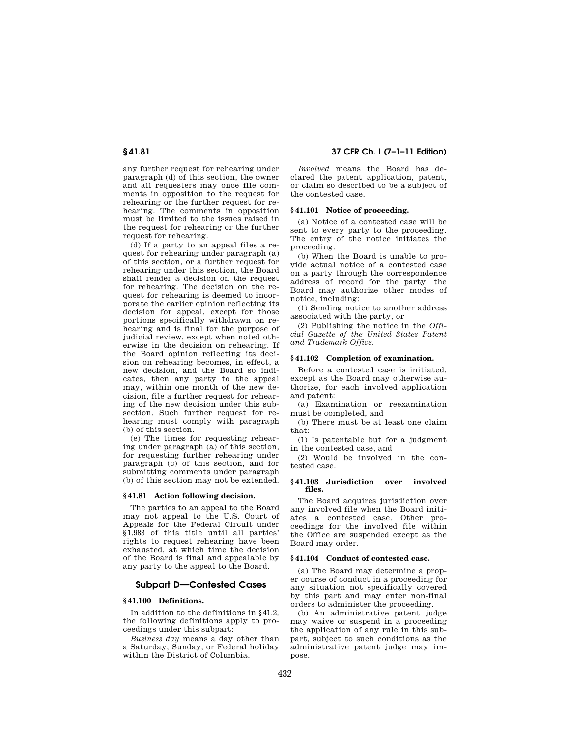any further request for rehearing under paragraph (d) of this section, the owner and all requesters may once file comments in opposition to the request for rehearing or the further request for rehearing. The comments in opposition must be limited to the issues raised in the request for rehearing or the further request for rehearing.

(d) If a party to an appeal files a request for rehearing under paragraph (a) of this section, or a further request for rehearing under this section, the Board shall render a decision on the request for rehearing. The decision on the request for rehearing is deemed to incorporate the earlier opinion reflecting its decision for appeal, except for those portions specifically withdrawn on rehearing and is final for the purpose of judicial review, except when noted otherwise in the decision on rehearing. If the Board opinion reflecting its decision on rehearing becomes, in effect, a new decision, and the Board so indicates, then any party to the appeal may, within one month of the new decision, file a further request for rehearing of the new decision under this subsection. Such further request for rehearing must comply with paragraph (b) of this section.

(e) The times for requesting rehearing under paragraph (a) of this section, for requesting further rehearing under paragraph (c) of this section, and for submitting comments under paragraph (b) of this section may not be extended.

### § 41.81 Action following decision.

The parties to an appeal to the Board may not appeal to the U.S. Court of Appeals for the Federal Circuit under §1.983 of this title until all parties' rights to request rehearing have been exhausted, at which time the decision of the Board is final and appealable by any party to the appeal to the Board.

## Subpart D—Contested Cases

### § 41.100 Definitions.

In addition to the definitions in §41.2, the following definitions apply to proceedings under this subpart:

*Business day* means a day other than a Saturday, Sunday, or Federal holiday within the District of Columbia.

*Involved* means the Board has declared the patent application, patent, or claim so described to be a subject of the contested case.

### § 41.101 Notice of proceeding.

(a) Notice of a contested case will be sent to every party to the proceeding. The entry of the notice initiates the proceeding.

(b) When the Board is unable to provide actual notice of a contested case on a party through the correspondence address of record for the party, the Board may authorize other modes of notice, including:

(1) Sending notice to another address associated with the party, or

(2) Publishing the notice in the *Official Gazette of the United States Patent and Trademark Office*.

### § 41.102 Completion of examination.

Before a contested case is initiated, except as the Board may otherwise authorize, for each involved application and patent:

(a) Examination or reexamination must be completed, and

(b) There must be at least one claim that:

(1) Is patentable but for a judgment in the contested case, and

(2) Would be involved in the contested case.

### § 41.103 Jurisdiction over involved files.

The Board acquires jurisdiction over any involved file when the Board initiates a contested case. Other proceedings for the involved file within the Office are suspended except as the Board may order.

### § 41.104 Conduct of contested case.

(a) The Board may determine a proper course of conduct in a proceeding for any situation not specifically covered by this part and may enter non-final orders to administer the proceeding.

(b) An administrative patent judge may waive or suspend in a proceeding the application of any rule in this subpart, subject to such conditions as the administrative patent judge may impose.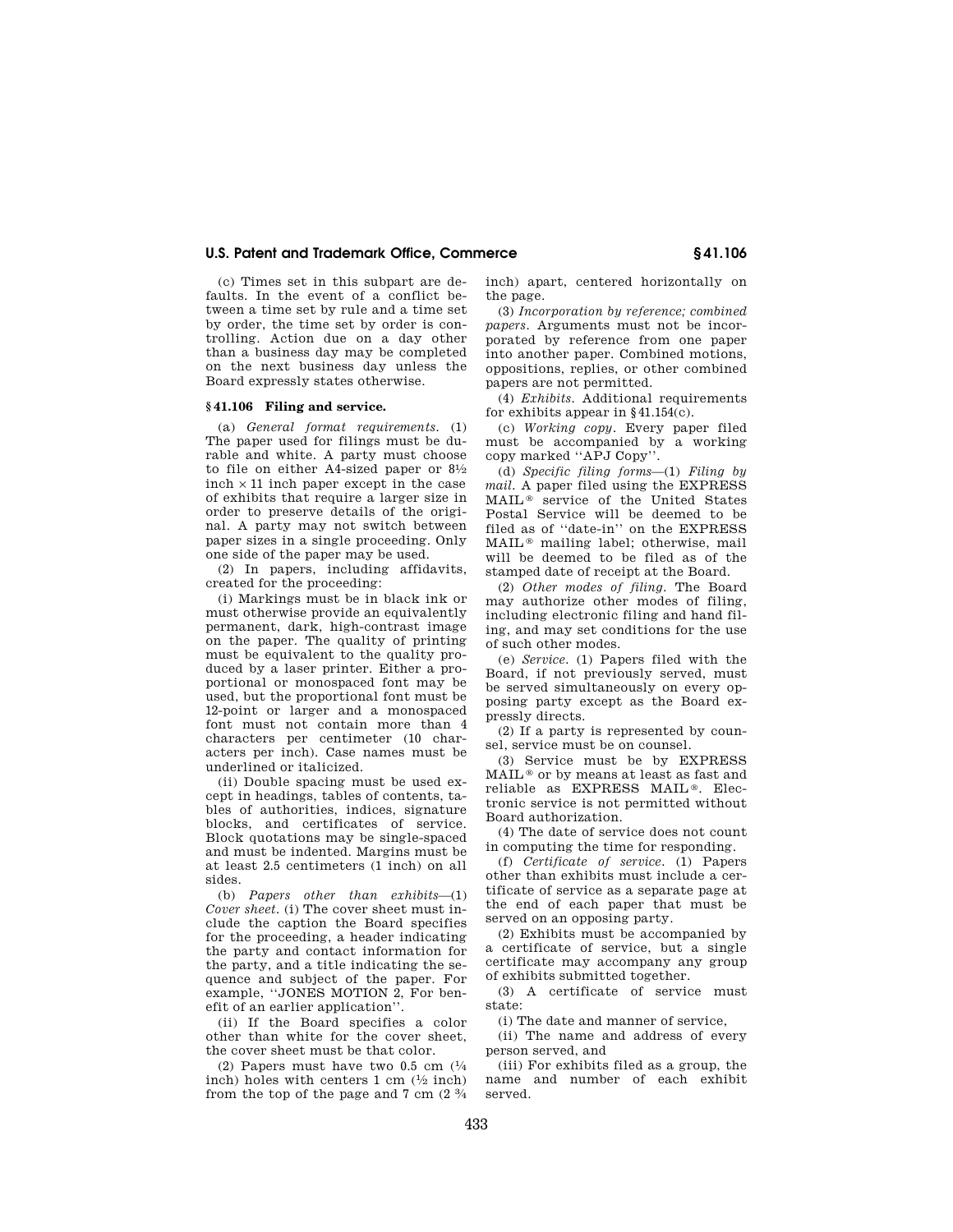(c) Times set in this subpart are defaults. In the event of a conflict between a time set by rule and a time set by order, the time set by order is controlling. Action due on a day other than a business day may be completed on the next business day unless the Board expressly states otherwise.

### § 41.106 Filing and service.

(a) *General format requirements.* (1) The paper used for filings must be durable and white. A party must choose to file on either A4-sized paper or 8½ inch × 11 inch paper except in the case of exhibits that require a larger size in order to preserve details of the original. A party may not switch between paper sizes in a single proceeding. Only one side of the paper may be used.

(2) In papers, including affidavits, created for the proceeding:

(i) Markings must be in black ink or must otherwise provide an equivalently permanent, dark, high-contrast image on the paper. The quality of printing must be equivalent to the quality produced by a laser printer. Either a proportional or monospaced font may be used, but the proportional font must be 12-point or larger and a monospaced font must not contain more than 4 characters per centimeter (10 characters per inch). Case names must be underlined or italicized.

(ii) Double spacing must be used except in headings, tables of contents, tables of authorities, indices, signature blocks, and certificates of service. Block quotations may be single-spaced and must be indented. Margins must be at least 2.5 centimeters (1 inch) on all sides.

(b) *Papers other than exhibits*—(1) *Cover sheet.* (i) The cover sheet must include the caption the Board specifies for the proceeding, a header indicating the party and contact information for the party, and a title indicating the sequence and subject of the paper. For example, ''JONES MOTION 2, For benefit of an earlier application''.

(ii) If the Board specifies a color other than white for the cover sheet, the cover sheet must be that color.

(2) Papers must have two 0.5 cm (¼ inch) holes with centers 1 cm (½ inch) from the top of the page and 7 cm (2 ¾ inch) apart, centered horizontally on the page.

(3) *Incorporation by reference; combined papers.* Arguments must not be incorporated by reference from one paper into another paper. Combined motions, oppositions, replies, or other combined papers are not permitted.

(4) *Exhibits.* Additional requirements for exhibits appear in §41.154(c).

(c) *Working copy.* Every paper filed must be accompanied by a working copy marked ''APJ Copy''.

(d) *Specific filing forms*—(1) *Filing by mail.* A paper filed using the EXPRESS MAIL® service of the United States Postal Service will be deemed to be filed as of ''date-in'' on the EXPRESS MAIL® mailing label; otherwise, mail will be deemed to be filed as of the stamped date of receipt at the Board.

(2) *Other modes of filing.* The Board may authorize other modes of filing, including electronic filing and hand filing, and may set conditions for the use of such other modes.

(e) *Service.* (1) Papers filed with the Board, if not previously served, must be served simultaneously on every opposing party except as the Board expressly directs.

(2) If a party is represented by counsel, service must be on counsel.

(3) Service must be by EXPRESS MAIL® or by means at least as fast and reliable as EXPRESS MAIL®. Electronic service is not permitted without Board authorization.

(4) The date of service does not count in computing the time for responding.

(f) *Certificate of service.* (1) Papers other than exhibits must include a certificate of service as a separate page at the end of each paper that must be served on an opposing party.

(2) Exhibits must be accompanied by a certificate of service, but a single certificate may accompany any group of exhibits submitted together.

(3) A certificate of service must state:

(i) The date and manner of service,

(ii) The name and address of every person served, and

(iii) For exhibits filed as a group, the name and number of each exhibit served.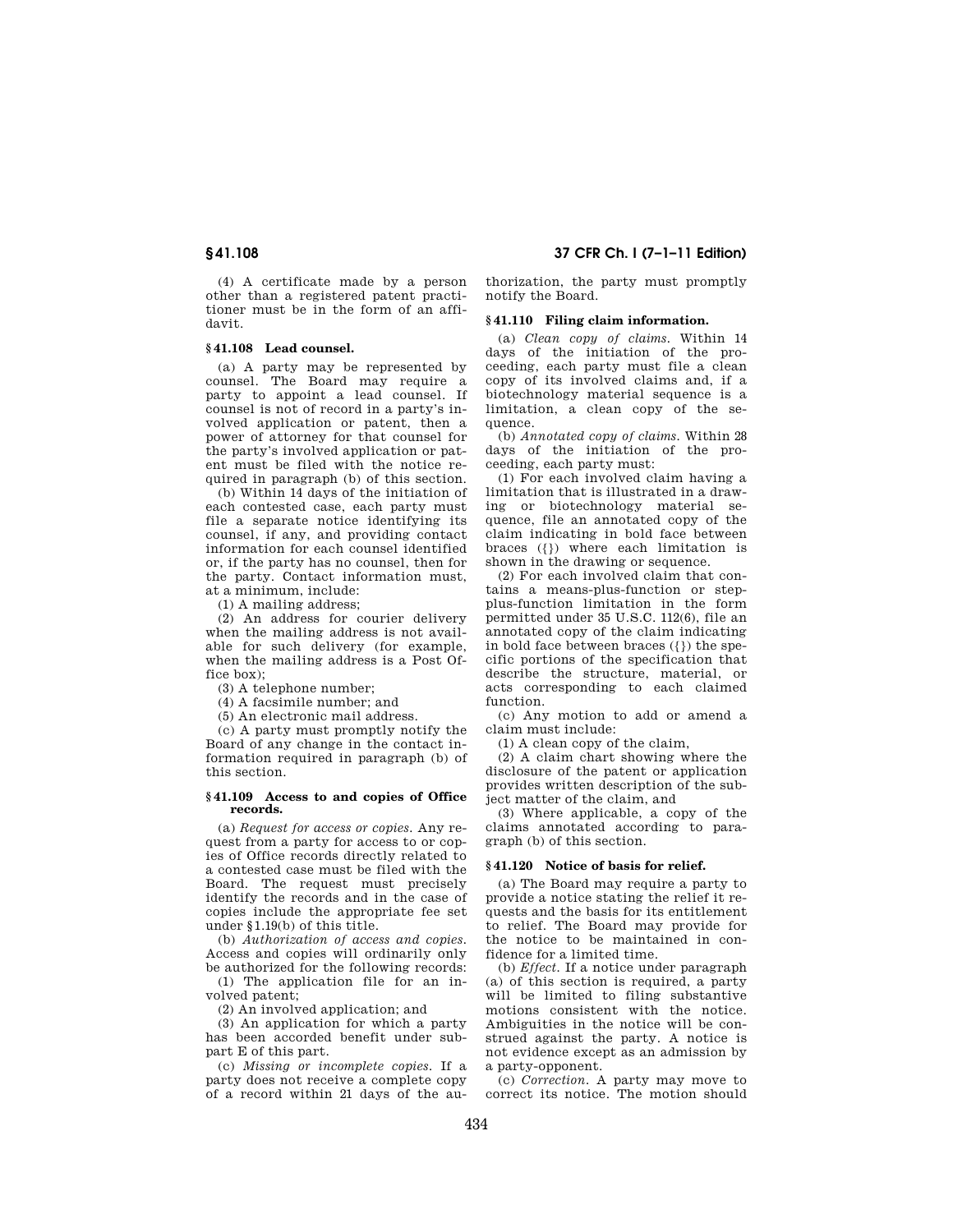(4) A certificate made by a person other than a registered patent practitioner must be in the form of an affidavit.

### § 41.108 Lead counsel.

(a) A party may be represented by counsel. The Board may require a party to appoint a lead counsel. If counsel is not of record in a party's involved application or patent, then a power of attorney for that counsel for the party's involved application or patent must be filed with the notice required in paragraph (b) of this section.

(b) Within 14 days of the initiation of each contested case, each party must file a separate notice identifying its counsel, if any, and providing contact information for each counsel identified or, if the party has no counsel, then for the party. Contact information must, at a minimum, include:

(1) A mailing address;

(2) An address for courier delivery when the mailing address is not available for such delivery (for example, when the mailing address is a Post Office box);

(3) A telephone number;

(4) A facsimile number; and

(5) An electronic mail address.

(c) A party must promptly notify the Board of any change in the contact information required in paragraph (b) of this section.

### § 41.109 Access to and copies of Office records.

(a) *Request for access or copies.* Any request from a party for access to or copies of Office records directly related to a contested case must be filed with the Board. The request must precisely identify the records and in the case of copies include the appropriate fee set under § 1.19(b) of this title.

(b) *Authorization of access and copies.* Access and copies will ordinarily only be authorized for the following records:

(1) The application file for an involved patent;

(2) An involved application; and

(3) An application for which a party has been accorded benefit under subpart E of this part.

(c) *Missing or incomplete copies.* If a party does not receive a complete copy of a record within 21 days of the authorization, the party must promptly notify the Board.

### § 41.110 Filing claim information.

(a) *Clean copy of claims.* Within 14 days of the initiation of the proceeding, each party must file a clean copy of its involved claims and, if a biotechnology material sequence is a limitation, a clean copy of the sequence.

(b) *Annotated copy of claims.* Within 28 days of the initiation of the proceeding, each party must:

(1) For each involved claim having a limitation that is illustrated in a drawing or biotechnology material sequence, file an annotated copy of the claim indicating in bold face between braces ({}) where each limitation is shown in the drawing or sequence.

(2) For each involved claim that contains a means-plus-function or step-plus-function limitation in the form permitted under 35 U.S.C. 112(6), file an annotated copy of the claim indicating in bold face between braces ({}) the specific portions of the specification that describe the structure, material, or acts corresponding to each claimed function.

(c) Any motion to add or amend a claim must include:

(1) A clean copy of the claim,

(2) A claim chart showing where the disclosure of the patent or application provides written description of the subject matter of the claim, and

(3) Where applicable, a copy of the claims annotated according to paragraph (b) of this section.

### § 41.120 Notice of basis for relief.

(a) The Board may require a party to provide a notice stating the relief it requests and the basis for its entitlement to relief. The Board may provide for the notice to be maintained in confidence for a limited time.

(b) *Effect.* If a notice under paragraph (a) of this section is required, a party will be limited to filing substantive motions consistent with the notice. Ambiguities in the notice will be construed against the party. A notice is not evidence except as an admission by a party-opponent.

(c) *Correction.* A party may move to correct its notice. The motion should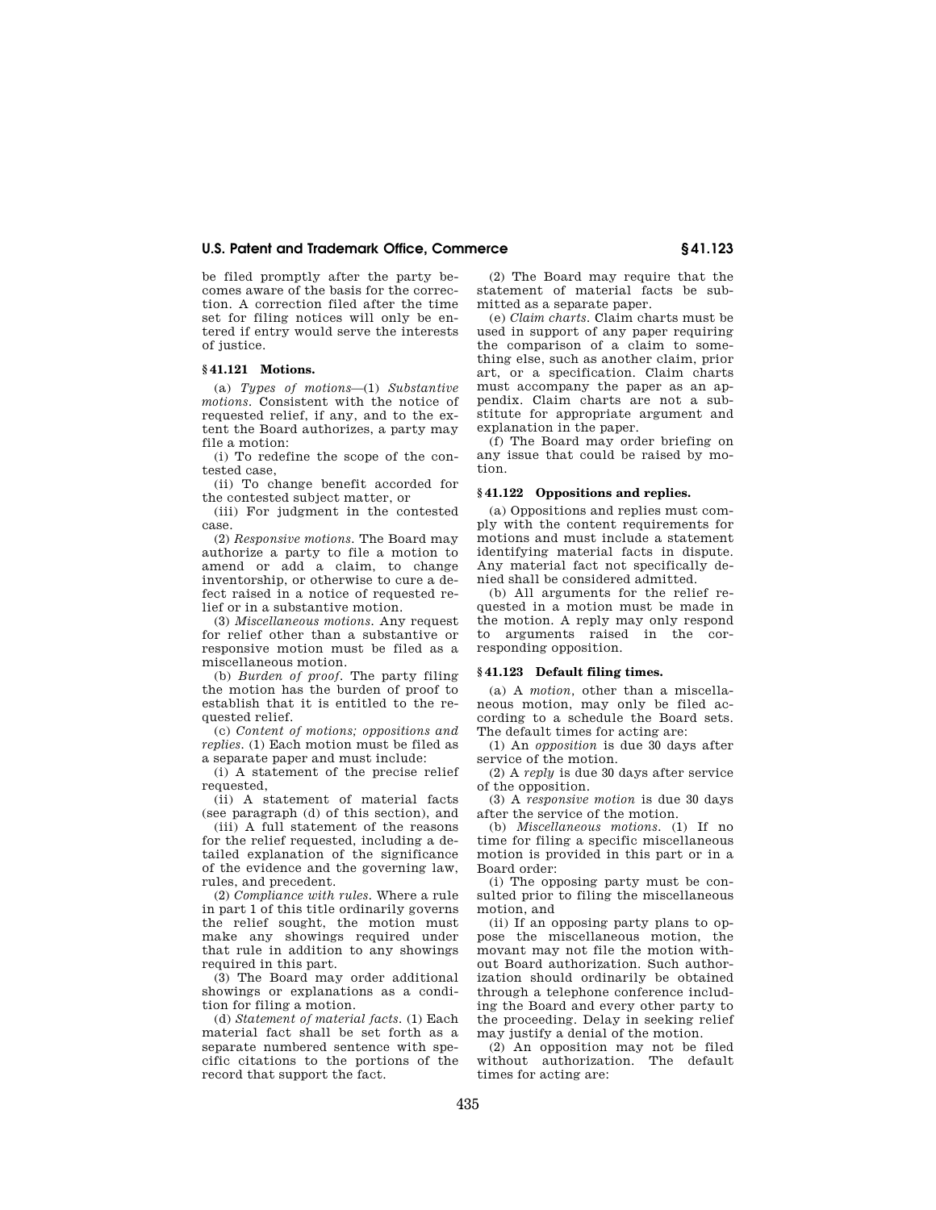be filed promptly after the party becomes aware of the basis for the correction. A correction filed after the time set for filing notices will only be entered if entry would serve the interests of justice.

### § 41.121 Motions.

(a) *Types of motions*—(1) *Substantive motions.* Consistent with the notice of requested relief, if any, and to the extent the Board authorizes, a party may file a motion:

(i) To redefine the scope of the contested case,

(ii) To change benefit accorded for the contested subject matter, or

(iii) For judgment in the contested case.

(2) *Responsive motions.* The Board may authorize a party to file a motion to amend or add a claim, to change inventorship, or otherwise to cure a defect raised in a notice of requested relief or in a substantive motion.

(3) *Miscellaneous motions.* Any request for relief other than a substantive or responsive motion must be filed as a miscellaneous motion.

(b) *Burden of proof.* The party filing the motion has the burden of proof to establish that it is entitled to the requested relief.

(c) *Content of motions; oppositions and replies.* (1) Each motion must be filed as a separate paper and must include:

(i) A statement of the precise relief requested,

(ii) A statement of material facts (see paragraph (d) of this section), and

(iii) A full statement of the reasons for the relief requested, including a detailed explanation of the significance of the evidence and the governing law, rules, and precedent.

(2) *Compliance with rules.* Where a rule in part 1 of this title ordinarily governs the relief sought, the motion must make any showings required under that rule in addition to any showings required in this part.

(3) The Board may order additional showings or explanations as a condition for filing a motion.

(d) *Statement of material facts.* (1) Each material fact shall be set forth as a separate numbered sentence with specific citations to the portions of the record that support the fact.

(2) The Board may require that the statement of material facts be submitted as a separate paper.

(e) *Claim charts.* Claim charts must be used in support of any paper requiring the comparison of a claim to something else, such as another claim, prior art, or a specification. Claim charts must accompany the paper as an appendix. Claim charts are not a substitute for appropriate argument and explanation in the paper.

(f) The Board may order briefing on any issue that could be raised by motion.

### § 41.122 Oppositions and replies.

(a) Oppositions and replies must comply with the content requirements for motions and must include a statement identifying material facts in dispute. Any material fact not specifically denied shall be considered admitted.

(b) All arguments for the relief requested in a motion must be made in the motion. A reply may only respond to arguments raised in the corresponding opposition.

### § 41.123 Default filing times.

(a) A *motion,* other than a miscellaneous motion, may only be filed according to a schedule the Board sets. The default times for acting are:

(1) An *opposition* is due 30 days after service of the motion.

(2) A *reply* is due 30 days after service of the opposition.

(3) A *responsive motion* is due 30 days after the service of the motion.

(b) *Miscellaneous motions.* (1) If no time for filing a specific miscellaneous motion is provided in this part or in a Board order:

(i) The opposing party must be consulted prior to filing the miscellaneous motion, and

(ii) If an opposing party plans to oppose the miscellaneous motion, the movant may not file the motion without Board authorization. Such authorization should ordinarily be obtained through a telephone conference including the Board and every other party to the proceeding. Delay in seeking relief may justify a denial of the motion.

(2) An opposition may not be filed without authorization. The default times for acting are: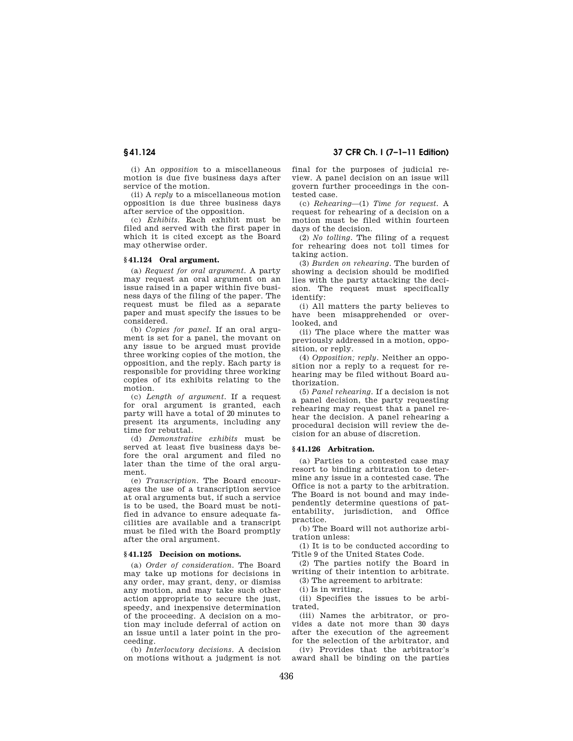(i) An *opposition* to a miscellaneous motion is due five business days after service of the motion.

(ii) A *reply* to a miscellaneous motion opposition is due three business days after service of the opposition.

(c) *Exhibits.* Each exhibit must be filed and served with the first paper in which it is cited except as the Board may otherwise order.

### § 41.124 Oral argument.

(a) *Request for oral argument.* A party may request an oral argument on an issue raised in a paper within five business days of the filing of the paper. The request must be filed as a separate paper and must specify the issues to be considered.

(b) *Copies for panel.* If an oral argument is set for a panel, the movant on any issue to be argued must provide three working copies of the motion, the opposition, and the reply. Each party is responsible for providing three working copies of its exhibits relating to the motion.

(c) *Length of argument.* If a request for oral argument is granted, each party will have a total of 20 minutes to present its arguments, including any time for rebuttal.

(d) *Demonstrative exhibits* must be served at least five business days before the oral argument and filed no later than the time of the oral argument.

(e) *Transcription.* The Board encourages the use of a transcription service at oral arguments but, if such a service is to be used, the Board must be notified in advance to ensure adequate facilities are available and a transcript must be filed with the Board promptly after the oral argument.

### § 41.125 Decision on motions.

(a) *Order of consideration.* The Board may take up motions for decisions in any order, may grant, deny, or dismiss any motion, and may take such other action appropriate to secure the just, speedy, and inexpensive determination of the proceeding. A decision on a motion may include deferral of action on an issue until a later point in the proceeding.

(b) *Interlocutory decisions.* A decision on motions without a judgment is not final for the purposes of judicial review. A panel decision on an issue will govern further proceedings in the contested case.

(c) *Rehearing*—(1) *Time for request.* A request for rehearing of a decision on a motion must be filed within fourteen days of the decision.

(2) *No tolling.* The filing of a request for rehearing does not toll times for taking action.

(3) *Burden on rehearing.* The burden of showing a decision should be modified lies with the party attacking the decision. The request must specifically identify:

(i) All matters the party believes to have been misapprehended or overlooked, and

(ii) The place where the matter was previously addressed in a motion, opposition, or reply.

(4) *Opposition; reply.* Neither an opposition nor a reply to a request for rehearing may be filed without Board authorization.

(5) *Panel rehearing.* If a decision is not a panel decision, the party requesting rehearing may request that a panel rehear the decision. A panel rehearing a procedural decision will review the decision for an abuse of discretion.

### § 41.126 Arbitration.

(a) Parties to a contested case may resort to binding arbitration to determine any issue in a contested case. The Office is not a party to the arbitration. The Board is not bound and may independently determine questions of patentability, jurisdiction, and Office practice.

(b) The Board will not authorize arbitration unless:

(1) It is to be conducted according to Title 9 of the United States Code.

(2) The parties notify the Board in writing of their intention to arbitrate.

(3) The agreement to arbitrate:

(i) Is in writing,

(ii) Specifies the issues to be arbitrated,

(iii) Names the arbitrator, or provides a date not more than 30 days after the execution of the agreement for the selection of the arbitrator, and

(iv) Provides that the arbitrator's award shall be binding on the parties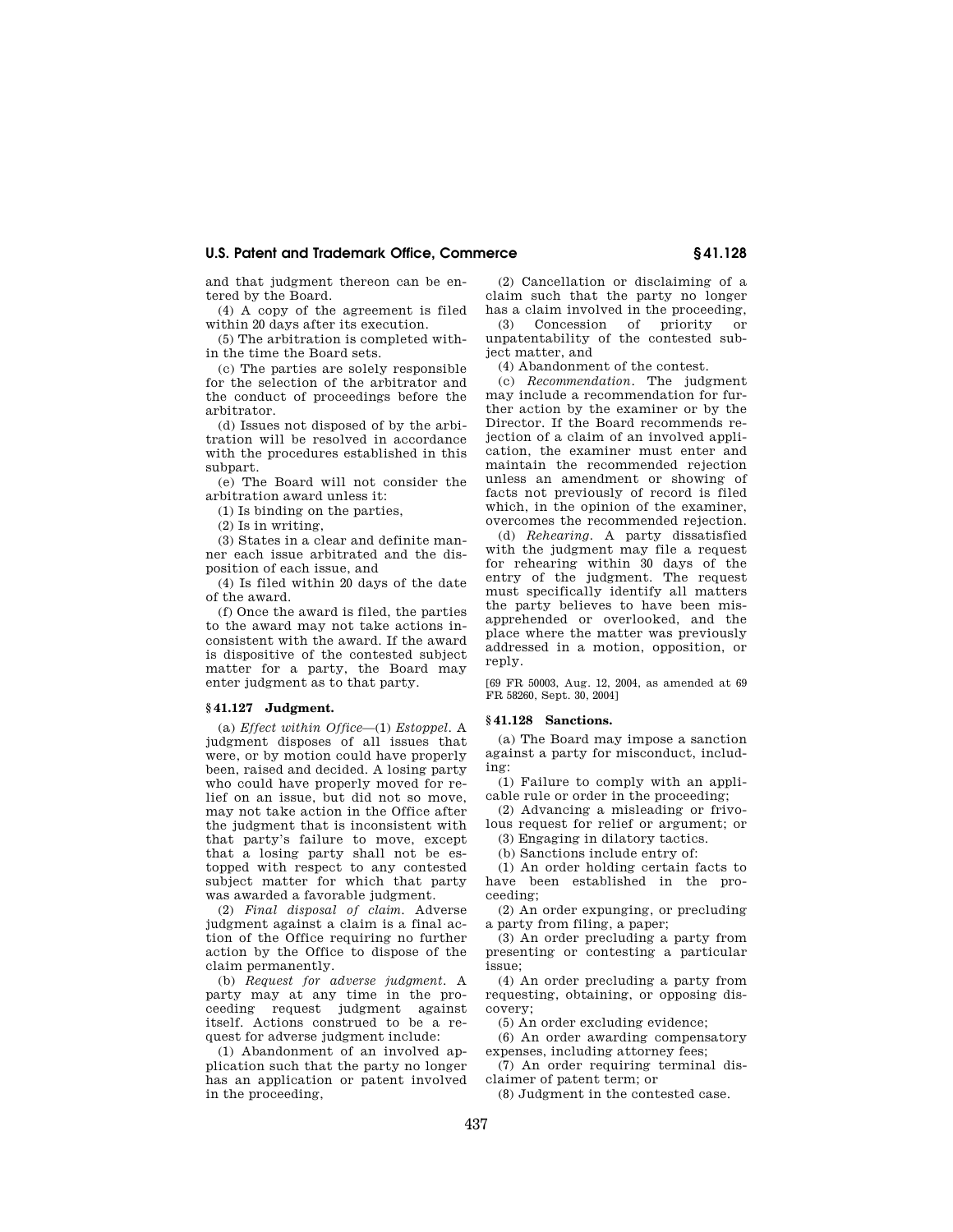and that judgment thereon can be entered by the Board.

(4) A copy of the agreement is filed within 20 days after its execution.

(5) The arbitration is completed within the time the Board sets.

(c) The parties are solely responsible for the selection of the arbitrator and the conduct of proceedings before the arbitrator.

(d) Issues not disposed of by the arbitration will be resolved in accordance with the procedures established in this subpart.

(e) The Board will not consider the arbitration award unless it:

(1) Is binding on the parties,

(2) Is in writing,

(3) States in a clear and definite manner each issue arbitrated and the disposition of each issue, and

(4) Is filed within 20 days of the date of the award.

(f) Once the award is filed, the parties to the award may not take actions inconsistent with the award. If the award is dispositive of the contested subject matter for a party, the Board may enter judgment as to that party.

### § 41.127 Judgment.

(a) *Effect within Office*—(1) *Estoppel.* A judgment disposes of all issues that were, or by motion could have properly been, raised and decided. A losing party who could have properly moved for relief on an issue, but did not so move, may not take action in the Office after the judgment that is inconsistent with that party's failure to move, except that a losing party shall not be estopped with respect to any contested subject matter for which that party was awarded a favorable judgment.

(2) *Final disposal of claim.* Adverse judgment against a claim is a final action of the Office requiring no further action by the Office to dispose of the claim permanently.

(b) *Request for adverse judgment.* A party may at any time in the proceeding request judgment against itself. Actions construed to be a request for adverse judgment include:

(1) Abandonment of an involved application such that the party no longer has an application or patent involved in the proceeding,

(2) Cancellation or disclaiming of a claim such that the party no longer has a claim involved in the proceeding,

(3) Concession of priority or unpatentability of the contested subject matter, and

(4) Abandonment of the contest.

(c) *Recommendation.* The judgment may include a recommendation for further action by the examiner or by the Director. If the Board recommends rejection of a claim of an involved application, the examiner must enter and maintain the recommended rejection unless an amendment or showing of facts not previously of record is filed which, in the opinion of the examiner, overcomes the recommended rejection.

(d) *Rehearing.* A party dissatisfied with the judgment may file a request for rehearing within 30 days of the entry of the judgment. The request must specifically identify all matters the party believes to have been misapprehended or overlooked, and the place where the matter was previously addressed in a motion, opposition, or reply.

[69 FR 50003, Aug. 12, 2004, as amended at 69 FR 58260, Sept. 30, 2004]

### § 41.128 Sanctions.

(a) The Board may impose a sanction against a party for misconduct, including:

(1) Failure to comply with an applicable rule or order in the proceeding;

(2) Advancing a misleading or frivolous request for relief or argument; or

(3) Engaging in dilatory tactics.

(b) Sanctions include entry of:

(1) An order holding certain facts to have been established in the proceeding;

(2) An order expunging, or precluding a party from filing, a paper;

(3) An order precluding a party from presenting or contesting a particular issue;

(4) An order precluding a party from requesting, obtaining, or opposing discovery;

(5) An order excluding evidence;

(6) An order awarding compensatory expenses, including attorney fees;

(7) An order requiring terminal disclaimer of patent term; or

(8) Judgment in the contested case.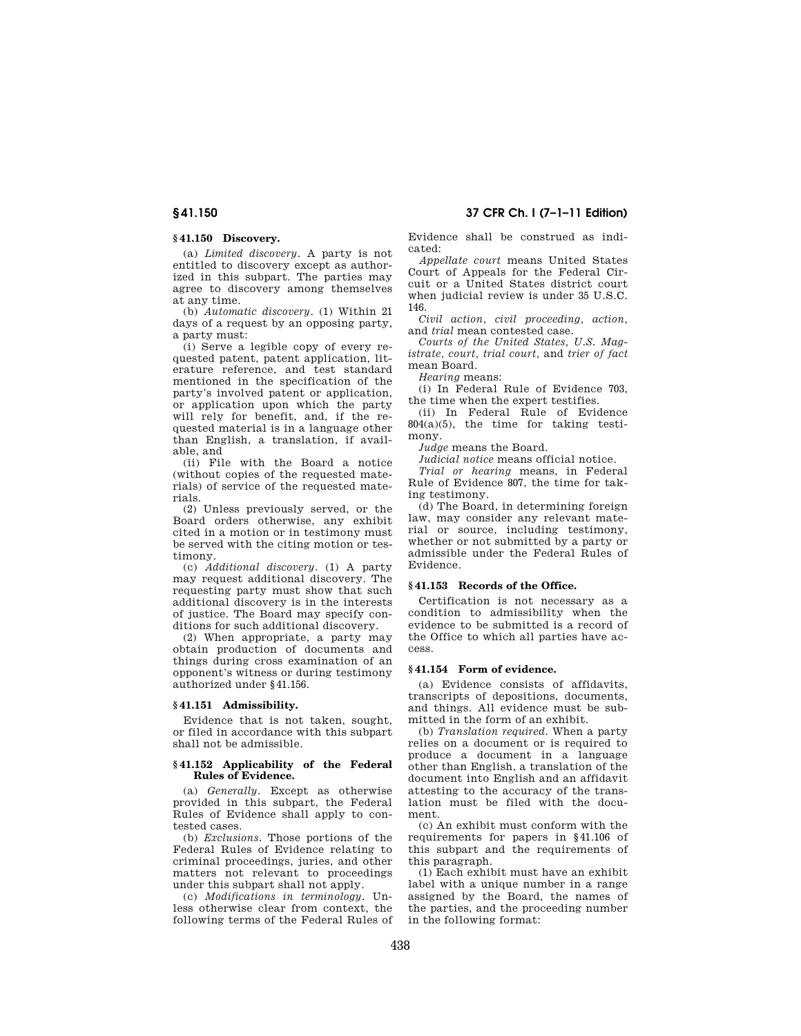### § 41.150 Discovery.

(a) *Limited discovery.* A party is not entitled to discovery except as authorized in this subpart. The parties may agree to discovery among themselves at any time.

(b) *Automatic discovery.* (1) Within 21 days of a request by an opposing party, a party must:

(i) Serve a legible copy of every requested patent, patent application, literature reference, and test standard mentioned in the specification of the party's involved patent or application, or application upon which the party will rely for benefit, and, if the requested material is in a language other than English, a translation, if available, and

(ii) File with the Board a notice (without copies of the requested materials) of service of the requested materials.

(2) Unless previously served, or the Board orders otherwise, any exhibit cited in a motion or in testimony must be served with the citing motion or testimony.

(c) *Additional discovery.* (1) A party may request additional discovery. The requesting party must show that such additional discovery is in the interests of justice. The Board may specify conditions for such additional discovery.

(2) When appropriate, a party may obtain production of documents and things during cross examination of an opponent's witness or during testimony authorized under § 41.156.

### § 41.151 Admissibility.

Evidence that is not taken, sought, or filed in accordance with this subpart shall not be admissible.

### § 41.152 Applicability of the Federal Rules of Evidence.

(a) *Generally.* Except as otherwise provided in this subpart, the Federal Rules of Evidence shall apply to contested cases.

(b) *Exclusions.* Those portions of the Federal Rules of Evidence relating to criminal proceedings, juries, and other matters not relevant to proceedings under this subpart shall not apply.

(c) *Modifications in terminology.* Unless otherwise clear from context, the following terms of the Federal Rules of Evidence shall be construed as indicated:

*Appellate court* means United States Court of Appeals for the Federal Circuit or a United States district court when judicial review is under 35 U.S.C. 146.

*Civil action, civil proceeding, action,* and *trial* mean contested case.

*Courts of the United States, U.S. Magistrate, court, trial court,* and *trier of fact* mean Board.

*Hearing* means:

(i) In Federal Rule of Evidence 703, the time when the expert testifies.

(ii) In Federal Rule of Evidence 804(a)(5), the time for taking testimony.

*Judge* means the Board.

*Judicial notice* means official notice.

*Trial or hearing* means, in Federal Rule of Evidence 807, the time for taking testimony.

(d) The Board, in determining foreign law, may consider any relevant material or source, including testimony, whether or not submitted by a party or admissible under the Federal Rules of Evidence.

### § 41.153 Records of the Office.

Certification is not necessary as a condition to admissibility when the evidence to be submitted is a record of the Office to which all parties have access.

### § 41.154 Form of evidence.

(a) Evidence consists of affidavits, transcripts of depositions, documents, and things. All evidence must be submitted in the form of an exhibit.

(b) *Translation required.* When a party relies on a document or is required to produce a document in a language other than English, a translation of the document into English and an affidavit attesting to the accuracy of the translation must be filed with the document.

(c) An exhibit must conform with the requirements for papers in § 41.106 of this subpart and the requirements of this paragraph.

(1) Each exhibit must have an exhibit label with a unique number in a range assigned by the Board, the names of the parties, and the proceeding number in the following format: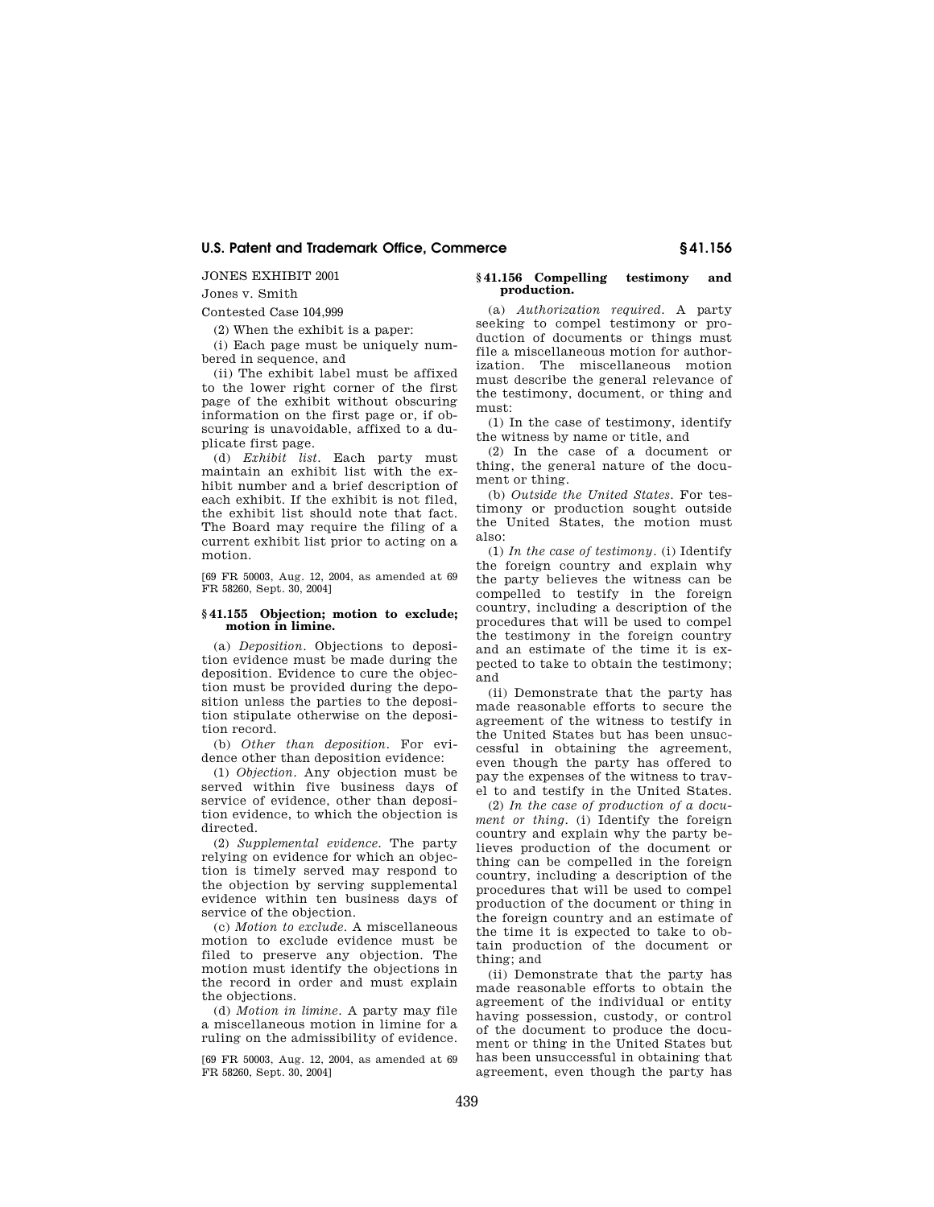JONES EXHIBIT 2001

Jones v. Smith

Contested Case 104,999

(2) When the exhibit is a paper:

(i) Each page must be uniquely numbered in sequence, and

(ii) The exhibit label must be affixed to the lower right corner of the first page of the exhibit without obscuring information on the first page or, if obscuring is unavoidable, affixed to a duplicate first page.

(d) *Exhibit list.* Each party must maintain an exhibit list with the exhibit number and a brief description of each exhibit. If the exhibit is not filed, the exhibit list should note that fact. The Board may require the filing of a current exhibit list prior to acting on a motion.

[69 FR 50003, Aug. 12, 2004, as amended at 69 FR 58260, Sept. 30, 2004]

### § 41.155 Objection; motion to exclude; motion in limine.

(a) *Deposition.* Objections to deposition evidence must be made during the deposition. Evidence to cure the objection must be provided during the deposition unless the parties to the deposition stipulate otherwise on the deposition record.

(b) *Other than deposition.* For evidence other than deposition evidence:

(1) *Objection.* Any objection must be served within five business days of service of evidence, other than deposition evidence, to which the objection is directed.

(2) *Supplemental evidence.* The party relying on evidence for which an objection is timely served may respond to the objection by serving supplemental evidence within ten business days of service of the objection.

(c) *Motion to exclude.* A miscellaneous motion to exclude evidence must be filed to preserve any objection. The motion must identify the objections in the record in order and must explain the objections.

(d) *Motion in limine.* A party may file a miscellaneous motion in limine for a ruling on the admissibility of evidence.

[69 FR 50003, Aug. 12, 2004, as amended at 69 FR 58260, Sept. 30, 2004]

### § 41.156 Compelling testimony and production.

(a) *Authorization required.* A party seeking to compel testimony or production of documents or things must file a miscellaneous motion for authorization. The miscellaneous motion must describe the general relevance of the testimony, document, or thing and must:

(1) In the case of testimony, identify the witness by name or title, and

(2) In the case of a document or thing, the general nature of the document or thing.

(b) *Outside the United States.* For testimony or production sought outside the United States, the motion must also:

(1) *In the case of testimony.* (i) Identify the foreign country and explain why the party believes the witness can be compelled to testify in the foreign country, including a description of the procedures that will be used to compel the testimony in the foreign country and an estimate of the time it is expected to take to obtain the testimony; and

(ii) Demonstrate that the party has made reasonable efforts to secure the agreement of the witness to testify in the United States but has been unsuccessful in obtaining the agreement, even though the party has offered to pay the expenses of the witness to travel to and testify in the United States.

(2) *In the case of production of a document or thing.* (i) Identify the foreign country and explain why the party believes production of the document or thing can be compelled in the foreign country, including a description of the procedures that will be used to compel production of the document or thing in the foreign country and an estimate of the time it is expected to take to obtain production of the document or thing; and

(ii) Demonstrate that the party has made reasonable efforts to obtain the agreement of the individual or entity having possession, custody, or control of the document to produce the document or thing in the United States but has been unsuccessful in obtaining that agreement, even though the party has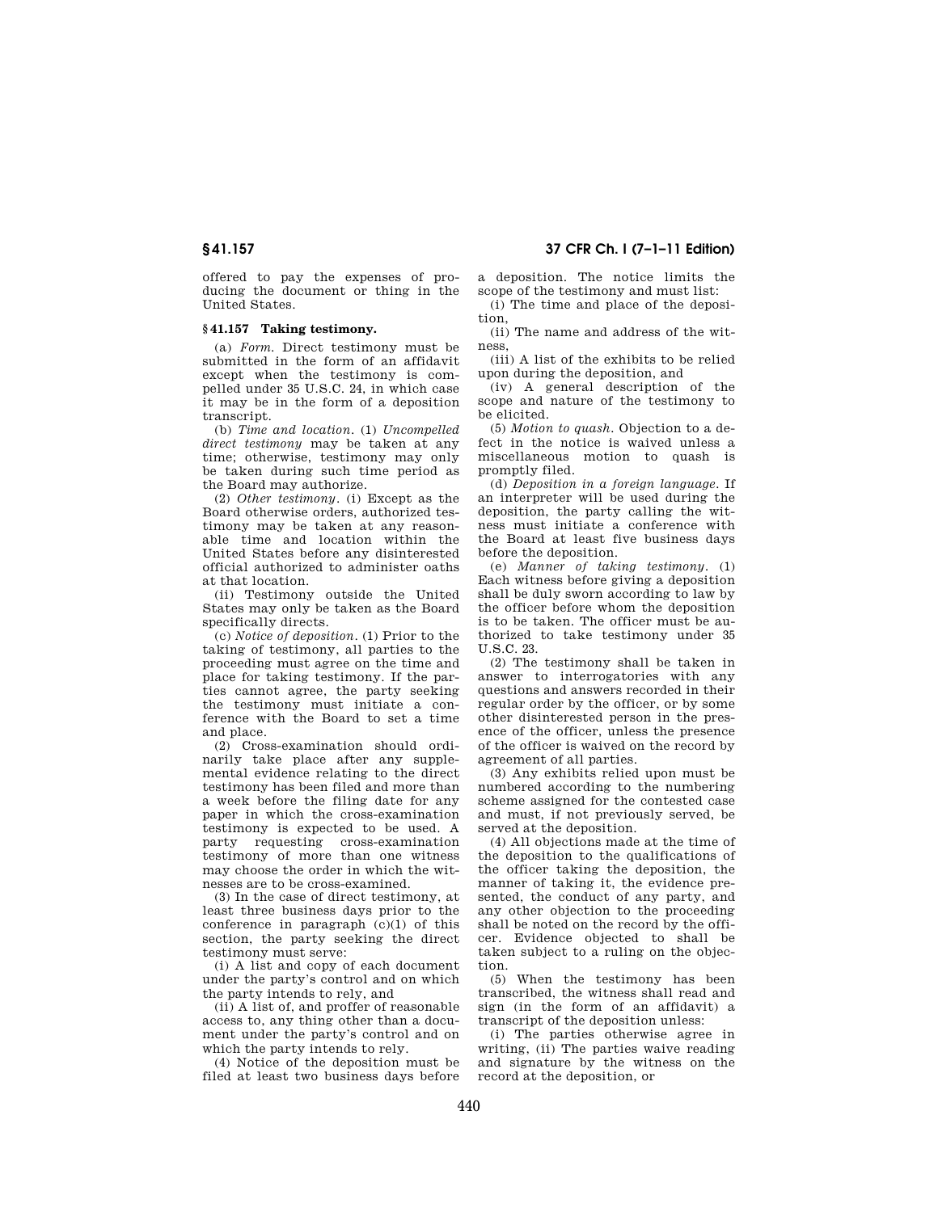offered to pay the expenses of producing the document or thing in the United States.

### § 41.157 Taking testimony.

(a) *Form.* Direct testimony must be submitted in the form of an affidavit except when the testimony is compelled under 35 U.S.C. 24, in which case it may be in the form of a deposition transcript.

(b) *Time and location.* (1) *Uncompelled direct testimony* may be taken at any time; otherwise, testimony may only be taken during such time period as the Board may authorize.

(2) *Other testimony.* (i) Except as the Board otherwise orders, authorized testimony may be taken at any reasonable time and location within the United States before any disinterested official authorized to administer oaths at that location.

(ii) Testimony outside the United States may only be taken as the Board specifically directs.

(c) *Notice of deposition.* (1) Prior to the taking of testimony, all parties to the proceeding must agree on the time and place for taking testimony. If the parties cannot agree, the party seeking the testimony must initiate a conference with the Board to set a time and place.

(2) Cross-examination should ordinarily take place after any supplemental evidence relating to the direct testimony has been filed and more than a week before the filing date for any paper in which the cross-examination testimony is expected to be used. A party requesting cross-examination testimony of more than one witness may choose the order in which the witnesses are to be cross-examined.

(3) In the case of direct testimony, at least three business days prior to the conference in paragraph (c)(1) of this section, the party seeking the direct testimony must serve:

(i) A list and copy of each document under the party's control and on which the party intends to rely, and

(ii) A list of, and proffer of reasonable access to, any thing other than a document under the party's control and on which the party intends to rely.

(4) Notice of the deposition must be filed at least two business days before a deposition. The notice limits the scope of the testimony and must list:

(i) The time and place of the deposition,

(ii) The name and address of the witness,

(iii) A list of the exhibits to be relied upon during the deposition, and

(iv) A general description of the scope and nature of the testimony to be elicited.

(5) *Motion to quash.* Objection to a defect in the notice is waived unless a miscellaneous motion to quash is promptly filed.

(d) *Deposition in a foreign language.* If an interpreter will be used during the deposition, the party calling the witness must initiate a conference with the Board at least five business days before the deposition.

(e) *Manner of taking testimony.* (1) Each witness before giving a deposition shall be duly sworn according to law by the officer before whom the deposition is to be taken. The officer must be authorized to take testimony under 35 U.S.C. 23.

(2) The testimony shall be taken in answer to interrogatories with any questions and answers recorded in their regular order by the officer, or by some other disinterested person in the presence of the officer, unless the presence of the officer is waived on the record by agreement of all parties.

(3) Any exhibits relied upon must be numbered according to the numbering scheme assigned for the contested case and must, if not previously served, be served at the deposition.

(4) All objections made at the time of the deposition to the qualifications of the officer taking the deposition, the manner of taking it, the evidence presented, the conduct of any party, and any other objection to the proceeding shall be noted on the record by the officer. Evidence objected to shall be taken subject to a ruling on the objection.

(5) When the testimony has been transcribed, the witness shall read and sign (in the form of an affidavit) a transcript of the deposition unless:

(i) The parties otherwise agree in writing, (ii) The parties waive reading and signature by the witness on the record at the deposition, or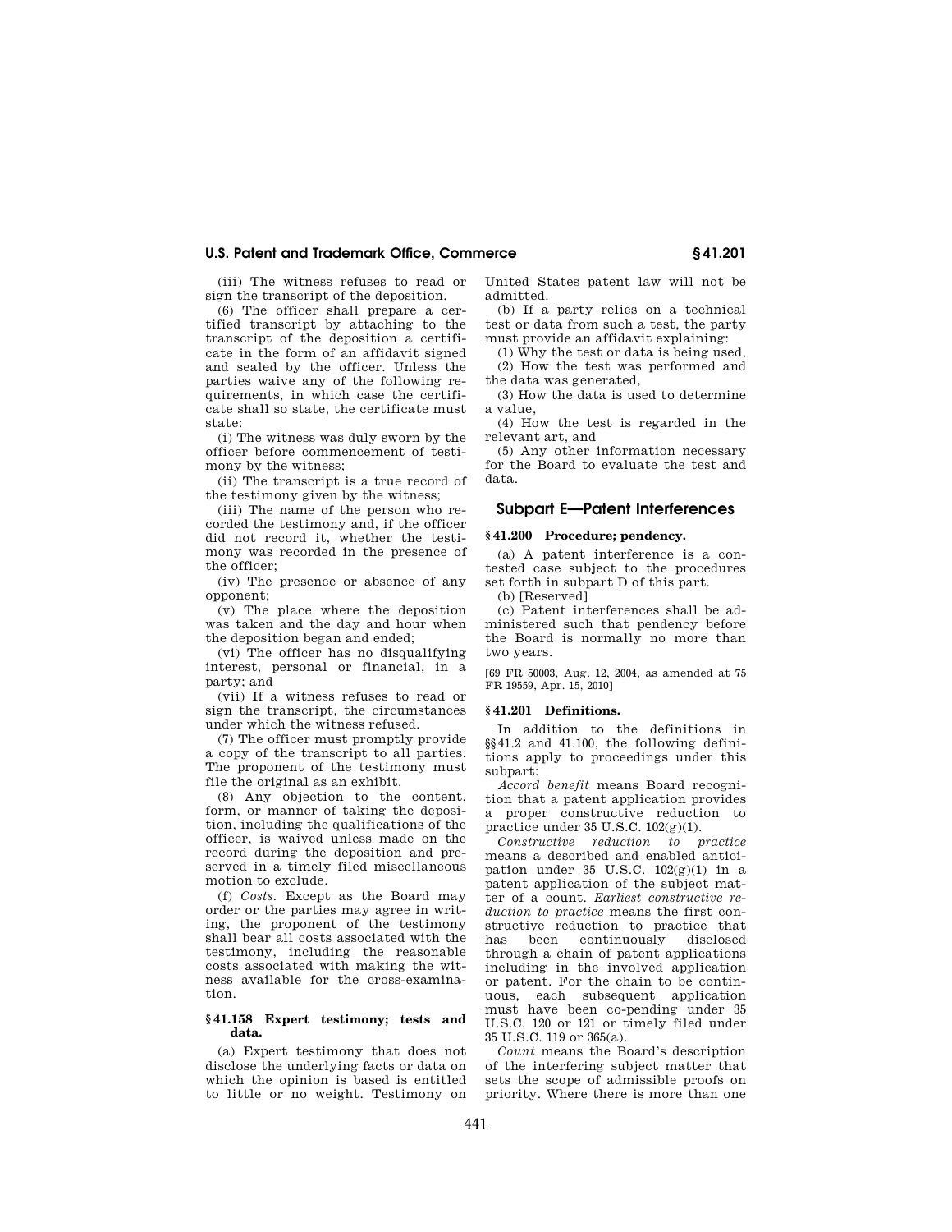(iii) The witness refuses to read or sign the transcript of the deposition.

(6) The officer shall prepare a certified transcript by attaching to the transcript of the deposition a certificate in the form of an affidavit signed and sealed by the officer. Unless the parties waive any of the following requirements, in which case the certificate shall so state, the certificate must state:

(i) The witness was duly sworn by the officer before commencement of testimony by the witness;

(ii) The transcript is a true record of the testimony given by the witness;

(iii) The name of the person who recorded the testimony and, if the officer did not record it, whether the testimony was recorded in the presence of the officer;

(iv) The presence or absence of any opponent;

(v) The place where the deposition was taken and the day and hour when the deposition began and ended;

(vi) The officer has no disqualifying interest, personal or financial, in a party; and

(vii) If a witness refuses to read or sign the transcript, the circumstances under which the witness refused.

(7) The officer must promptly provide a copy of the transcript to all parties. The proponent of the testimony must file the original as an exhibit.

(8) Any objection to the content, form, or manner of taking the deposition, including the qualifications of the officer, is waived unless made on the record during the deposition and preserved in a timely filed miscellaneous motion to exclude.

(f) *Costs.* Except as the Board may order or the parties may agree in writing, the proponent of the testimony shall bear all costs associated with the testimony, including the reasonable costs associated with making the witness available for the cross-examination.

**§ 41.158 Expert testimony; tests and data.**

(a) Expert testimony that does not disclose the underlying facts or data on which the opinion is based is entitled to little or no weight. Testimony on United States patent law will not be admitted.

(b) If a party relies on a technical test or data from such a test, the party must provide an affidavit explaining:

(1) Why the test or data is being used,

(2) How the test was performed and the data was generated,

(3) How the data is used to determine a value,

(4) How the test is regarded in the relevant art, and

(5) Any other information necessary for the Board to evaluate the test and data.

## Subpart E—Patent Interferences

**§ 41.200 Procedure; pendency.**

(a) A patent interference is a contested case subject to the procedures set forth in subpart D of this part.

(b) [Reserved]

(c) Patent interferences shall be administered such that pendency before the Board is normally no more than two years.

[69 FR 50003, Aug. 12, 2004, as amended at 75 FR 19559, Apr. 15, 2010]

**§ 41.201 Definitions.**

In addition to the definitions in §§ 41.2 and 41.100, the following definitions apply to proceedings under this subpart:

*Accord benefit* means Board recognition that a patent application provides a proper constructive reduction to practice under 35 U.S.C. 102(g)(1).

*Constructive reduction to practice* means a described and enabled anticipation under 35 U.S.C. 102(g)(1) in a patent application of the subject matter of a count. *Earliest constructive reduction to practice* means the first constructive reduction to practice that has been continuously disclosed through a chain of patent applications including in the involved application or patent. For the chain to be continuous, each subsequent application must have been co-pending under 35 U.S.C. 120 or 121 or timely filed under 35 U.S.C. 119 or 365(a).

*Count* means the Board's description of the interfering subject matter that sets the scope of admissible proofs on priority. Where there is more than one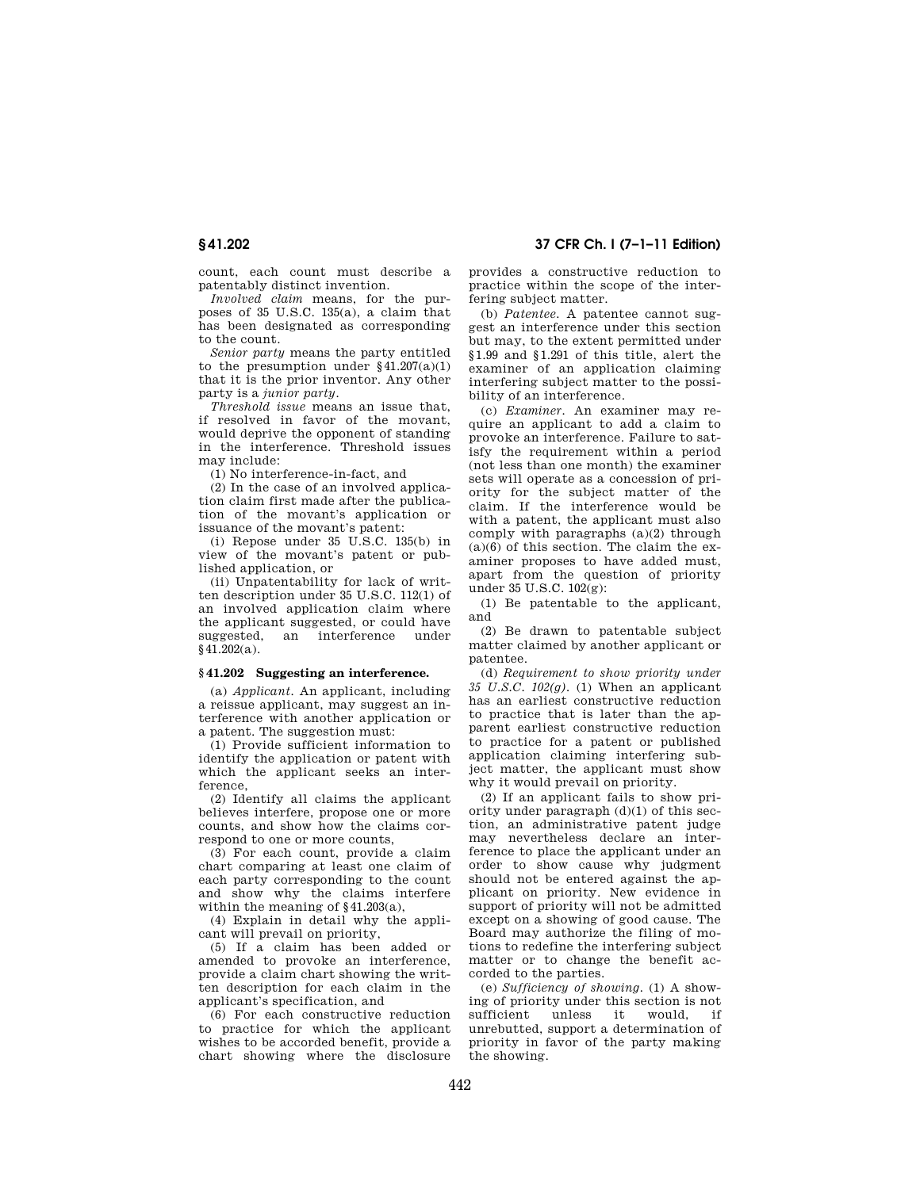count, each count must describe a patentably distinct invention.

*Involved claim* means, for the purposes of 35 U.S.C. 135(a), a claim that has been designated as corresponding to the count.

*Senior party* means the party entitled to the presumption under §41.207(a)(1) that it is the prior inventor. Any other party is a *junior party*.

*Threshold issue* means an issue that, if resolved in favor of the movant, would deprive the opponent of standing in the interference. Threshold issues may include:

(1) No interference-in-fact, and

(2) In the case of an involved application claim first made after the publication of the movant's application or issuance of the movant's patent:

(i) Repose under 35 U.S.C. 135(b) in view of the movant's patent or published application, or

(ii) Unpatentability for lack of written description under 35 U.S.C. 112(1) of an involved application claim where the applicant suggested, or could have suggested, an interference under §41.202(a).

## §41.202 Suggesting an interference.

(a) *Applicant.* An applicant, including a reissue applicant, may suggest an interference with another application or a patent. The suggestion must:

(1) Provide sufficient information to identify the application or patent with which the applicant seeks an interference,

(2) Identify all claims the applicant believes interfere, propose one or more counts, and show how the claims correspond to one or more counts,

(3) For each count, provide a claim chart comparing at least one claim of each party corresponding to the count and show why the claims interfere within the meaning of §41.203(a),

(4) Explain in detail why the applicant will prevail on priority,

(5) If a claim has been added or amended to provoke an interference, provide a claim chart showing the written description for each claim in the applicant's specification, and

(6) For each constructive reduction to practice for which the applicant wishes to be accorded benefit, provide a chart showing where the disclosure provides a constructive reduction to practice within the scope of the interfering subject matter.

(b) *Patentee.* A patentee cannot suggest an interference under this section but may, to the extent permitted under §1.99 and §1.291 of this title, alert the examiner of an application claiming interfering subject matter to the possibility of an interference.

(c) *Examiner.* An examiner may require an applicant to add a claim to provoke an interference. Failure to satisfy the requirement within a period (not less than one month) the examiner sets will operate as a concession of priority for the subject matter of the claim. If the interference would be with a patent, the applicant must also comply with paragraphs (a)(2) through (a)(6) of this section. The claim the examiner proposes to have added must, apart from the question of priority under 35 U.S.C. 102(g):

(1) Be patentable to the applicant, and

(2) Be drawn to patentable subject matter claimed by another applicant or patentee.

(d) *Requirement to show priority under 35 U.S.C. 102(g).* (1) When an applicant has an earliest constructive reduction to practice that is later than the apparent earliest constructive reduction to practice for a patent or published application claiming interfering subject matter, the applicant must show why it would prevail on priority.

(2) If an applicant fails to show priority under paragraph (d)(1) of this section, an administrative patent judge may nevertheless declare an interference to place the applicant under an order to show cause why judgment should not be entered against the applicant on priority. New evidence in support of priority will not be admitted except on a showing of good cause. The Board may authorize the filing of motions to redefine the interfering subject matter or to change the benefit accorded to the parties.

(e) *Sufficiency of showing.* (1) A showing of priority under this section is not sufficient unless it would, if unrebutted, support a determination of priority in favor of the party making the showing.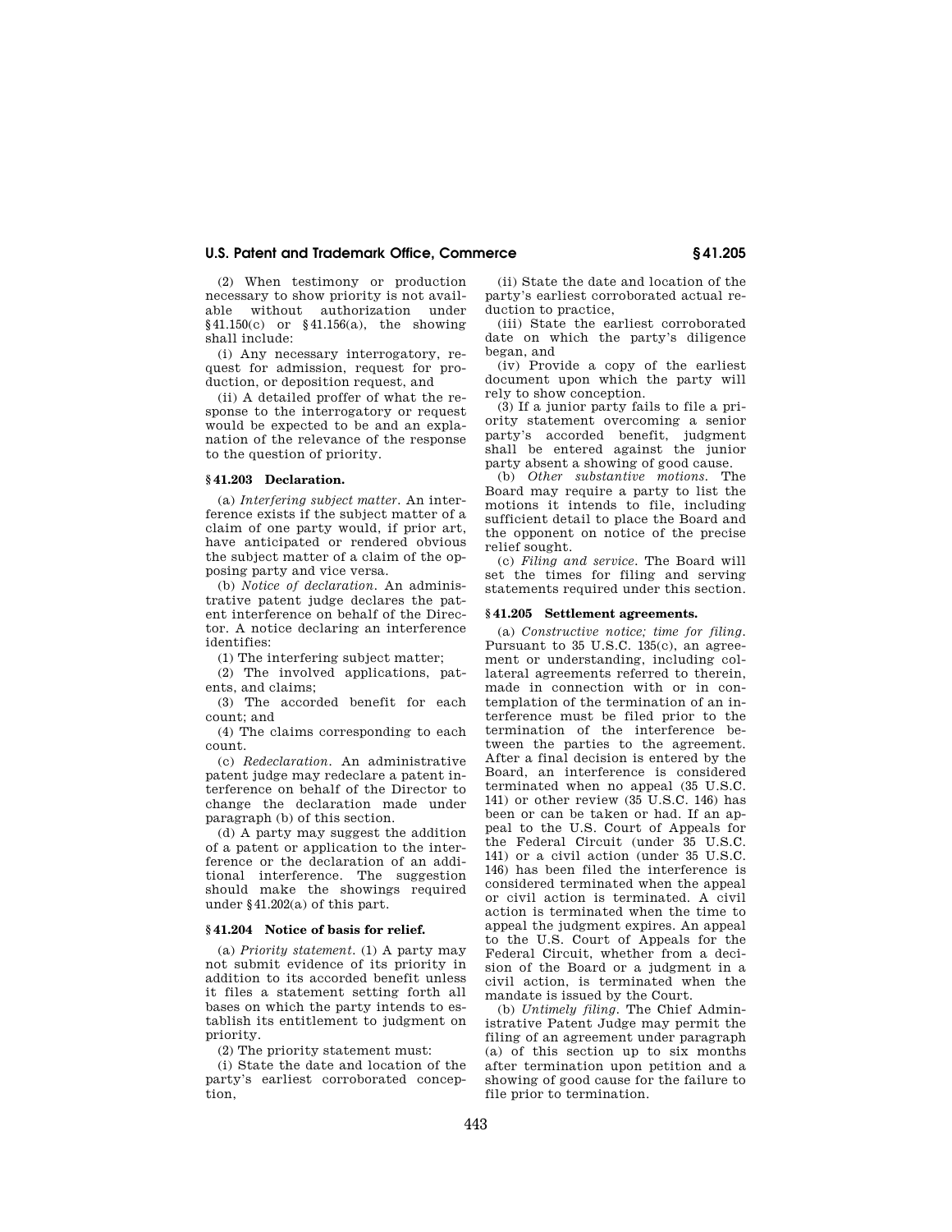(2) When testimony or production necessary to show priority is not available without authorization under §41.150(c) or §41.156(a), the showing shall include:

(i) Any necessary interrogatory, request for admission, request for production, or deposition request, and

(ii) A detailed proffer of what the response to the interrogatory or request would be expected to be and an explanation of the relevance of the response to the question of priority.

### §41.203 Declaration.

(a) *Interfering subject matter.* An interference exists if the subject matter of a claim of one party would, if prior art, have anticipated or rendered obvious the subject matter of a claim of the opposing party and vice versa.

(b) *Notice of declaration.* An administrative patent judge declares the patent interference on behalf of the Director. A notice declaring an interference identifies:

(1) The interfering subject matter;

(2) The involved applications, patents, and claims;

(3) The accorded benefit for each count; and

(4) The claims corresponding to each count.

(c) *Redeclaration.* An administrative patent judge may redeclare a patent interference on behalf of the Director to change the declaration made under paragraph (b) of this section.

(d) A party may suggest the addition of a patent or application to the interference or the declaration of an additional interference. The suggestion should make the showings required under §41.202(a) of this part.

### §41.204 Notice of basis for relief.

(a) *Priority statement.* (1) A party may not submit evidence of its priority in addition to its accorded benefit unless it files a statement setting forth all bases on which the party intends to establish its entitlement to judgment on priority.

(2) The priority statement must:

(i) State the date and location of the party's earliest corroborated conception,

(ii) State the date and location of the party's earliest corroborated actual reduction to practice,

(iii) State the earliest corroborated date on which the party's diligence began, and

(iv) Provide a copy of the earliest document upon which the party will rely to show conception.

(3) If a junior party fails to file a priority statement overcoming a senior party's accorded benefit, judgment shall be entered against the junior party absent a showing of good cause.

(b) *Other substantive motions.* The Board may require a party to list the motions it intends to file, including sufficient detail to place the Board and the opponent on notice of the precise relief sought.

(c) *Filing and service.* The Board will set the times for filing and serving statements required under this section.

### §41.205 Settlement agreements.

(a) *Constructive notice; time for filing.* Pursuant to 35 U.S.C. 135(c), an agreement or understanding, including collateral agreements referred to therein, made in connection with or in contemplation of the termination of an interference must be filed prior to the termination of the interference between the parties to the agreement. After a final decision is entered by the Board, an interference is considered terminated when no appeal (35 U.S.C. 141) or other review (35 U.S.C. 146) has been or can be taken or had. If an appeal to the U.S. Court of Appeals for the Federal Circuit (under 35 U.S.C. 141) or a civil action (under 35 U.S.C. 146) has been filed the interference is considered terminated when the appeal or civil action is terminated. A civil action is terminated when the time to appeal the judgment expires. An appeal to the U.S. Court of Appeals for the Federal Circuit, whether from a decision of the Board or a judgment in a civil action, is terminated when the mandate is issued by the Court.

(b) *Untimely filing.* The Chief Administrative Patent Judge may permit the filing of an agreement under paragraph (a) of this section up to six months after termination upon petition and a showing of good cause for the failure to file prior to termination.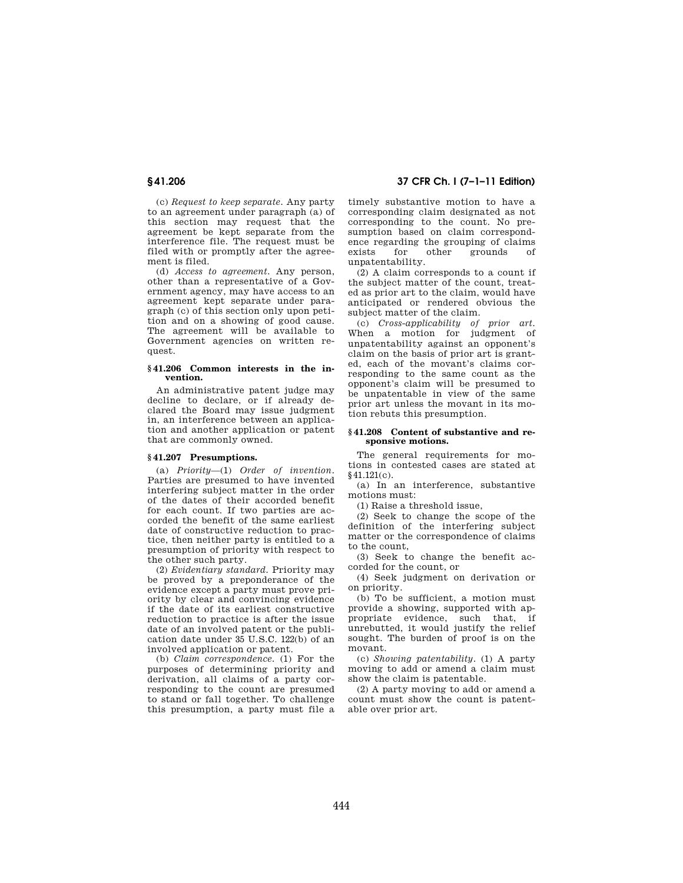(c) *Request to keep separate*. Any party to an agreement under paragraph (a) of this section may request that the agreement be kept separate from the interference file. The request must be filed with or promptly after the agreement is filed.

(d) *Access to agreement*. Any person, other than a representative of a Government agency, may have access to an agreement kept separate under paragraph (c) of this section only upon petition and on a showing of good cause. The agreement will be available to Government agencies on written request.

### § 41.206 Common interests in the invention.

An administrative patent judge may decline to declare, or if already declared the Board may issue judgment in, an interference between an application and another application or patent that are commonly owned.

### § 41.207 Presumptions.

(a) *Priority*—(1) *Order of invention*. Parties are presumed to have invented interfering subject matter in the order of the dates of their accorded benefit for each count. If two parties are accorded the benefit of the same earliest date of constructive reduction to practice, then neither party is entitled to a presumption of priority with respect to the other such party.

(2) *Evidentiary standard*. Priority may be proved by a preponderance of the evidence except a party must prove priority by clear and convincing evidence if the date of its earliest constructive reduction to practice is after the issue date of an involved patent or the publication date under 35 U.S.C. 122(b) of an involved application or patent.

(b) *Claim correspondence*. (1) For the purposes of determining priority and derivation, all claims of a party corresponding to the count are presumed to stand or fall together. To challenge this presumption, a party must file a timely substantive motion to have a corresponding claim designated as not corresponding to the count. No presumption based on claim correspondence regarding the grouping of claims exists for other grounds of unpatentability.

(2) A claim corresponds to a count if the subject matter of the count, treated as prior art to the claim, would have anticipated or rendered obvious the subject matter of the claim.

(c) *Cross-applicability of prior art*. When a motion for judgment of unpatentability against an opponent's claim on the basis of prior art is granted, each of the movant's claims corresponding to the same count as the opponent's claim will be presumed to be unpatentable in view of the same prior art unless the movant in its motion rebuts this presumption.

### § 41.208 Content of substantive and responsive motions.

The general requirements for motions in contested cases are stated at § 41.121(c).

(a) In an interference, substantive motions must:

(1) Raise a threshold issue,

(2) Seek to change the scope of the definition of the interfering subject matter or the correspondence of claims to the count,

(3) Seek to change the benefit accorded for the count, or

(4) Seek judgment on derivation or on priority.

(b) To be sufficient, a motion must provide a showing, supported with appropriate evidence, such that, if unrebutted, it would justify the relief sought. The burden of proof is on the movant.

(c) *Showing patentability*. (1) A party moving to add or amend a claim must show the claim is patentable.

(2) A party moving to add or amend a count must show the count is patentable over prior art.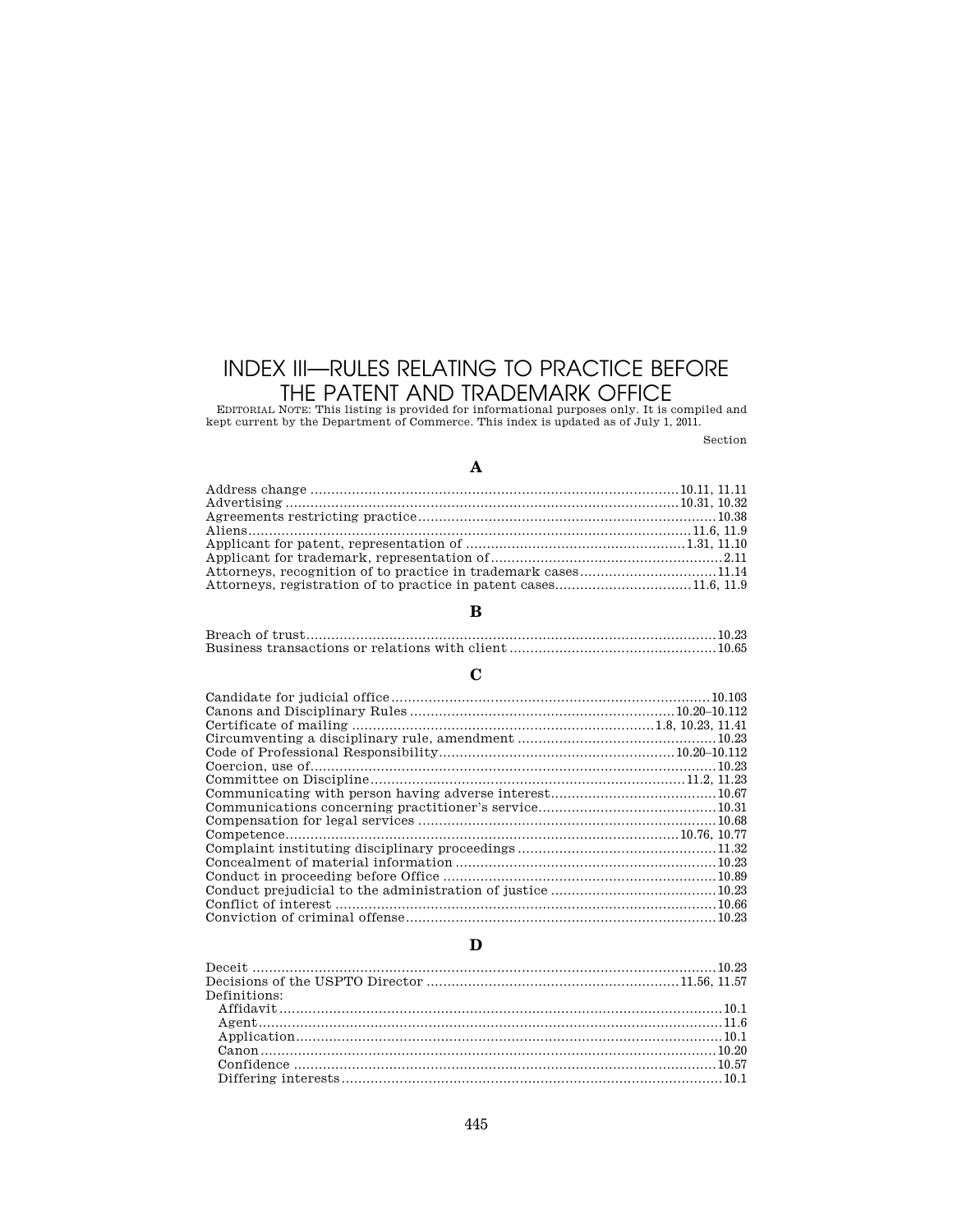# INDEX III—RULES RELATING TO PRACTICE BEFORE THE PATENT AND TRADEMARK OFFICE

EDITORIAL NOTE: This listing is provided for informational purposes only. It is compiled and kept current by the Department of Commerce. This index is updated as of July 1, 2011.

Section

## A

Address change ........ 10.11, 11.11
Advertising ........ 10.31, 10.32
Agreements restricting practice ........ 10.38
Aliens ........ 11.6, 11.9
Applicant for patent, representation of ........ 1.31, 11.10
Applicant for trademark, representation of ........ 2.11
Attorneys, recognition of to practice in trademark cases ........ 11.14
Attorneys, registration of to practice in patent cases ........ 11.6, 11.9

## B

Breach of trust ........ 10.23
Business transactions or relations with client ........ 10.65

## C

Candidate for judicial office ........ 10.103
Canons and Disciplinary Rules ........ 10.20–10.112
Certificate of mailing ........ 1.8, 10.23, 11.41
Circumventing a disciplinary rule, amendment ........ 10.23
Code of Professional Responsibility ........ 10.20–10.112
Coercion, use of ........ 10.23
Committee on Discipline ........ 11.2, 11.23
Communicating with person having adverse interest ........ 10.67
Communications concerning practitioner's service ........ 10.31
Compensation for legal services ........ 10.68
Competence ........ 10.76, 10.77
Complaint instituting disciplinary proceedings ........ 11.32
Concealment of material information ........ 10.23
Conduct in proceeding before Office ........ 10.89
Conduct prejudicial to the administration of justice ........ 10.23
Conflict of interest ........ 10.66
Conviction of criminal offense ........ 10.23

## D

Deceit ........ 10.23
Decisions of the USPTO Director ........ 11.56, 11.57
Definitions:
- Affidavit ........ 10.1
- Agent ........ 11.6
- Application ........ 10.1
- Canon ........ 10.20
- Confidence ........ 10.57
- Differing interests ........ 10.1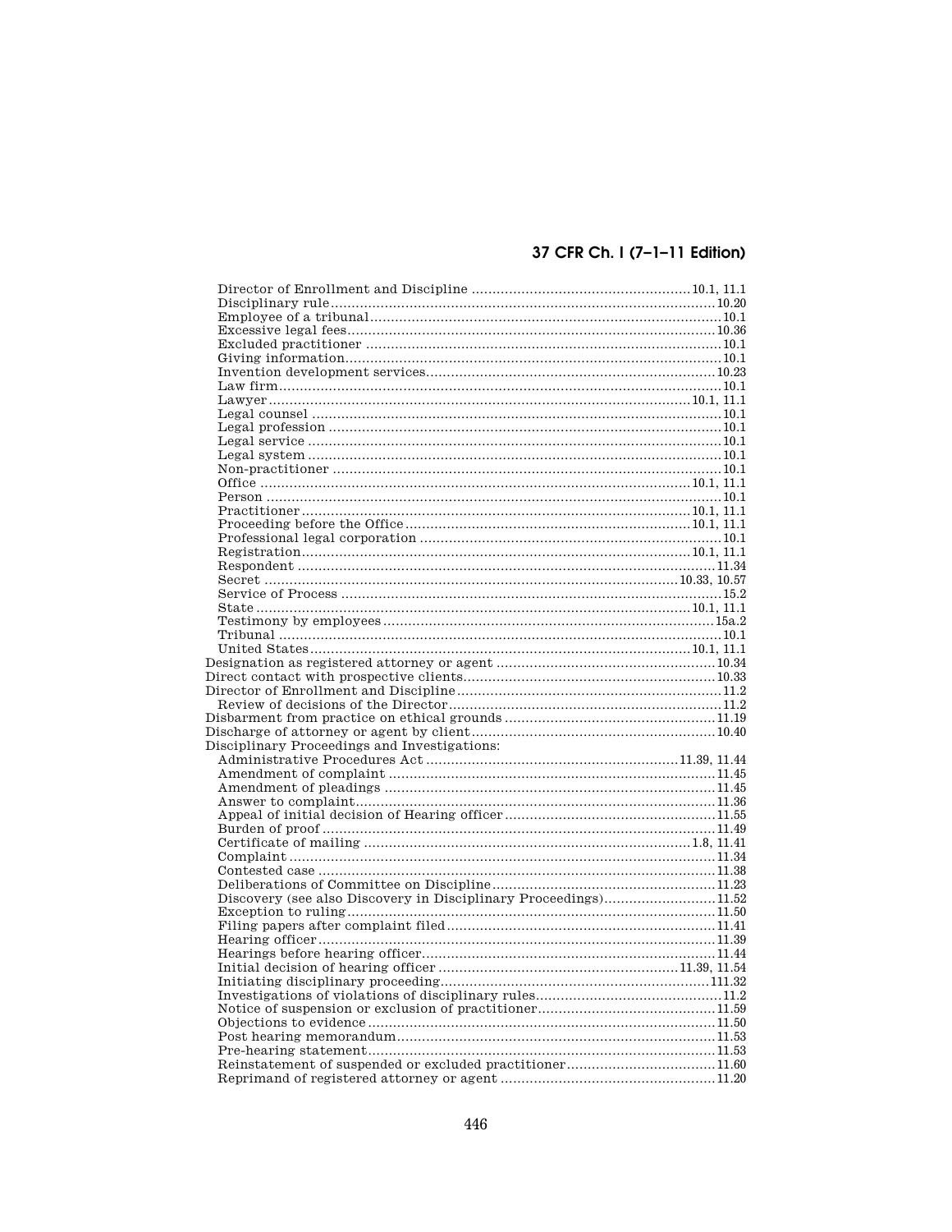Director of Enrollment and Discipline ..................................................... 10.1, 11.1
Disciplinary rule ........................................................................................... 10.20
Employee of a tribunal .................................................................................... 10.1
Excessive legal fees ........................................................................................ 10.36
Excluded practitioner ..................................................................................... 10.1
Giving information .......................................................................................... 10.1
Invention development services ..................................................................... 10.23
Law firm .......................................................................................................... 10.1
Lawyer ...................................................................................................... 10.1, 11.1
Legal counsel ................................................................................................. 10.1
Legal profession .............................................................................................. 10.1
Legal service ................................................................................................... 10.1
Legal system ................................................................................................... 10.1
Non-practitioner ............................................................................................. 10.1
Office ....................................................................................................... 10.1, 11.1
Person ............................................................................................................ 10.1
Practitioner ............................................................................................. 10.1, 11.1
Proceeding before the Office .................................................................... 10.1, 11.1
Professional legal corporation ....................................................................... 10.1
Registration ............................................................................................. 10.1, 11.1
Respondent .................................................................................................... 11.34
Secret .................................................................................................. 10.33, 10.57
Service of Process .......................................................................................... 15.2
State ........................................................................................................ 10.1, 11.1
Testimony by employees ............................................................................... 15a.2
Tribunal .......................................................................................................... 10.1
United States ........................................................................................... 10.1, 11.1

Designation as registered attorney or agent ..................................................... 10.34
Direct contact with prospective clients ............................................................. 10.33
Director of Enrollment and Discipline ................................................................ 11.2
Review of decisions of the Director .................................................................. 11.2
Disbarment from practice on ethical grounds ................................................... 11.19
Discharge of attorney or agent by client ........................................................... 10.40
Disciplinary Proceedings and Investigations:
Administrative Procedures Act ............................................................ 11.39, 11.44
Amendment of complaint ............................................................................... 11.45
Amendment of pleadings ............................................................................... 11.45
Answer to complaint ....................................................................................... 11.36
Appeal of initial decision of Hearing officer .................................................. 11.55
Burden of proof ............................................................................................... 11.49
Certificate of mailing ................................................................................ 1.8, 11.41
Complaint ....................................................................................................... 11.34
Contested case ................................................................................................ 11.38
Deliberations of Committee on Discipline ...................................................... 11.23
Discovery (see also Discovery in Disciplinary Proceedings) ........................... 11.52
Exception to ruling .......................................................................................... 11.50
Filing papers after complaint filed ................................................................. 11.41
Hearing officer ................................................................................................ 11.39
Hearings before hearing officer ...................................................................... 11.44
Initial decision of hearing officer .......................................................... 11.39, 11.54
Initiating disciplinary proceeding ................................................................. 111.32
Investigations of violations of disciplinary rules ............................................ 11.2
Notice of suspension or exclusion of practitioner ........................................... 11.59
Objections to evidence .................................................................................... 11.50
Post hearing memorandum ............................................................................. 11.53
Pre-hearing statement .................................................................................... 11.53
Reinstatement of suspended or excluded practitioner .................................... 11.60
Reprimand of registered attorney or agent .................................................... 11.20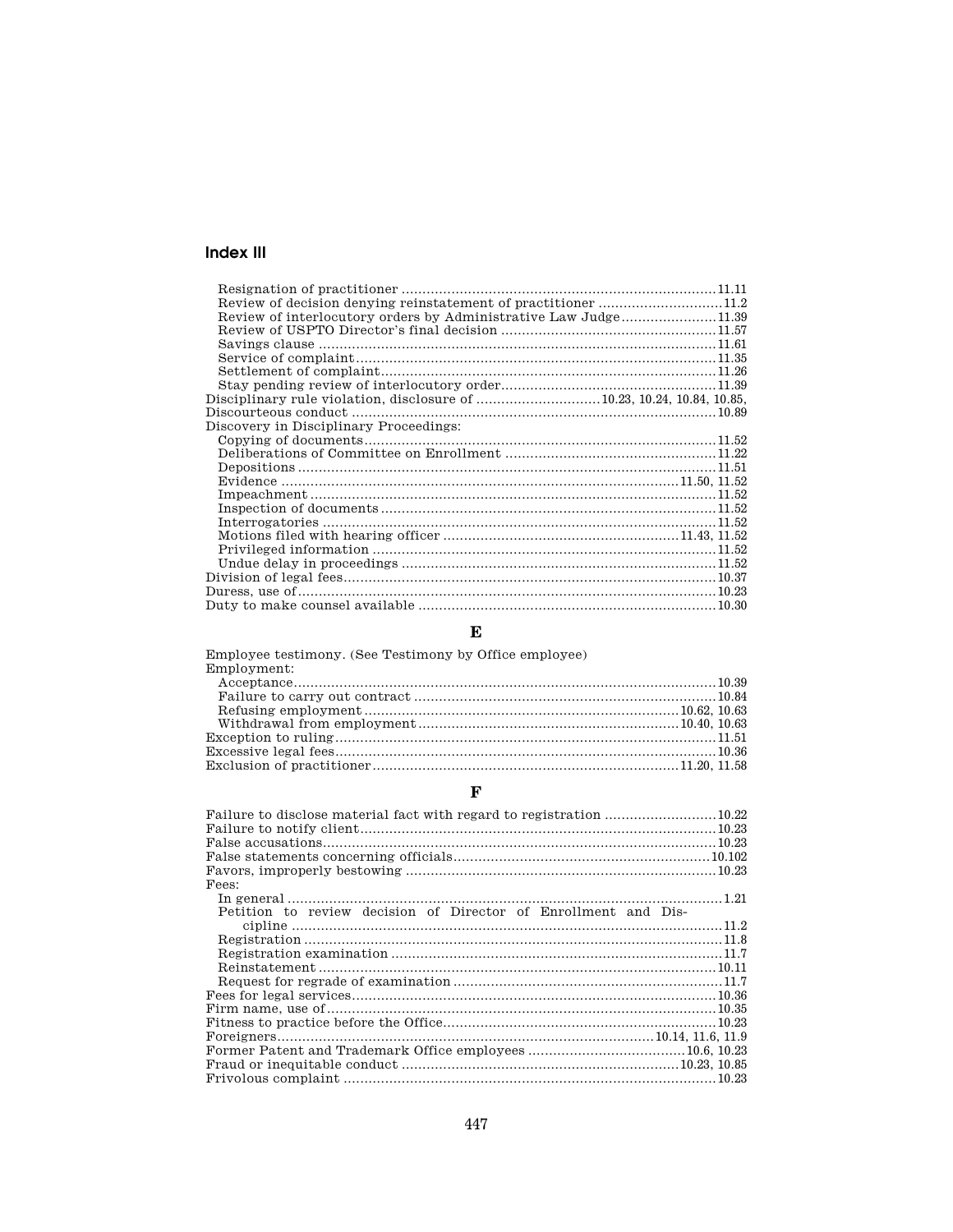## Index III

- Resignation of practitioner ........ 11.11
- Review of decision denying reinstatement of practitioner ........ 11.2
- Review of interlocutory orders by Administrative Law Judge ........ 11.39
- Review of USPTO Director's final decision ........ 11.57
- Savings clause ........ 11.61
- Service of complaint ........ 11.35
- Settlement of complaint ........ 11.26
- Stay pending review of interlocutory order ........ 11.39

Disciplinary rule violation, disclosure of ........ 10.23, 10.24, 10.84, 10.85,

Discourteous conduct ........ 10.89

Discovery in Disciplinary Proceedings:

- Copying of documents ........ 11.52
- Deliberations of Committee on Enrollment ........ 11.22
- Depositions ........ 11.51
- Evidence ........ 11.50, 11.52
- Impeachment ........ 11.52
- Inspection of documents ........ 11.52
- Interrogatories ........ 11.52
- Motions filed with hearing officer ........ 11.43, 11.52
- Privileged information ........ 11.52
- Undue delay in proceedings ........ 11.52

Division of legal fees ........ 10.37

Duress, use of ........ 10.23

Duty to make counsel available ........ 10.30

### E

Employee testimony. (See Testimony by Office employee)

Employment:

- Acceptance ........ 10.39
- Failure to carry out contract ........ 10.84
- Refusing employment ........ 10.62, 10.63
- Withdrawal from employment ........ 10.40, 10.63

Exception to ruling ........ 11.51

Excessive legal fees ........ 10.36

Exclusion of practitioner ........ 11.20, 11.58

### F

Failure to disclose material fact with regard to registration ........ 10.22

Failure to notify client ........ 10.23

False accusations ........ 10.23

False statements concerning officials ........ 10.102

Favors, improperly bestowing ........ 10.23

Fees:

- In general ........ 1.21
- Petition to review decision of Director of Enrollment and Discipline ........ 11.2
- Registration ........ 11.8
- Registration examination ........ 11.7
- Reinstatement ........ 10.11
- Request for regrade of examination ........ 11.7

Fees for legal services ........ 10.36

Firm name, use of ........ 10.35

Fitness to practice before the Office ........ 10.23

Foreigners ........ 10.14, 11.6, 11.9

Former Patent and Trademark Office employees ........ 10.6, 10.23

Fraud or inequitable conduct ........ 10.23, 10.85

Frivolous complaint ........ 10.23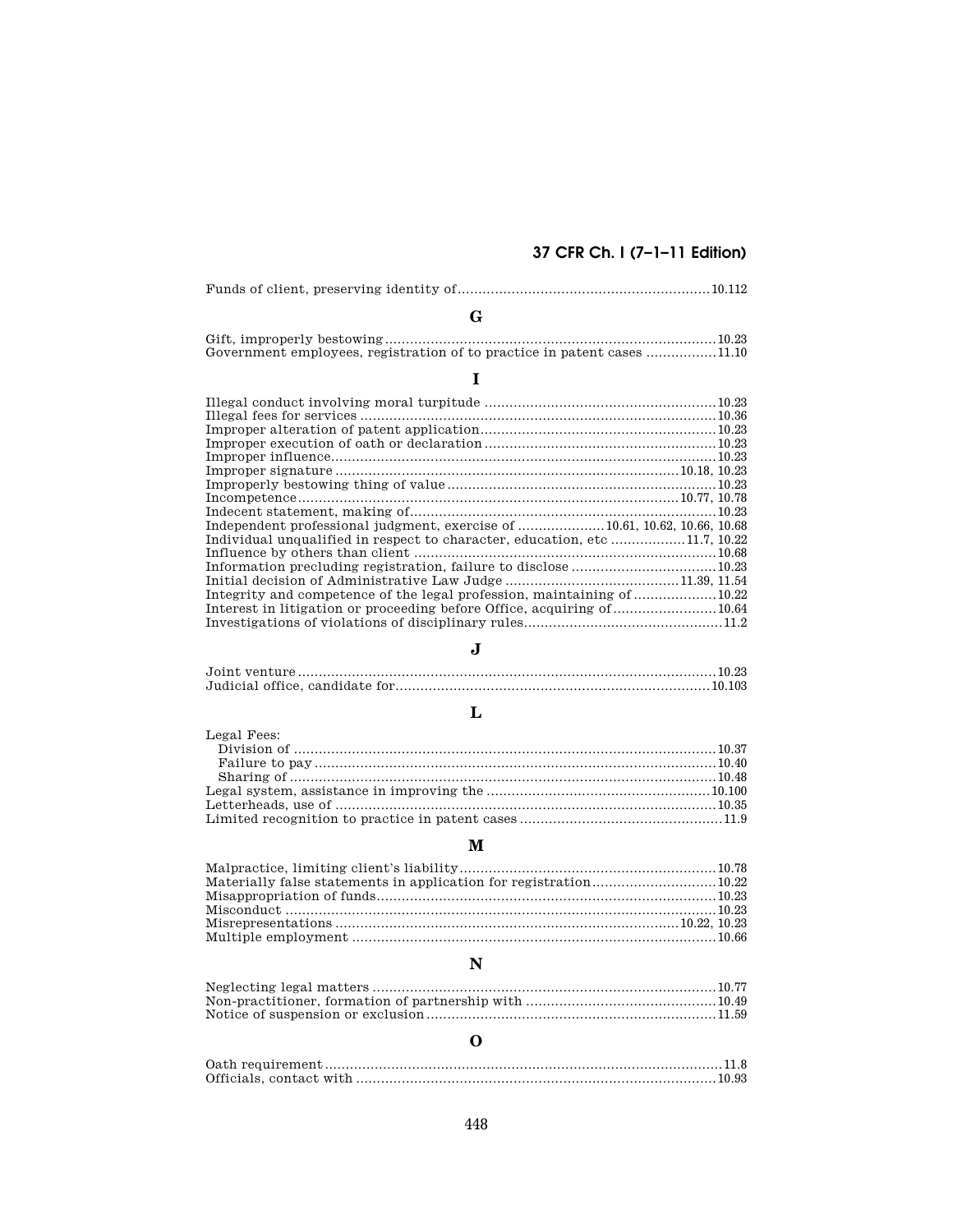Funds of client, preserving identity of ............................................................ 10.112

## G

Gift, improperly bestowing ................................................................................ 10.23
Government employees, registration of to practice in patent cases ................. 11.10

## I

Illegal conduct involving moral turpitude ........................................................ 10.23
Illegal fees for services ...................................................................................... 10.36
Improper alteration of patent application ......................................................... 10.23
Improper execution of oath or declaration ........................................................ 10.23
Improper influence ............................................................................................. 10.23
Improper signature .................................................................................. 10.18, 10.23
Improperly bestowing thing of value ................................................................. 10.23
Incompetence ........................................................................................... 10.77, 10.78
Indecent statement, making of .......................................................................... 10.23
Independent professional judgment, exercise of ..................... 10.61, 10.62, 10.66, 10.68
Individual unqualified in respect to character, education, etc ................. 11.7, 10.22
Influence by others than client ......................................................................... 10.68
Information precluding registration, failure to disclose ................................... 10.23
Initial decision of Administrative Law Judge .......................................... 11.39, 11.54
Integrity and competence of the legal profession, maintaining of .................... 10.22
Interest in litigation or proceeding before Office, acquiring of ......................... 10.64
Investigations of violations of disciplinary rules ................................................ 11.2

## J

Joint venture ..................................................................................................... 10.23
Judicial office, candidate for ............................................................................ 10.103

## L

Legal Fees:
  Division of ...................................................................................................... 10.37
  Failure to pay ................................................................................................. 10.40
  Sharing of ....................................................................................................... 10.48
Legal system, assistance in improving the ...................................................... 10.100
Letterheads, use of ............................................................................................ 10.35
Limited recognition to practice in patent cases ................................................. 11.9

## M

Malpractice, limiting client's liability .............................................................. 10.78
Materially false statements in application for registration .............................. 10.22
Misappropriation of funds ................................................................................. 10.23
Misconduct ........................................................................................................ 10.23
Misrepresentations .................................................................................. 10.22, 10.23
Multiple employment ........................................................................................ 10.66

## N

Neglecting legal matters ................................................................................... 10.77
Non-practitioner, formation of partnership with ............................................. 10.49
Notice of suspension or exclusion ..................................................................... 11.59

## O

Oath requirement ................................................................................................ 11.8
Officials, contact with ....................................................................................... 10.93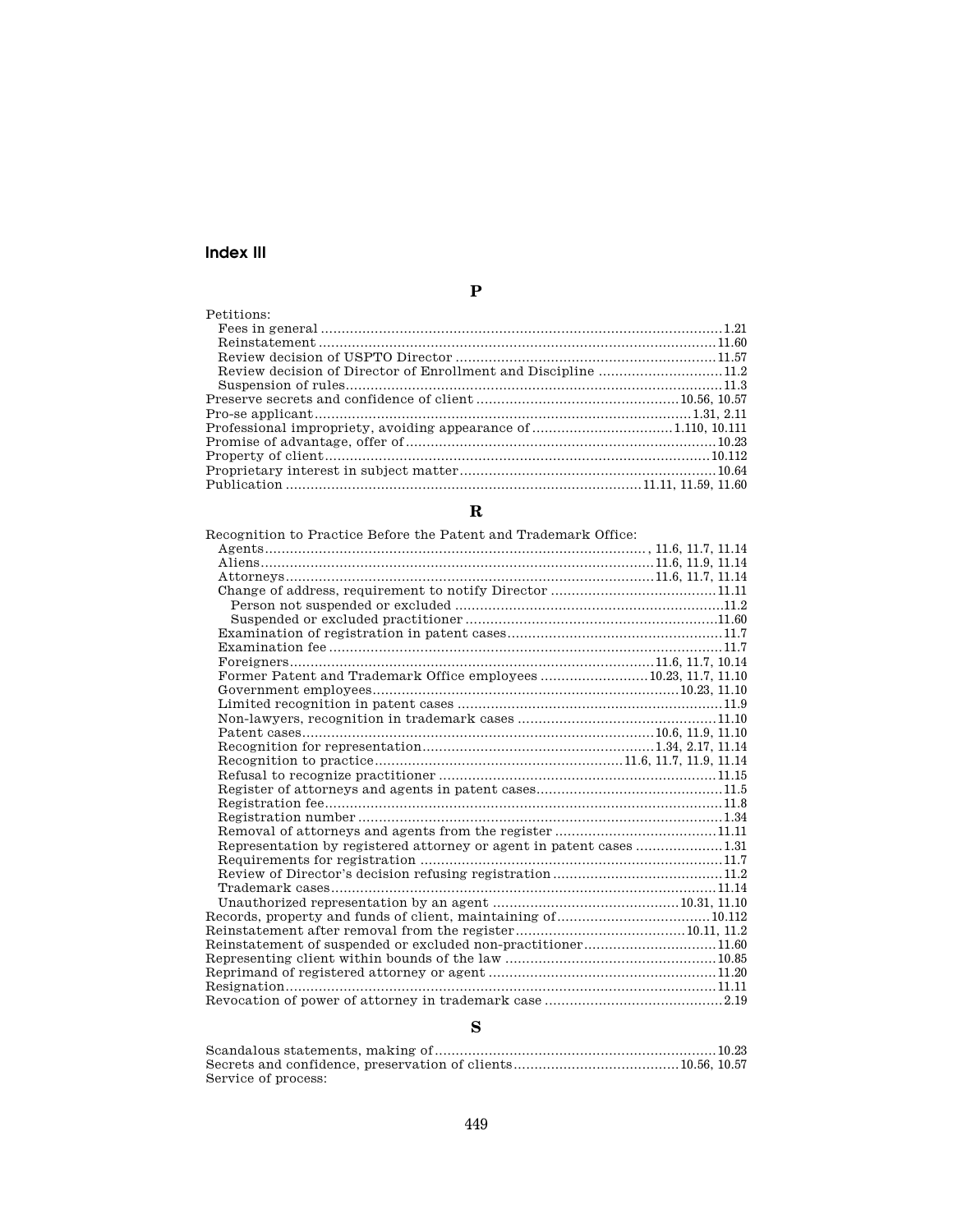## Index III

### P

Petitions:
- Fees in general ........ 1.21
- Reinstatement ........ 11.60
- Review decision of USPTO Director ........ 11.57
- Review decision of Director of Enrollment and Discipline ........ 11.2
- Suspension of rules ........ 11.3

Preserve secrets and confidence of client ........ 10.56, 10.57
Pro-se applicant ........ 1.31, 2.11
Professional impropriety, avoiding appearance of ........ 1.110, 10.111
Promise of advantage, offer of ........ 10.23
Property of client ........ 10.112
Proprietary interest in subject matter ........ 10.64
Publication ........ 11.11, 11.59, 11.60

### R

Recognition to Practice Before the Patent and Trademark Office:
- Agents ........ , 11.6, 11.7, 11.14
- Aliens ........ 11.6, 11.9, 11.14
- Attorneys ........ 11.6, 11.7, 11.14
- Change of address, requirement to notify Director ........ 11.11
  - Person not suspended or excluded ........ 11.2
  - Suspended or excluded practitioner ........ 11.60
- Examination of registration in patent cases ........ 11.7
- Examination fee ........ 11.7
- Foreigners ........ 11.6, 11.7, 10.14
- Former Patent and Trademark Office employees ........ 10.23, 11.7, 11.10
- Government employees ........ 10.23, 11.10
- Limited recognition in patent cases ........ 11.9
- Non-lawyers, recognition in trademark cases ........ 11.10
- Patent cases ........ 10.6, 11.9, 11.10
- Recognition for representation ........ 1.34, 2.17, 11.14
- Recognition to practice ........ 11.6, 11.7, 11.9, 11.14
- Refusal to recognize practitioner ........ 11.15
- Register of attorneys and agents in patent cases ........ 11.5
- Registration fee ........ 11.8
- Registration number ........ 1.34
- Removal of attorneys and agents from the register ........ 11.11
- Representation by registered attorney or agent in patent cases ........ 1.31
- Requirements for registration ........ 11.7
- Review of Director's decision refusing registration ........ 11.2
- Trademark cases ........ 11.14
- Unauthorized representation by an agent ........ 10.31, 11.10

Records, property and funds of client, maintaining of ........ 10.112
Reinstatement after removal from the register ........ 10.11, 11.2
Reinstatement of suspended or excluded non-practitioner ........ 11.60
Representing client within bounds of the law ........ 10.85
Reprimand of registered attorney or agent ........ 11.20
Resignation ........ 11.11
Revocation of power of attorney in trademark case ........ 2.19

### S

Scandalous statements, making of ........ 10.23
Secrets and confidence, preservation of clients ........ 10.56, 10.57
Service of process: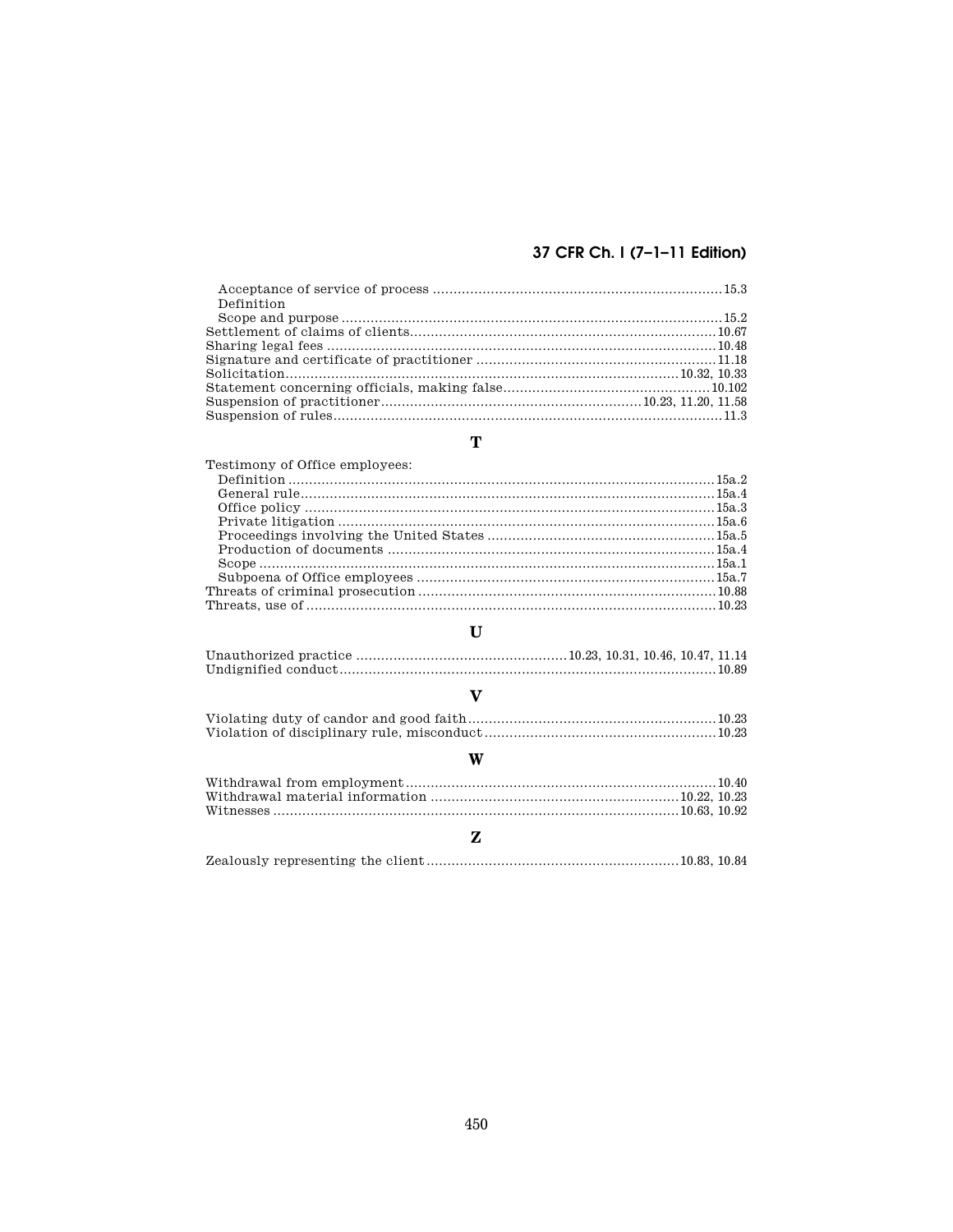Acceptance of service of process ......................................................................15.3
Definition
Scope and purpose ............................................................................................15.2
Settlement of claims of clients..........................................................................10.67
Sharing legal fees ..............................................................................................10.48
Signature and certificate of practitioner ...........................................................11.18
Solicitation...............................................................................................10.32, 10.33
Statement concerning officials, making false...................................................10.102
Suspension of practitioner................................................................10.23, 11.20, 11.58
Suspension of rules..............................................................................................11.3

## T

Testimony of Office employees:
Definition ........................................................................................................15a.2
General rule.....................................................................................................15a.4
Office policy ...................................................................................................15a.3
Private litigation ............................................................................................15a.6
Proceedings involving the United States ........................................................15a.5
Production of documents ................................................................................15a.4
Scope ..............................................................................................................15a.1
Subpoena of Office employees .........................................................................15a.7
Threats of criminal prosecution .........................................................................10.88
Threats, use of ...................................................................................................10.23

## U

Unauthorized practice ...................................................10.23, 10.31, 10.46, 10.47, 11.14
Undignified conduct...........................................................................................10.89

## V

Violating duty of candor and good faith............................................................10.23
Violation of disciplinary rule, misconduct ........................................................10.23

## W

Withdrawal from employment...........................................................................10.40
Withdrawal material information ............................................................10.22, 10.23
Witnesses ..................................................................................................10.63, 10.92

## Z

Zealously representing the client.............................................................10.83, 10.84